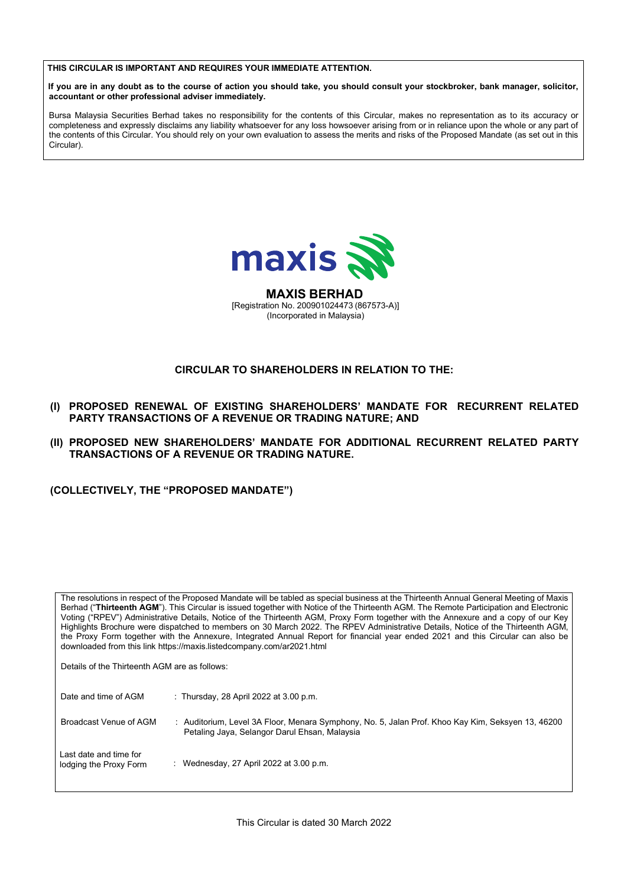**THIS CIRCULAR IS IMPORTANT AND REQUIRES YOUR IMMEDIATE ATTENTION.**

**If you are in any doubt as to the course of action you should take, you should consult your stockbroker, bank manager, solicitor, accountant or other professional adviser immediately.**

Bursa Malaysia Securities Berhad takes no responsibility for the contents of this Circular, makes no representation as to its accuracy or completeness and expressly disclaims any liability whatsoever for any loss howsoever arising from or in reliance upon the whole or any part of the contents of this Circular. You should rely on your own evaluation to assess the merits and risks of the Proposed Mandate (as set out in this Circular).

maxis

# MAXIS BERHAD

[Registration No. 200901024473 (867573-A)]
(Incorporated in Malaysia)

## CIRCULAR TO SHAREHOLDERS IN RELATION TO THE:

**(I) PROPOSED RENEWAL OF EXISTING SHAREHOLDERS' MANDATE FOR RECURRENT RELATED PARTY TRANSACTIONS OF A REVENUE OR TRADING NATURE; AND**

**(II) PROPOSED NEW SHAREHOLDERS' MANDATE FOR ADDITIONAL RECURRENT RELATED PARTY TRANSACTIONS OF A REVENUE OR TRADING NATURE.**

**(COLLECTIVELY, THE "PROPOSED MANDATE")**

The resolutions in respect of the Proposed Mandate will be tabled as special business at the Thirteenth Annual General Meeting of Maxis Berhad ("**Thirteenth AGM**"). This Circular is issued together with Notice of the Thirteenth AGM. The Remote Participation and Electronic Voting ("RPEV") Administrative Details, Notice of the Thirteenth AGM, Proxy Form together with the Annexure and a copy of our Key Highlights Brochure were dispatched to members on 30 March 2022. The RPEV Administrative Details, Notice of the Thirteenth AGM, the Proxy Form together with the Annexure, Integrated Annual Report for financial year ended 2021 and this Circular can also be downloaded from this link https://maxis.listedcompany.com/ar2021.html

Details of the Thirteenth AGM are as follows:

| | |
|---|---|
| Date and time of AGM | : Thursday, 28 April 2022 at 3.00 p.m. |
| Broadcast Venue of AGM | : Auditorium, Level 3A Floor, Menara Symphony, No. 5, Jalan Prof. Khoo Kay Kim, Seksyen 13, 46200 Petaling Jaya, Selangor Darul Ehsan, Malaysia |
| Last date and time for lodging the Proxy Form | : Wednesday, 27 April 2022 at 3.00 p.m. |

This Circular is dated 30 March 2022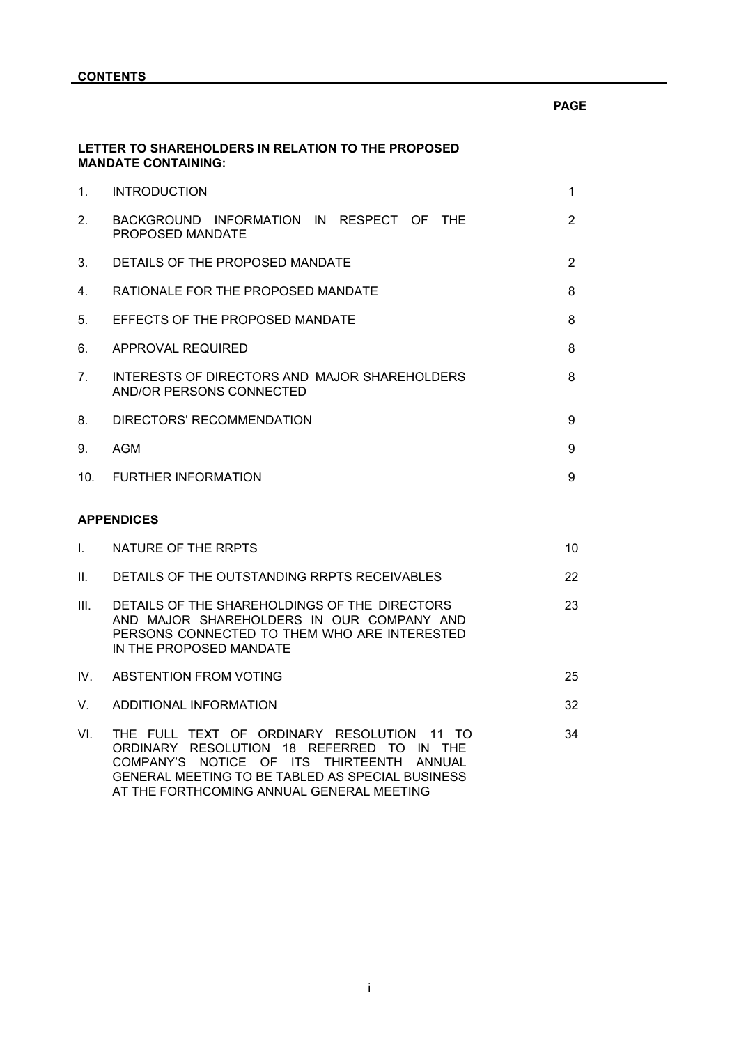**CONTENTS**

| | | **PAGE** |
|---|---|---|
| | **LETTER TO SHAREHOLDERS IN RELATION TO THE PROPOSED MANDATE CONTAINING:** | |
| 1. | INTRODUCTION | 1 |
| 2. | BACKGROUND INFORMATION IN RESPECT OF THE PROPOSED MANDATE | 2 |
| 3. | DETAILS OF THE PROPOSED MANDATE | 2 |
| 4. | RATIONALE FOR THE PROPOSED MANDATE | 8 |
| 5. | EFFECTS OF THE PROPOSED MANDATE | 8 |
| 6. | APPROVAL REQUIRED | 8 |
| 7. | INTERESTS OF DIRECTORS AND MAJOR SHAREHOLDERS AND/OR PERSONS CONNECTED | 8 |
| 8. | DIRECTORS' RECOMMENDATION | 9 |
| 9. | AGM | 9 |
| 10. | FURTHER INFORMATION | 9 |
| | **APPENDICES** | |
| I. | NATURE OF THE RRPTS | 10 |
| II. | DETAILS OF THE OUTSTANDING RRPTS RECEIVABLES | 22 |
| III. | DETAILS OF THE SHAREHOLDINGS OF THE DIRECTORS AND MAJOR SHAREHOLDERS IN OUR COMPANY AND PERSONS CONNECTED TO THEM WHO ARE INTERESTED IN THE PROPOSED MANDATE | 23 |
| IV. | ABSTENTION FROM VOTING | 25 |
| V. | ADDITIONAL INFORMATION | 32 |
| VI. | THE FULL TEXT OF ORDINARY RESOLUTION 11 TO ORDINARY RESOLUTION 18 REFERRED TO IN THE COMPANY'S NOTICE OF ITS THIRTEENTH ANNUAL GENERAL MEETING TO BE TABLED AS SPECIAL BUSINESS AT THE FORTHCOMING ANNUAL GENERAL MEETING | 34 |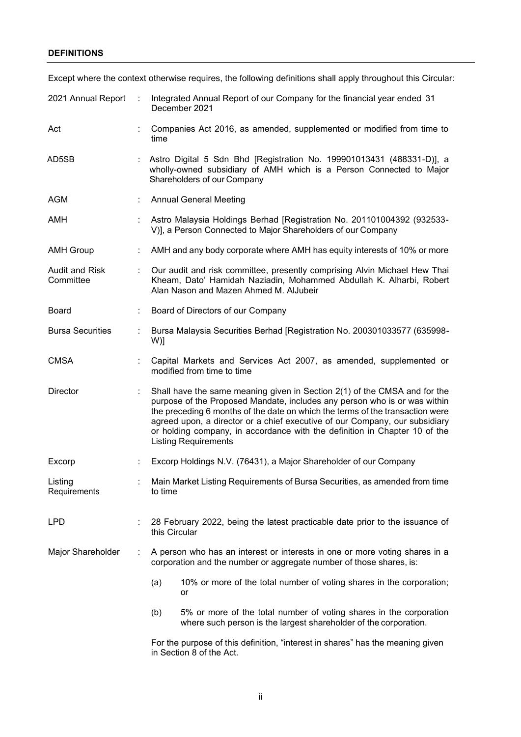## DEFINITIONS

Except where the context otherwise requires, the following definitions shall apply throughout this Circular:

| | | |
|---|---|---|
| 2021 Annual Report | : | Integrated Annual Report of our Company for the financial year ended 31 December 2021 |
| Act | : | Companies Act 2016, as amended, supplemented or modified from time to time |
| AD5SB | : | Astro Digital 5 Sdn Bhd [Registration No. 199901013431 (488331-D)], a wholly-owned subsidiary of AMH which is a Person Connected to Major Shareholders of our Company |
| AGM | : | Annual General Meeting |
| AMH | : | Astro Malaysia Holdings Berhad [Registration No. 201101004392 (932533-V)], a Person Connected to Major Shareholders of our Company |
| AMH Group | : | AMH and any body corporate where AMH has equity interests of 10% or more |
| Audit and Risk Committee | : | Our audit and risk committee, presently comprising Alvin Michael Hew Thai Kheam, Dato' Hamidah Naziadin, Mohammed Abdullah K. Alharbi, Robert Alan Nason and Mazen Ahmed M. AlJubeir |
| Board | : | Board of Directors of our Company |
| Bursa Securities | : | Bursa Malaysia Securities Berhad [Registration No. 200301033577 (635998-W)] |
| CMSA | : | Capital Markets and Services Act 2007, as amended, supplemented or modified from time to time |
| Director | : | Shall have the same meaning given in Section 2(1) of the CMSA and for the purpose of the Proposed Mandate, includes any person who is or was within the preceding 6 months of the date on which the terms of the transaction were agreed upon, a director or a chief executive of our Company, our subsidiary or holding company, in accordance with the definition in Chapter 10 of the Listing Requirements |
| Excorp | : | Excorp Holdings N.V. (76431), a Major Shareholder of our Company |
| Listing Requirements | : | Main Market Listing Requirements of Bursa Securities, as amended from time to time |
| LPD | : | 28 February 2022, being the latest practicable date prior to the issuance of this Circular |
| Major Shareholder | : | A person who has an interest or interests in one or more voting shares in a corporation and the number or aggregate number of those shares, is:<br><br>(a) 10% or more of the total number of voting shares in the corporation; or<br><br>(b) 5% or more of the total number of voting shares in the corporation where such person is the largest shareholder of the corporation.<br><br>For the purpose of this definition, "interest in shares" has the meaning given in Section 8 of the Act. |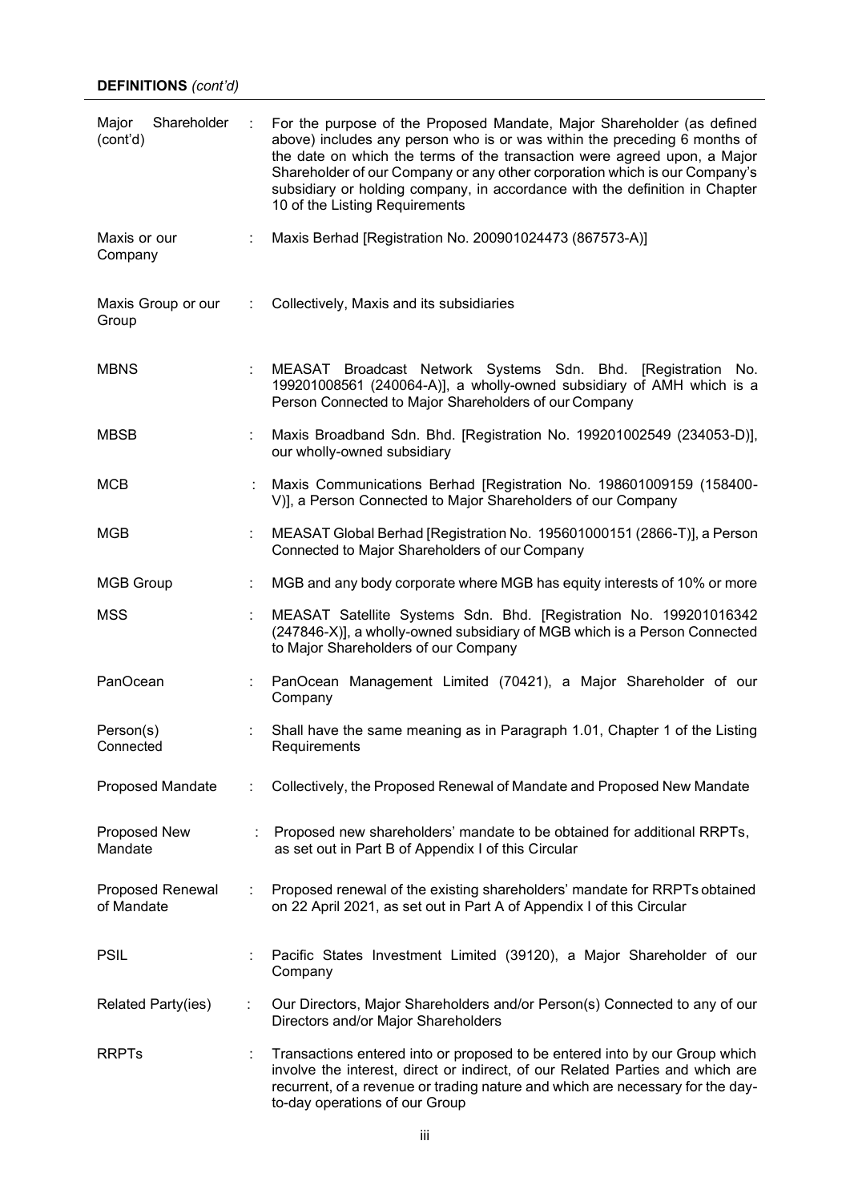**DEFINITIONS** *(cont'd)*

| | | |
|---|---|---|
| Major Shareholder (cont'd) | : | For the purpose of the Proposed Mandate, Major Shareholder (as defined above) includes any person who is or was within the preceding 6 months of the date on which the terms of the transaction were agreed upon, a Major Shareholder of our Company or any other corporation which is our Company's subsidiary or holding company, in accordance with the definition in Chapter 10 of the Listing Requirements |
| Maxis or our Company | : | Maxis Berhad [Registration No. 200901024473 (867573-A)] |
| Maxis Group or our Group | : | Collectively, Maxis and its subsidiaries |
| MBNS | : | MEASAT Broadcast Network Systems Sdn. Bhd. [Registration No. 199201008561 (240064-A)], a wholly-owned subsidiary of AMH which is a Person Connected to Major Shareholders of our Company |
| MBSB | : | Maxis Broadband Sdn. Bhd. [Registration No. 199201002549 (234053-D)], our wholly-owned subsidiary |
| MCB | : | Maxis Communications Berhad [Registration No. 198601009159 (158400-V)], a Person Connected to Major Shareholders of our Company |
| MGB | : | MEASAT Global Berhad [Registration No. 195601000151 (2866-T)], a Person Connected to Major Shareholders of our Company |
| MGB Group | : | MGB and any body corporate where MGB has equity interests of 10% or more |
| MSS | : | MEASAT Satellite Systems Sdn. Bhd. [Registration No. 199201016342 (247846-X)], a wholly-owned subsidiary of MGB which is a Person Connected to Major Shareholders of our Company |
| PanOcean | : | PanOcean Management Limited (70421), a Major Shareholder of our Company |
| Person(s) Connected | : | Shall have the same meaning as in Paragraph 1.01, Chapter 1 of the Listing Requirements |
| Proposed Mandate | : | Collectively, the Proposed Renewal of Mandate and Proposed New Mandate |
| Proposed New Mandate | : | Proposed new shareholders' mandate to be obtained for additional RRPTs, as set out in Part B of Appendix I of this Circular |
| Proposed Renewal of Mandate | : | Proposed renewal of the existing shareholders' mandate for RRPTs obtained on 22 April 2021, as set out in Part A of Appendix I of this Circular |
| PSIL | : | Pacific States Investment Limited (39120), a Major Shareholder of our Company |
| Related Party(ies) | : | Our Directors, Major Shareholders and/or Person(s) Connected to any of our Directors and/or Major Shareholders |
| RRPTs | : | Transactions entered into or proposed to be entered into by our Group which involve the interest, direct or indirect, of our Related Parties and which are recurrent, of a revenue or trading nature and which are necessary for the day-to-day operations of our Group |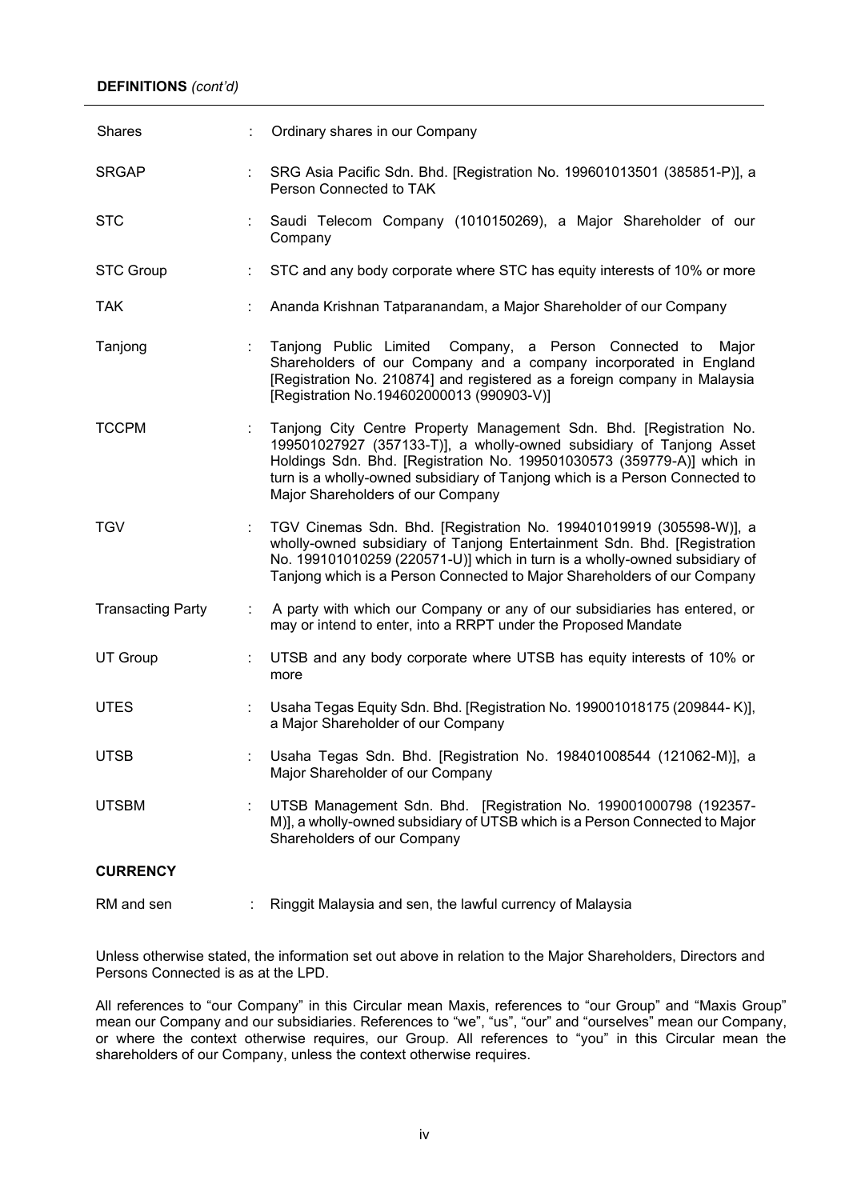**DEFINITIONS** *(cont'd)*

| | | |
|---|---|---|
| Shares | : | Ordinary shares in our Company |
| SRGAP | : | SRG Asia Pacific Sdn. Bhd. [Registration No. 199601013501 (385851-P)], a Person Connected to TAK |
| STC | : | Saudi Telecom Company (1010150269), a Major Shareholder of our Company |
| STC Group | : | STC and any body corporate where STC has equity interests of 10% or more |
| TAK | : | Ananda Krishnan Tatparanandam, a Major Shareholder of our Company |
| Tanjong | : | Tanjong Public Limited Company, a Person Connected to Major Shareholders of our Company and a company incorporated in England [Registration No. 210874] and registered as a foreign company in Malaysia [Registration No.194602000013 (990903-V)] |
| TCCPM | : | Tanjong City Centre Property Management Sdn. Bhd. [Registration No. 199501027927 (357133-T)], a wholly-owned subsidiary of Tanjong Asset Holdings Sdn. Bhd. [Registration No. 199501030573 (359779-A)] which in turn is a wholly-owned subsidiary of Tanjong which is a Person Connected to Major Shareholders of our Company |
| TGV | : | TGV Cinemas Sdn. Bhd. [Registration No. 199401019919 (305598-W)], a wholly-owned subsidiary of Tanjong Entertainment Sdn. Bhd. [Registration No. 199101010259 (220571-U)] which in turn is a wholly-owned subsidiary of Tanjong which is a Person Connected to Major Shareholders of our Company |
| Transacting Party | : | A party with which our Company or any of our subsidiaries has entered, or may or intend to enter, into a RRPT under the Proposed Mandate |
| UT Group | : | UTSB and any body corporate where UTSB has equity interests of 10% or more |
| UTES | : | Usaha Tegas Equity Sdn. Bhd. [Registration No. 199001018175 (209844- K)], a Major Shareholder of our Company |
| UTSB | : | Usaha Tegas Sdn. Bhd. [Registration No. 198401008544 (121062-M)], a Major Shareholder of our Company |
| UTSBM | : | UTSB Management Sdn. Bhd. [Registration No. 199001000798 (192357-M)], a wholly-owned subsidiary of UTSB which is a Person Connected to Major Shareholders of our Company |

**CURRENCY**

| | | |
|---|---|---|
| RM and sen | : | Ringgit Malaysia and sen, the lawful currency of Malaysia |

Unless otherwise stated, the information set out above in relation to the Major Shareholders, Directors and Persons Connected is as at the LPD.

All references to "our Company" in this Circular mean Maxis, references to "our Group" and "Maxis Group" mean our Company and our subsidiaries. References to "we", "us", "our" and "ourselves" mean our Company, or where the context otherwise requires, our Group. All references to "you" in this Circular mean the shareholders of our Company, unless the context otherwise requires.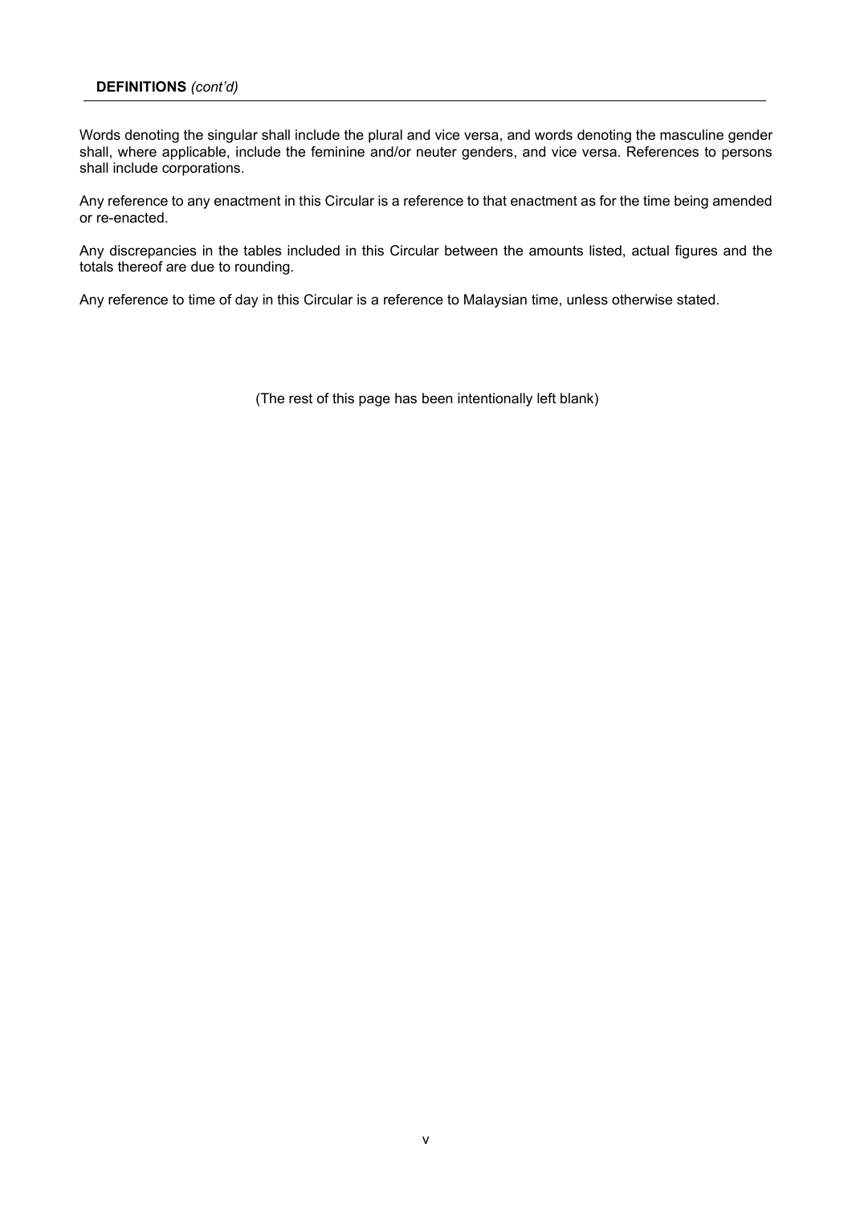**DEFINITIONS** *(cont'd)*

Words denoting the singular shall include the plural and vice versa, and words denoting the masculine gender shall, where applicable, include the feminine and/or neuter genders, and vice versa. References to persons shall include corporations.

Any reference to any enactment in this Circular is a reference to that enactment as for the time being amended or re-enacted.

Any discrepancies in the tables included in this Circular between the amounts listed, actual figures and the totals thereof are due to rounding.

Any reference to time of day in this Circular is a reference to Malaysian time, unless otherwise stated.

(The rest of this page has been intentionally left blank)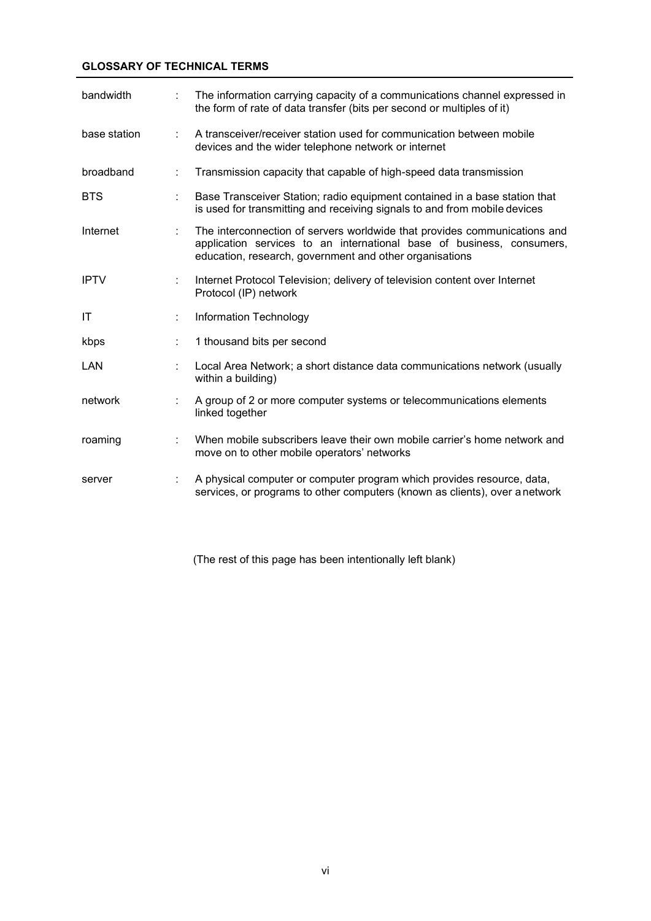**GLOSSARY OF TECHNICAL TERMS**

| | | |
|---|---|---|
| bandwidth | : | The information carrying capacity of a communications channel expressed in the form of rate of data transfer (bits per second or multiples of it) |
| base station | : | A transceiver/receiver station used for communication between mobile devices and the wider telephone network or internet |
| broadband | : | Transmission capacity that capable of high-speed data transmission |
| BTS | : | Base Transceiver Station; radio equipment contained in a base station that is used for transmitting and receiving signals to and from mobile devices |
| Internet | : | The interconnection of servers worldwide that provides communications and application services to an international base of business, consumers, education, research, government and other organisations |
| IPTV | : | Internet Protocol Television; delivery of television content over Internet Protocol (IP) network |
| IT | : | Information Technology |
| kbps | : | 1 thousand bits per second |
| LAN | : | Local Area Network; a short distance data communications network (usually within a building) |
| network | : | A group of 2 or more computer systems or telecommunications elements linked together |
| roaming | : | When mobile subscribers leave their own mobile carrier's home network and move on to other mobile operators' networks |
| server | : | A physical computer or computer program which provides resource, data, services, or programs to other computers (known as clients), over a network |

(The rest of this page has been intentionally left blank)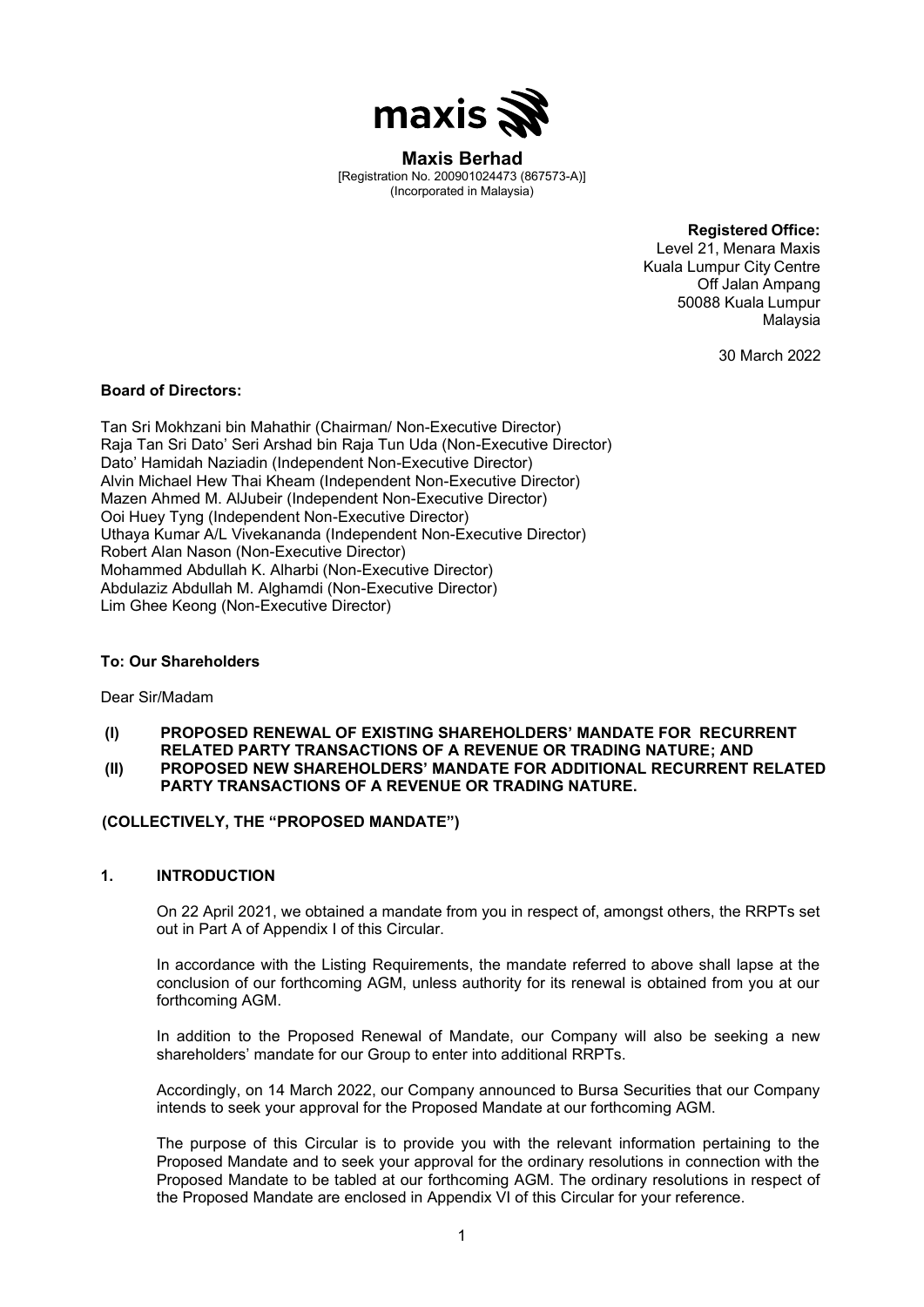**Maxis Berhad**
[Registration No. 200901024473 (867573-A)]
(Incorporated in Malaysia)

**Registered Office:**
Level 21, Menara Maxis
Kuala Lumpur City Centre
Off Jalan Ampang
50088 Kuala Lumpur
Malaysia

30 March 2022

**Board of Directors:**

Tan Sri Mokhzani bin Mahathir (Chairman/ Non-Executive Director)
Raja Tan Sri Dato' Seri Arshad bin Raja Tun Uda (Non-Executive Director)
Dato' Hamidah Naziadin (Independent Non-Executive Director)
Alvin Michael Hew Thai Kheam (Independent Non-Executive Director)
Mazen Ahmed M. AlJubeir (Independent Non-Executive Director)
Ooi Huey Tyng (Independent Non-Executive Director)
Uthaya Kumar A/L Vivekananda (Independent Non-Executive Director)
Robert Alan Nason (Non-Executive Director)
Mohammed Abdullah K. Alharbi (Non-Executive Director)
Abdulaziz Abdullah M. Alghamdi (Non-Executive Director)
Lim Ghee Keong (Non-Executive Director)

**To: Our Shareholders**

Dear Sir/Madam

**(I) PROPOSED RENEWAL OF EXISTING SHAREHOLDERS' MANDATE FOR RECURRENT RELATED PARTY TRANSACTIONS OF A REVENUE OR TRADING NATURE; AND**
**(II) PROPOSED NEW SHAREHOLDERS' MANDATE FOR ADDITIONAL RECURRENT RELATED PARTY TRANSACTIONS OF A REVENUE OR TRADING NATURE.**

**(COLLECTIVELY, THE "PROPOSED MANDATE")**

## 1. INTRODUCTION

On 22 April 2021, we obtained a mandate from you in respect of, amongst others, the RRPTs set out in Part A of Appendix I of this Circular.

In accordance with the Listing Requirements, the mandate referred to above shall lapse at the conclusion of our forthcoming AGM, unless authority for its renewal is obtained from you at our forthcoming AGM.

In addition to the Proposed Renewal of Mandate, our Company will also be seeking a new shareholders' mandate for our Group to enter into additional RRPTs.

Accordingly, on 14 March 2022, our Company announced to Bursa Securities that our Company intends to seek your approval for the Proposed Mandate at our forthcoming AGM.

The purpose of this Circular is to provide you with the relevant information pertaining to the Proposed Mandate and to seek your approval for the ordinary resolutions in connection with the Proposed Mandate to be tabled at our forthcoming AGM. The ordinary resolutions in respect of the Proposed Mandate are enclosed in Appendix VI of this Circular for your reference.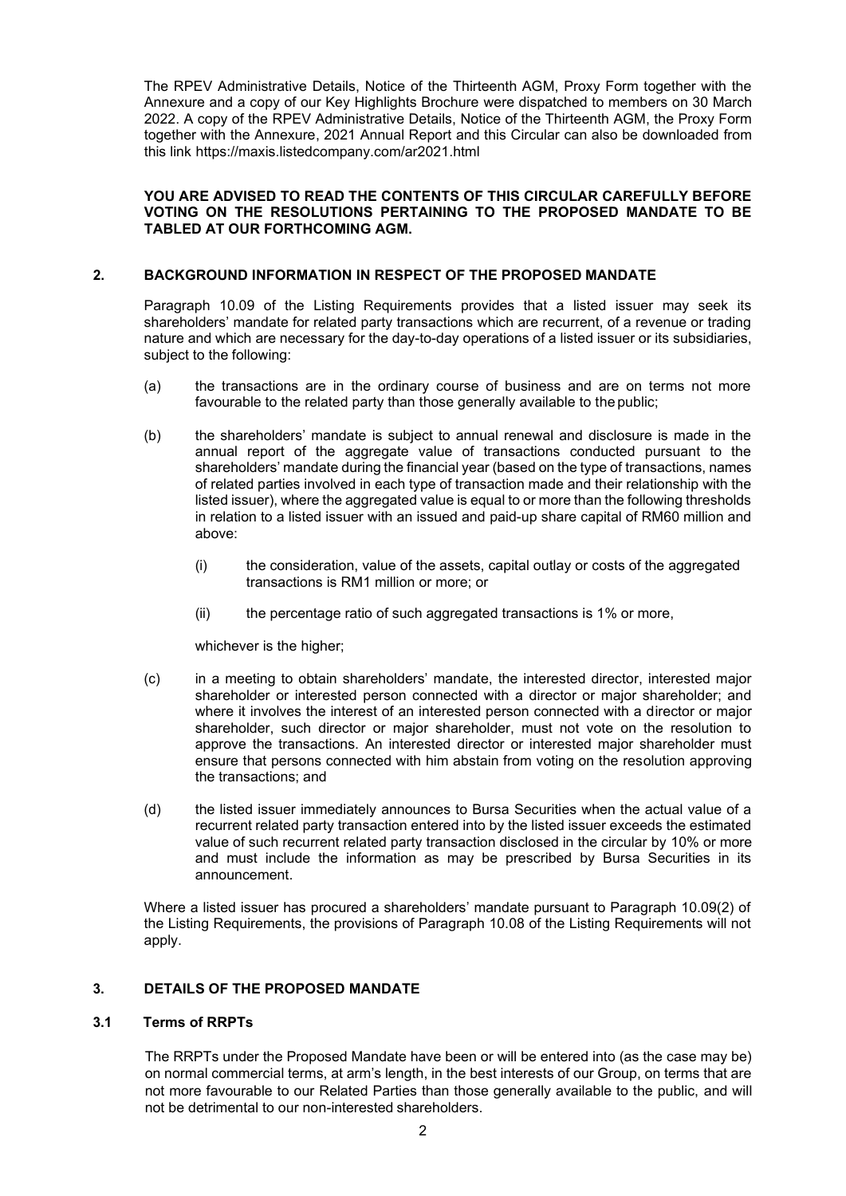The RPEV Administrative Details, Notice of the Thirteenth AGM, Proxy Form together with the Annexure and a copy of our Key Highlights Brochure were dispatched to members on 30 March 2022. A copy of the RPEV Administrative Details, Notice of the Thirteenth AGM, the Proxy Form together with the Annexure, 2021 Annual Report and this Circular can also be downloaded from this link https://maxis.listedcompany.com/ar2021.html

**YOU ARE ADVISED TO READ THE CONTENTS OF THIS CIRCULAR CAREFULLY BEFORE VOTING ON THE RESOLUTIONS PERTAINING TO THE PROPOSED MANDATE TO BE TABLED AT OUR FORTHCOMING AGM.**

## 2. BACKGROUND INFORMATION IN RESPECT OF THE PROPOSED MANDATE

Paragraph 10.09 of the Listing Requirements provides that a listed issuer may seek its shareholders' mandate for related party transactions which are recurrent, of a revenue or trading nature and which are necessary for the day-to-day operations of a listed issuer or its subsidiaries, subject to the following:

(a) the transactions are in the ordinary course of business and are on terms not more favourable to the related party than those generally available to the public;

(b) the shareholders' mandate is subject to annual renewal and disclosure is made in the annual report of the aggregate value of transactions conducted pursuant to the shareholders' mandate during the financial year (based on the type of transactions, names of related parties involved in each type of transaction made and their relationship with the listed issuer), where the aggregated value is equal to or more than the following thresholds in relation to a listed issuer with an issued and paid-up share capital of RM60 million and above:

   (i) the consideration, value of the assets, capital outlay or costs of the aggregated transactions is RM1 million or more; or

   (ii) the percentage ratio of such aggregated transactions is 1% or more,

   whichever is the higher;

(c) in a meeting to obtain shareholders' mandate, the interested director, interested major shareholder or interested person connected with a director or major shareholder; and where it involves the interest of an interested person connected with a director or major shareholder, such director or major shareholder, must not vote on the resolution to approve the transactions. An interested director or interested major shareholder must ensure that persons connected with him abstain from voting on the resolution approving the transactions; and

(d) the listed issuer immediately announces to Bursa Securities when the actual value of a recurrent related party transaction entered into by the listed issuer exceeds the estimated value of such recurrent related party transaction disclosed in the circular by 10% or more and must include the information as may be prescribed by Bursa Securities in its announcement.

Where a listed issuer has procured a shareholders' mandate pursuant to Paragraph 10.09(2) of the Listing Requirements, the provisions of Paragraph 10.08 of the Listing Requirements will not apply.

## 3. DETAILS OF THE PROPOSED MANDATE

### 3.1 Terms of RRPTs

The RRPTs under the Proposed Mandate have been or will be entered into (as the case may be) on normal commercial terms, at arm's length, in the best interests of our Group, on terms that are not more favourable to our Related Parties than those generally available to the public, and will not be detrimental to our non-interested shareholders.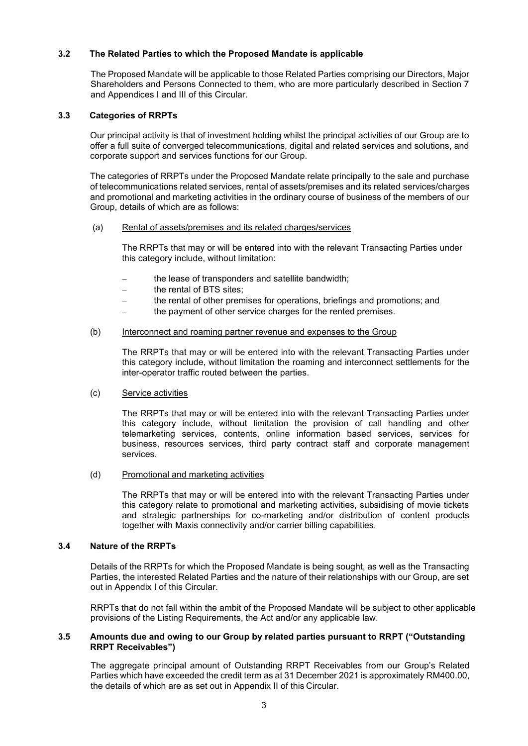### 3.2 The Related Parties to which the Proposed Mandate is applicable

The Proposed Mandate will be applicable to those Related Parties comprising our Directors, Major Shareholders and Persons Connected to them, who are more particularly described in Section 7 and Appendices I and III of this Circular.

### 3.3 Categories of RRPTs

Our principal activity is that of investment holding whilst the principal activities of our Group are to offer a full suite of converged telecommunications, digital and related services and solutions, and corporate support and services functions for our Group.

The categories of RRPTs under the Proposed Mandate relate principally to the sale and purchase of telecommunications related services, rental of assets/premises and its related services/charges and promotional and marketing activities in the ordinary course of business of the members of our Group, details of which are as follows:

(a) Rental of assets/premises and its related charges/services

The RRPTs that may or will be entered into with the relevant Transacting Parties under this category include, without limitation:

- the lease of transponders and satellite bandwidth;
- the rental of BTS sites;
- the rental of other premises for operations, briefings and promotions; and
- the payment of other service charges for the rented premises.

(b) Interconnect and roaming partner revenue and expenses to the Group

The RRPTs that may or will be entered into with the relevant Transacting Parties under this category include, without limitation the roaming and interconnect settlements for the inter-operator traffic routed between the parties.

(c) Service activities

The RRPTs that may or will be entered into with the relevant Transacting Parties under this category include, without limitation the provision of call handling and other telemarketing services, contents, online information based services, services for business, resources services, third party contract staff and corporate management services.

(d) Promotional and marketing activities

The RRPTs that may or will be entered into with the relevant Transacting Parties under this category relate to promotional and marketing activities, subsidising of movie tickets and strategic partnerships for co-marketing and/or distribution of content products together with Maxis connectivity and/or carrier billing capabilities.

### 3.4 Nature of the RRPTs

Details of the RRPTs for which the Proposed Mandate is being sought, as well as the Transacting Parties, the interested Related Parties and the nature of their relationships with our Group, are set out in Appendix I of this Circular.

RRPTs that do not fall within the ambit of the Proposed Mandate will be subject to other applicable provisions of the Listing Requirements, the Act and/or any applicable law.

### 3.5 Amounts due and owing to our Group by related parties pursuant to RRPT ("Outstanding RRPT Receivables")

The aggregate principal amount of Outstanding RRPT Receivables from our Group's Related Parties which have exceeded the credit term as at 31 December 2021 is approximately RM400.00, the details of which are as set out in Appendix II of this Circular.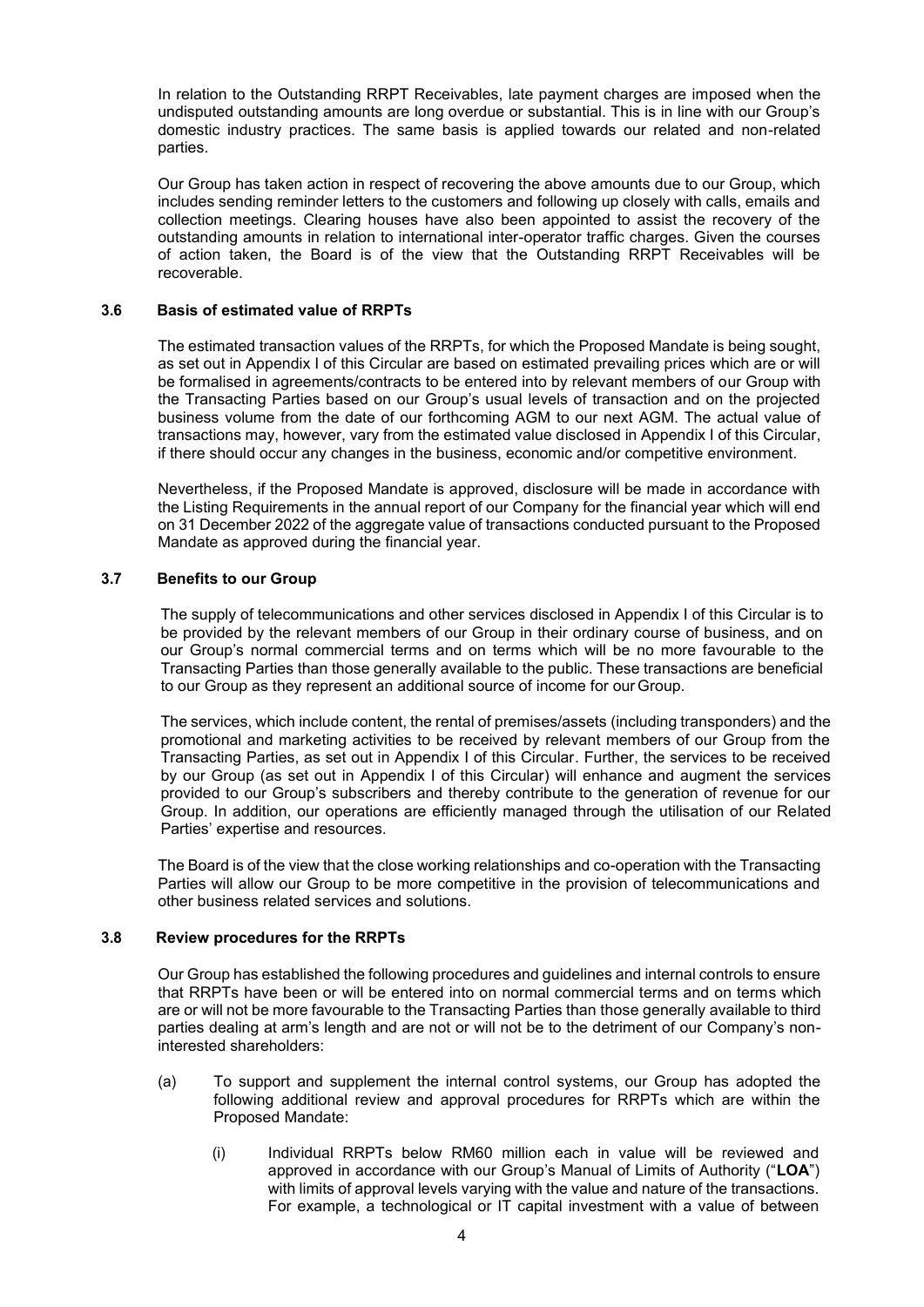In relation to the Outstanding RRPT Receivables, late payment charges are imposed when the undisputed outstanding amounts are long overdue or substantial. This is in line with our Group's domestic industry practices. The same basis is applied towards our related and non-related parties.

Our Group has taken action in respect of recovering the above amounts due to our Group, which includes sending reminder letters to the customers and following up closely with calls, emails and collection meetings. Clearing houses have also been appointed to assist the recovery of the outstanding amounts in relation to international inter-operator traffic charges. Given the courses of action taken, the Board is of the view that the Outstanding RRPT Receivables will be recoverable.

### 3.6 Basis of estimated value of RRPTs

The estimated transaction values of the RRPTs, for which the Proposed Mandate is being sought, as set out in Appendix I of this Circular are based on estimated prevailing prices which are or will be formalised in agreements/contracts to be entered into by relevant members of our Group with the Transacting Parties based on our Group's usual levels of transaction and on the projected business volume from the date of our forthcoming AGM to our next AGM. The actual value of transactions may, however, vary from the estimated value disclosed in Appendix I of this Circular, if there should occur any changes in the business, economic and/or competitive environment.

Nevertheless, if the Proposed Mandate is approved, disclosure will be made in accordance with the Listing Requirements in the annual report of our Company for the financial year which will end on 31 December 2022 of the aggregate value of transactions conducted pursuant to the Proposed Mandate as approved during the financial year.

### 3.7 Benefits to our Group

The supply of telecommunications and other services disclosed in Appendix I of this Circular is to be provided by the relevant members of our Group in their ordinary course of business, and on our Group's normal commercial terms and on terms which will be no more favourable to the Transacting Parties than those generally available to the public. These transactions are beneficial to our Group as they represent an additional source of income for our Group.

The services, which include content, the rental of premises/assets (including transponders) and the promotional and marketing activities to be received by relevant members of our Group from the Transacting Parties, as set out in Appendix I of this Circular. Further, the services to be received by our Group (as set out in Appendix I of this Circular) will enhance and augment the services provided to our Group's subscribers and thereby contribute to the generation of revenue for our Group. In addition, our operations are efficiently managed through the utilisation of our Related Parties' expertise and resources.

The Board is of the view that the close working relationships and co-operation with the Transacting Parties will allow our Group to be more competitive in the provision of telecommunications and other business related services and solutions.

### 3.8 Review procedures for the RRPTs

Our Group has established the following procedures and guidelines and internal controls to ensure that RRPTs have been or will be entered into on normal commercial terms and on terms which are or will not be more favourable to the Transacting Parties than those generally available to third parties dealing at arm's length and are not or will not be to the detriment of our Company's non-interested shareholders:

(a) To support and supplement the internal control systems, our Group has adopted the following additional review and approval procedures for RRPTs which are within the Proposed Mandate:

   (i) Individual RRPTs below RM60 million each in value will be reviewed and approved in accordance with our Group's Manual of Limits of Authority ("**LOA**") with limits of approval levels varying with the value and nature of the transactions. For example, a technological or IT capital investment with a value of between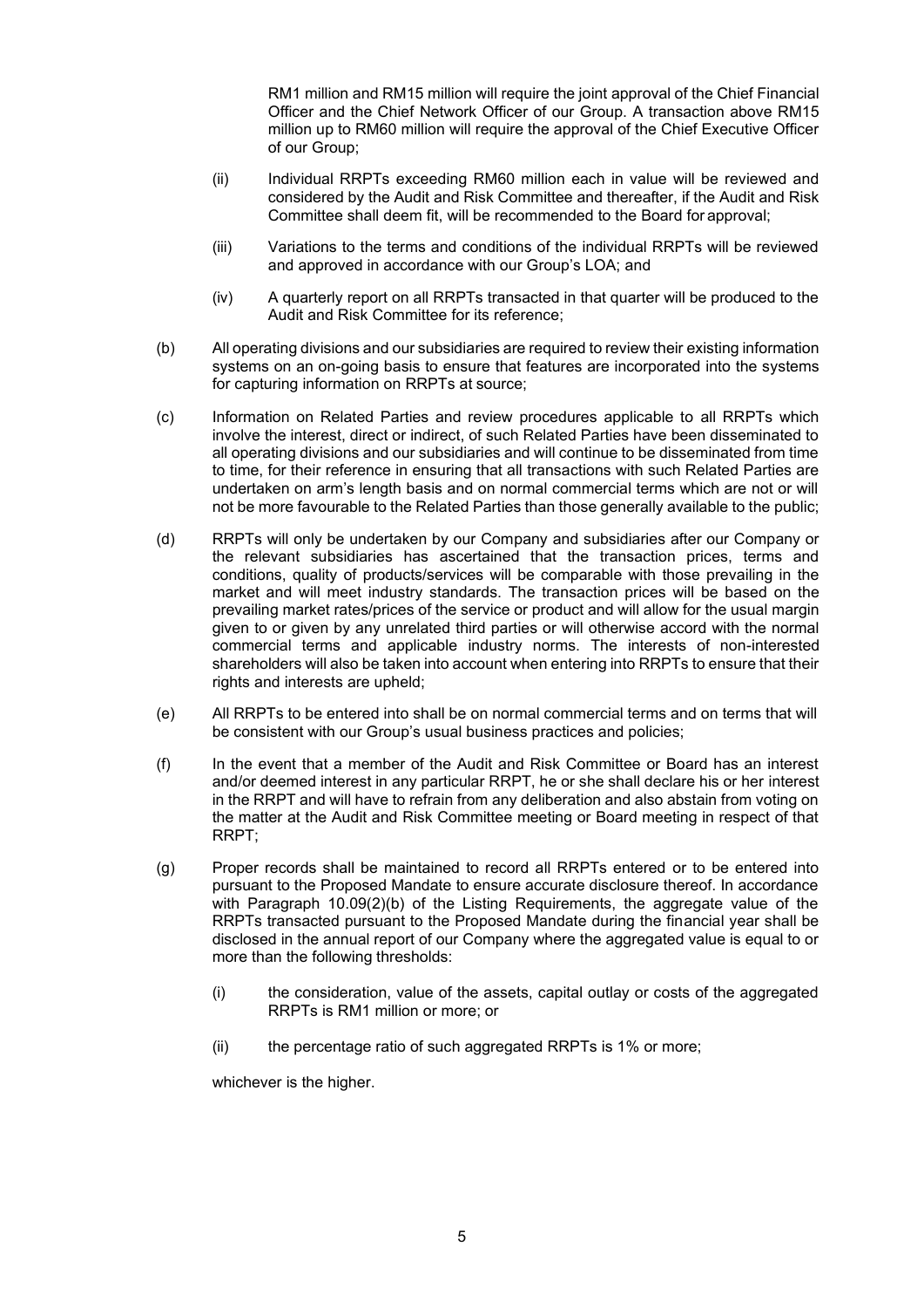RM1 million and RM15 million will require the joint approval of the Chief Financial Officer and the Chief Network Officer of our Group. A transaction above RM15 million up to RM60 million will require the approval of the Chief Executive Officer of our Group;

(ii) Individual RRPTs exceeding RM60 million each in value will be reviewed and considered by the Audit and Risk Committee and thereafter, if the Audit and Risk Committee shall deem fit, will be recommended to the Board for approval;

(iii) Variations to the terms and conditions of the individual RRPTs will be reviewed and approved in accordance with our Group's LOA; and

(iv) A quarterly report on all RRPTs transacted in that quarter will be produced to the Audit and Risk Committee for its reference;

(b) All operating divisions and our subsidiaries are required to review their existing information systems on an on-going basis to ensure that features are incorporated into the systems for capturing information on RRPTs at source;

(c) Information on Related Parties and review procedures applicable to all RRPTs which involve the interest, direct or indirect, of such Related Parties have been disseminated to all operating divisions and our subsidiaries and will continue to be disseminated from time to time, for their reference in ensuring that all transactions with such Related Parties are undertaken on arm's length basis and on normal commercial terms which are not or will not be more favourable to the Related Parties than those generally available to the public;

(d) RRPTs will only be undertaken by our Company and subsidiaries after our Company or the relevant subsidiaries has ascertained that the transaction prices, terms and conditions, quality of products/services will be comparable with those prevailing in the market and will meet industry standards. The transaction prices will be based on the prevailing market rates/prices of the service or product and will allow for the usual margin given to or given by any unrelated third parties or will otherwise accord with the normal commercial terms and applicable industry norms. The interests of non-interested shareholders will also be taken into account when entering into RRPTs to ensure that their rights and interests are upheld;

(e) All RRPTs to be entered into shall be on normal commercial terms and on terms that will be consistent with our Group's usual business practices and policies;

(f) In the event that a member of the Audit and Risk Committee or Board has an interest and/or deemed interest in any particular RRPT, he or she shall declare his or her interest in the RRPT and will have to refrain from any deliberation and also abstain from voting on the matter at the Audit and Risk Committee meeting or Board meeting in respect of that RRPT;

(g) Proper records shall be maintained to record all RRPTs entered or to be entered into pursuant to the Proposed Mandate to ensure accurate disclosure thereof. In accordance with Paragraph 10.09(2)(b) of the Listing Requirements, the aggregate value of the RRPTs transacted pursuant to the Proposed Mandate during the financial year shall be disclosed in the annual report of our Company where the aggregated value is equal to or more than the following thresholds:

   (i) the consideration, value of the assets, capital outlay or costs of the aggregated RRPTs is RM1 million or more; or

   (ii) the percentage ratio of such aggregated RRPTs is 1% or more;

   whichever is the higher.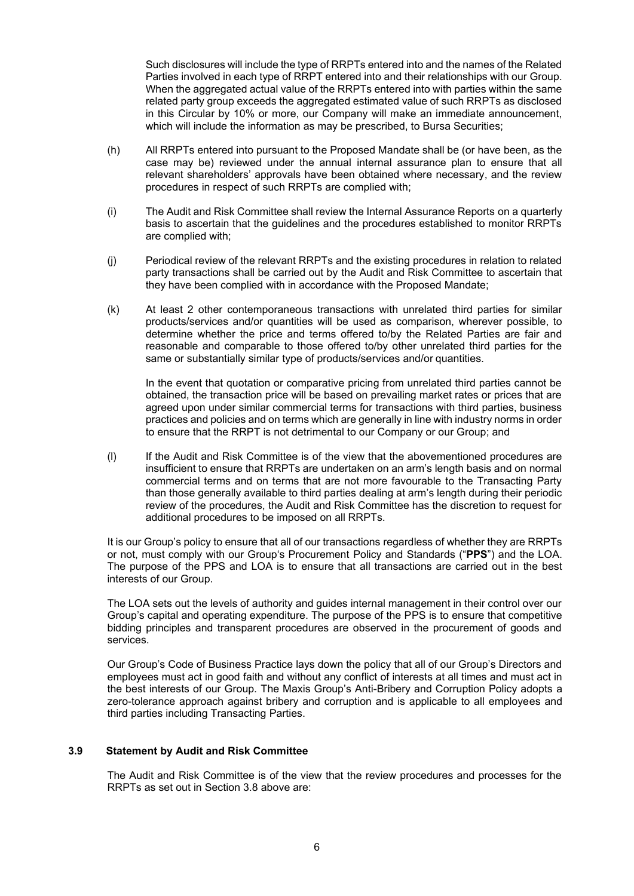Such disclosures will include the type of RRPTs entered into and the names of the Related Parties involved in each type of RRPT entered into and their relationships with our Group. When the aggregated actual value of the RRPTs entered into with parties within the same related party group exceeds the aggregated estimated value of such RRPTs as disclosed in this Circular by 10% or more, our Company will make an immediate announcement, which will include the information as may be prescribed, to Bursa Securities;

(h) All RRPTs entered into pursuant to the Proposed Mandate shall be (or have been, as the case may be) reviewed under the annual internal assurance plan to ensure that all relevant shareholders' approvals have been obtained where necessary, and the review procedures in respect of such RRPTs are complied with;

(i) The Audit and Risk Committee shall review the Internal Assurance Reports on a quarterly basis to ascertain that the guidelines and the procedures established to monitor RRPTs are complied with;

(j) Periodical review of the relevant RRPTs and the existing procedures in relation to related party transactions shall be carried out by the Audit and Risk Committee to ascertain that they have been complied with in accordance with the Proposed Mandate;

(k) At least 2 other contemporaneous transactions with unrelated third parties for similar products/services and/or quantities will be used as comparison, wherever possible, to determine whether the price and terms offered to/by the Related Parties are fair and reasonable and comparable to those offered to/by other unrelated third parties for the same or substantially similar type of products/services and/or quantities.

In the event that quotation or comparative pricing from unrelated third parties cannot be obtained, the transaction price will be based on prevailing market rates or prices that are agreed upon under similar commercial terms for transactions with third parties, business practices and policies and on terms which are generally in line with industry norms in order to ensure that the RRPT is not detrimental to our Company or our Group; and

(l) If the Audit and Risk Committee is of the view that the abovementioned procedures are insufficient to ensure that RRPTs are undertaken on an arm's length basis and on normal commercial terms and on terms that are not more favourable to the Transacting Party than those generally available to third parties dealing at arm's length during their periodic review of the procedures, the Audit and Risk Committee has the discretion to request for additional procedures to be imposed on all RRPTs.

It is our Group's policy to ensure that all of our transactions regardless of whether they are RRPTs or not, must comply with our Group's Procurement Policy and Standards ("**PPS**") and the LOA. The purpose of the PPS and LOA is to ensure that all transactions are carried out in the best interests of our Group.

The LOA sets out the levels of authority and guides internal management in their control over our Group's capital and operating expenditure. The purpose of the PPS is to ensure that competitive bidding principles and transparent procedures are observed in the procurement of goods and services.

Our Group's Code of Business Practice lays down the policy that all of our Group's Directors and employees must act in good faith and without any conflict of interests at all times and must act in the best interests of our Group. The Maxis Group's Anti-Bribery and Corruption Policy adopts a zero-tolerance approach against bribery and corruption and is applicable to all employees and third parties including Transacting Parties.

### 3.9 Statement by Audit and Risk Committee

The Audit and Risk Committee is of the view that the review procedures and processes for the RRPTs as set out in Section 3.8 above are: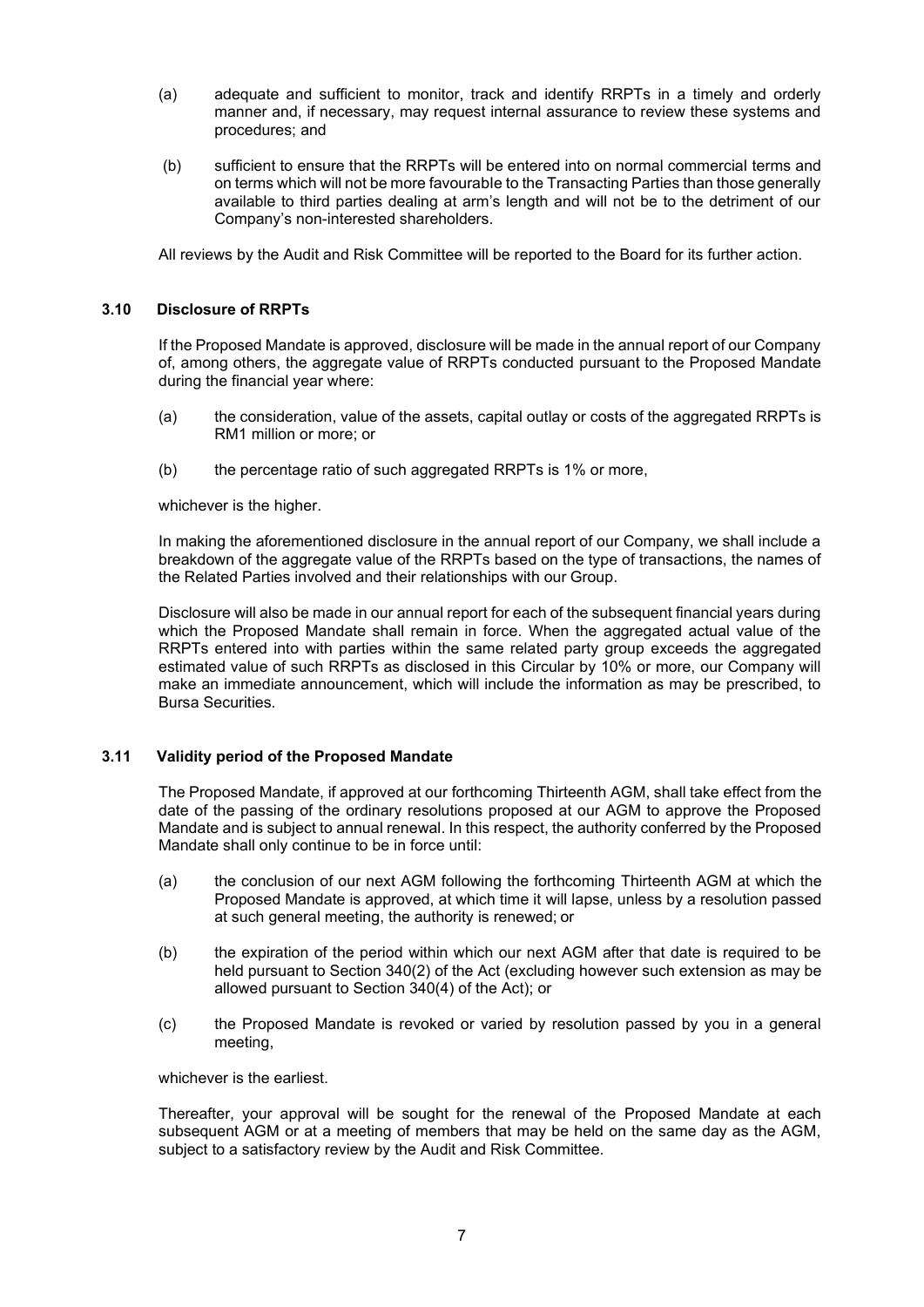(a) adequate and sufficient to monitor, track and identify RRPTs in a timely and orderly manner and, if necessary, may request internal assurance to review these systems and procedures; and

(b) sufficient to ensure that the RRPTs will be entered into on normal commercial terms and on terms which will not be more favourable to the Transacting Parties than those generally available to third parties dealing at arm's length and will not be to the detriment of our Company's non-interested shareholders.

All reviews by the Audit and Risk Committee will be reported to the Board for its further action.

### 3.10 Disclosure of RRPTs

If the Proposed Mandate is approved, disclosure will be made in the annual report of our Company of, among others, the aggregate value of RRPTs conducted pursuant to the Proposed Mandate during the financial year where:

(a) the consideration, value of the assets, capital outlay or costs of the aggregated RRPTs is RM1 million or more; or

(b) the percentage ratio of such aggregated RRPTs is 1% or more,

whichever is the higher.

In making the aforementioned disclosure in the annual report of our Company, we shall include a breakdown of the aggregate value of the RRPTs based on the type of transactions, the names of the Related Parties involved and their relationships with our Group.

Disclosure will also be made in our annual report for each of the subsequent financial years during which the Proposed Mandate shall remain in force. When the aggregated actual value of the RRPTs entered into with parties within the same related party group exceeds the aggregated estimated value of such RRPTs as disclosed in this Circular by 10% or more, our Company will make an immediate announcement, which will include the information as may be prescribed, to Bursa Securities.

### 3.11 Validity period of the Proposed Mandate

The Proposed Mandate, if approved at our forthcoming Thirteenth AGM, shall take effect from the date of the passing of the ordinary resolutions proposed at our AGM to approve the Proposed Mandate and is subject to annual renewal. In this respect, the authority conferred by the Proposed Mandate shall only continue to be in force until:

(a) the conclusion of our next AGM following the forthcoming Thirteenth AGM at which the Proposed Mandate is approved, at which time it will lapse, unless by a resolution passed at such general meeting, the authority is renewed; or

(b) the expiration of the period within which our next AGM after that date is required to be held pursuant to Section 340(2) of the Act (excluding however such extension as may be allowed pursuant to Section 340(4) of the Act); or

(c) the Proposed Mandate is revoked or varied by resolution passed by you in a general meeting,

whichever is the earliest.

Thereafter, your approval will be sought for the renewal of the Proposed Mandate at each subsequent AGM or at a meeting of members that may be held on the same day as the AGM, subject to a satisfactory review by the Audit and Risk Committee.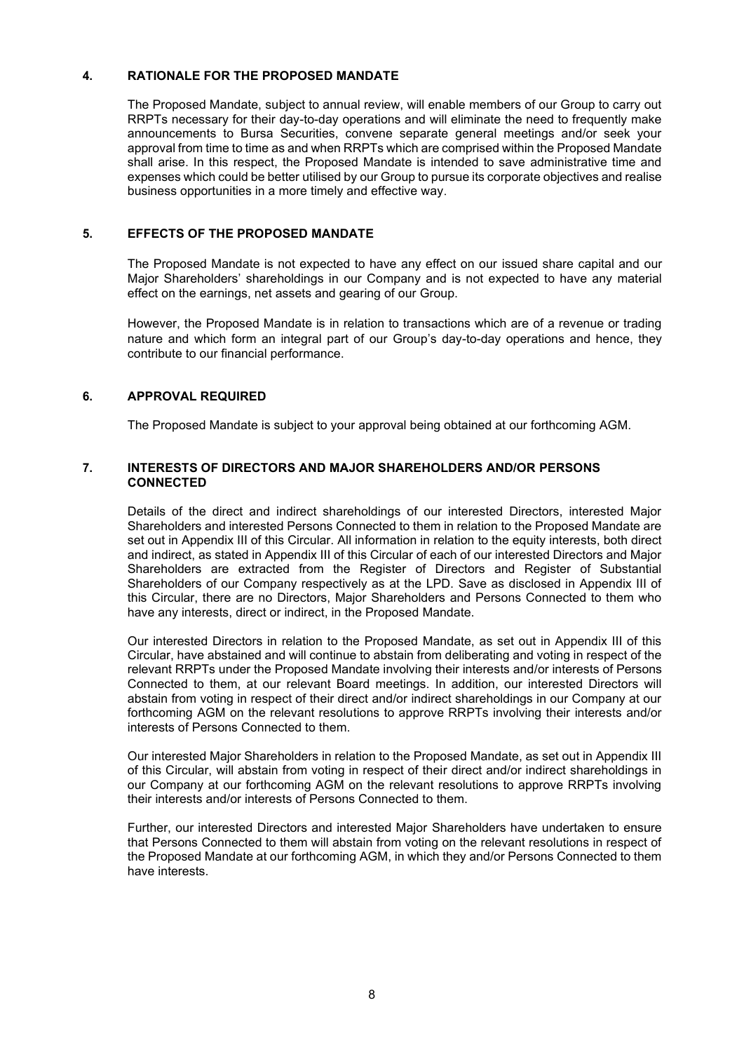## 4. RATIONALE FOR THE PROPOSED MANDATE

The Proposed Mandate, subject to annual review, will enable members of our Group to carry out RRPTs necessary for their day-to-day operations and will eliminate the need to frequently make announcements to Bursa Securities, convene separate general meetings and/or seek your approval from time to time as and when RRPTs which are comprised within the Proposed Mandate shall arise. In this respect, the Proposed Mandate is intended to save administrative time and expenses which could be better utilised by our Group to pursue its corporate objectives and realise business opportunities in a more timely and effective way.

## 5. EFFECTS OF THE PROPOSED MANDATE

The Proposed Mandate is not expected to have any effect on our issued share capital and our Major Shareholders' shareholdings in our Company and is not expected to have any material effect on the earnings, net assets and gearing of our Group.

However, the Proposed Mandate is in relation to transactions which are of a revenue or trading nature and which form an integral part of our Group's day-to-day operations and hence, they contribute to our financial performance.

## 6. APPROVAL REQUIRED

The Proposed Mandate is subject to your approval being obtained at our forthcoming AGM.

## 7. INTERESTS OF DIRECTORS AND MAJOR SHAREHOLDERS AND/OR PERSONS CONNECTED

Details of the direct and indirect shareholdings of our interested Directors, interested Major Shareholders and interested Persons Connected to them in relation to the Proposed Mandate are set out in Appendix III of this Circular. All information in relation to the equity interests, both direct and indirect, as stated in Appendix III of this Circular of each of our interested Directors and Major Shareholders are extracted from the Register of Directors and Register of Substantial Shareholders of our Company respectively as at the LPD. Save as disclosed in Appendix III of this Circular, there are no Directors, Major Shareholders and Persons Connected to them who have any interests, direct or indirect, in the Proposed Mandate.

Our interested Directors in relation to the Proposed Mandate, as set out in Appendix III of this Circular, have abstained and will continue to abstain from deliberating and voting in respect of the relevant RRPTs under the Proposed Mandate involving their interests and/or interests of Persons Connected to them, at our relevant Board meetings. In addition, our interested Directors will abstain from voting in respect of their direct and/or indirect shareholdings in our Company at our forthcoming AGM on the relevant resolutions to approve RRPTs involving their interests and/or interests of Persons Connected to them.

Our interested Major Shareholders in relation to the Proposed Mandate, as set out in Appendix III of this Circular, will abstain from voting in respect of their direct and/or indirect shareholdings in our Company at our forthcoming AGM on the relevant resolutions to approve RRPTs involving their interests and/or interests of Persons Connected to them.

Further, our interested Directors and interested Major Shareholders have undertaken to ensure that Persons Connected to them will abstain from voting on the relevant resolutions in respect of the Proposed Mandate at our forthcoming AGM, in which they and/or Persons Connected to them have interests.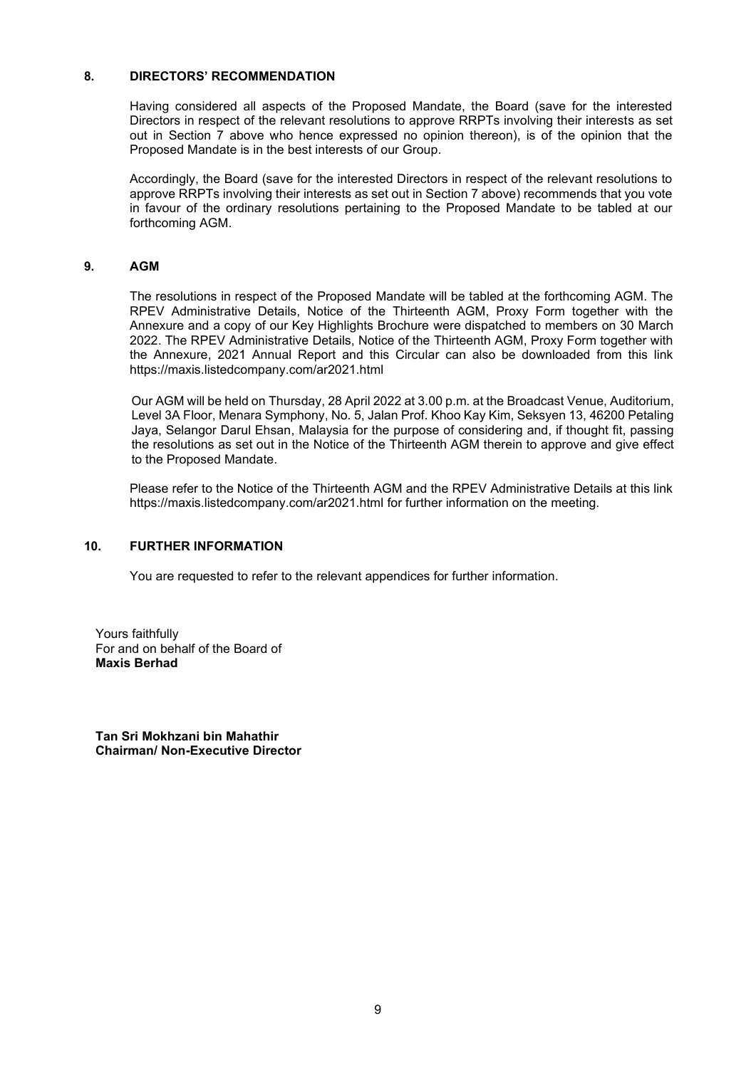## 8. DIRECTORS' RECOMMENDATION

Having considered all aspects of the Proposed Mandate, the Board (save for the interested Directors in respect of the relevant resolutions to approve RRPTs involving their interests as set out in Section 7 above who hence expressed no opinion thereon), is of the opinion that the Proposed Mandate is in the best interests of our Group.

Accordingly, the Board (save for the interested Directors in respect of the relevant resolutions to approve RRPTs involving their interests as set out in Section 7 above) recommends that you vote in favour of the ordinary resolutions pertaining to the Proposed Mandate to be tabled at our forthcoming AGM.

## 9. AGM

The resolutions in respect of the Proposed Mandate will be tabled at the forthcoming AGM. The RPEV Administrative Details, Notice of the Thirteenth AGM, Proxy Form together with the Annexure and a copy of our Key Highlights Brochure were dispatched to members on 30 March 2022. The RPEV Administrative Details, Notice of the Thirteenth AGM, Proxy Form together with the Annexure, 2021 Annual Report and this Circular can also be downloaded from this link https://maxis.listedcompany.com/ar2021.html

Our AGM will be held on Thursday, 28 April 2022 at 3.00 p.m. at the Broadcast Venue, Auditorium, Level 3A Floor, Menara Symphony, No. 5, Jalan Prof. Khoo Kay Kim, Seksyen 13, 46200 Petaling Jaya, Selangor Darul Ehsan, Malaysia for the purpose of considering and, if thought fit, passing the resolutions as set out in the Notice of the Thirteenth AGM therein to approve and give effect to the Proposed Mandate.

Please refer to the Notice of the Thirteenth AGM and the RPEV Administrative Details at this link https://maxis.listedcompany.com/ar2021.html for further information on the meeting.

## 10. FURTHER INFORMATION

You are requested to refer to the relevant appendices for further information.

Yours faithfully
For and on behalf of the Board of
**Maxis Berhad**

**Tan Sri Mokhzani bin Mahathir**
**Chairman/ Non-Executive Director**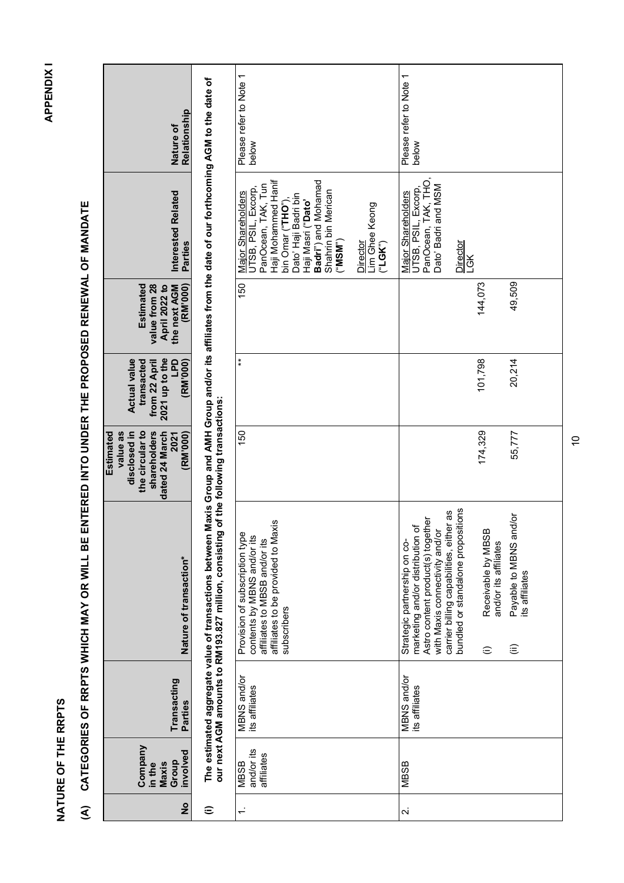**APPENDIX I**

# NATURE OF THE RRPTS

## (A) CATEGORIES OF RRPTS WHICH MAY OR WILL BE ENTERED INTO UNDER THE PROPOSED RENEWAL OF MANDATE

| No | Company in the Maxis Group involved | Transacting Parties | Nature of transaction* | Estimated value as disclosed in the circular to shareholders dated 24 March 2021 (RM'000) | Actual value transacted from 22 April 2021 up to the LPD (RM'000) | Estimated value from 28 April 2022 to the next AGM (RM'000) | Interested Related Parties | Nature of Relationship |
|---|---|---|---|---|---|---|---|---|
| **(i)** | **The estimated aggregate value of transactions between Maxis Group and AMH Group and/or its affiliates from the date of our forthcoming AGM to the date of our next AGM amounts to RM193.827 million, consisting of the following transactions:** | | | | | | | |
| 1. | MBSB and/or its affiliates | MBNS and/or its affiliates | Provision of subscription type contents by MBNS and/or its affiliates to MBSB and/or its affiliates to be provided to Maxis subscribers | 150 | ** | 150 | <u>Major Shareholders</u><br>UTSB, PSIL, Excorp, PanOcean, TAK, Tun Haji Mohammed Hanif bin Omar ("**THO**"), Dato' Haji Badri bin Haji Masri ("**Dato' Badri**") and Mohamad Shahrin bin Merican ("**MSM**")<br><br><u>Director</u><br>Lim Ghee Keong ("**LGK**") | Please refer to Note 1 below |
| 2. | MBSB | MBNS and/or its affiliates | Strategic partnership on co-marketing and/or distribution of Astro content product(s) together with Maxis connectivity and/or carrier billing capabilities, either as bundled or standalone propositions | | | | <u>Major Shareholders</u><br>UTSB, PSIL, Excorp, PanOcean, TAK, THO, Dato' Badri and MSM<br><br><u>Director</u><br>LGK | Please refer to Note 1 below |
| | | | (i) Receivable by MBSB and/or its affiliates | 174,329 | 101,798 | 144,073 | | |
| | | | (ii) Payable to MBNS and/or its affiliates | 55,777 | 20,214 | 49,509 | | |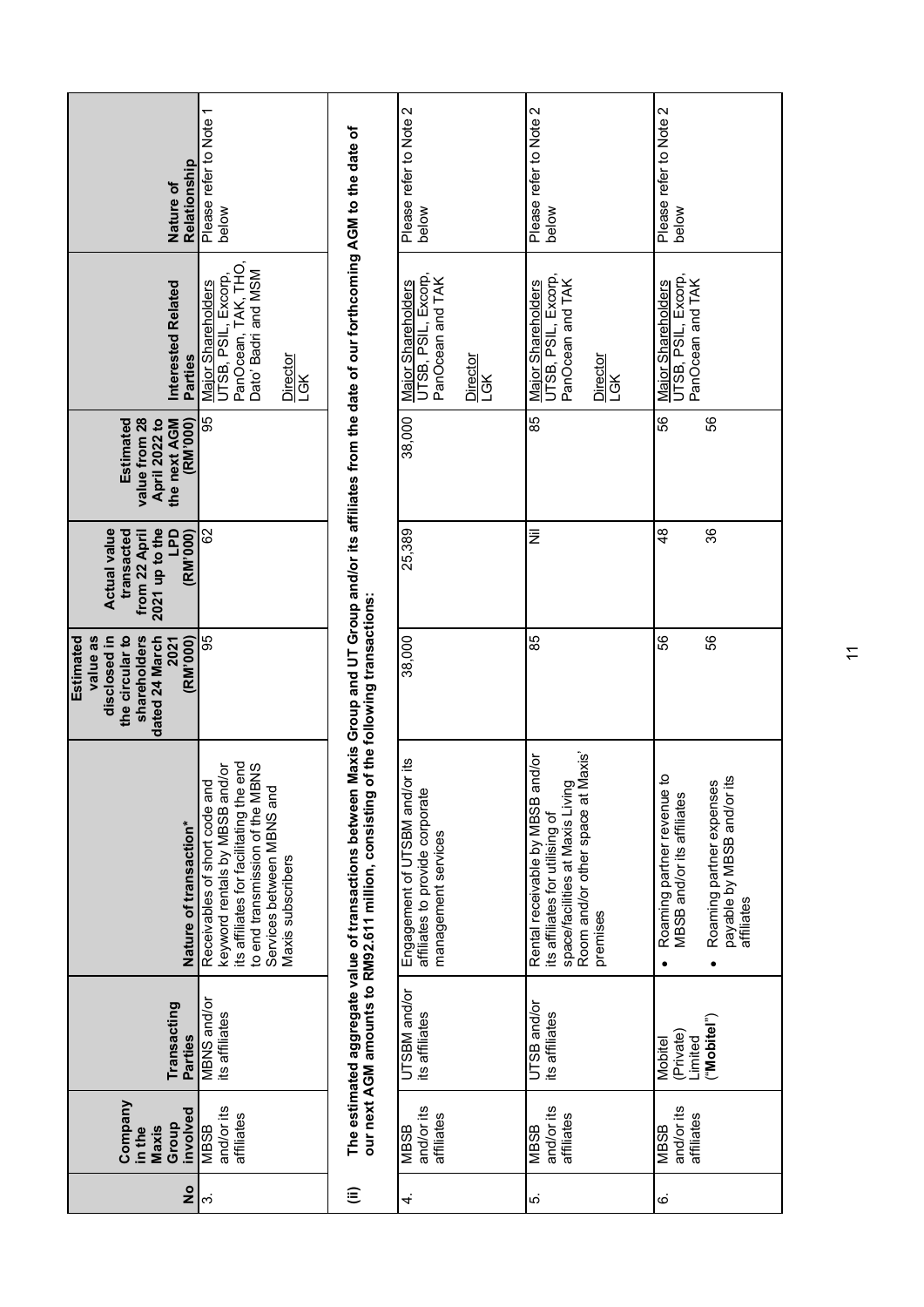| No | Company in the Maxis Group involved | Transacting Parties | Nature of transaction* | Estimated value as disclosed in the circular to shareholders dated 24 March 2021 (RM'000) | Actual value transacted from 22 April 2021 up to the LPD (RM'000) | Estimated value from 28 April 2022 to the next AGM (RM'000) | Interested Related Parties | Nature of Relationship |
|---|---|---|---|---|---|---|---|---|
| 3. | MBSB and/or its affiliates | MBNS and/or its affiliates | Receivables of short code and keyword rentals by MBSB and/or its affiliates for facilitating the end to end transmission of the MBNS Services between MBNS and Maxis subscribers | 95 | 62 | 95 | Major Shareholders<br>UTSB, PSIL, Excorp, PanOcean, TAK, THO, Dato' Badri and MSM<br><br>Director<br>LGK | Please refer to Note 1 below |
| **(ii)** | **The estimated aggregate value of transactions between Maxis Group and UT Group and/or its affiliates from the date of our forthcoming AGM to the date of our next AGM amounts to RM92.611 million, consisting of the following transactions:** | | | | | | | |
| 4. | MBSB and/or its affiliates | UTSBM and/or its affiliates | Engagement of UTSBM and/or its affiliates to provide corporate management services | 38,000 | 25,389 | 38,000 | Major Shareholders<br>UTSB, PSIL, Excorp, PanOcean and TAK<br><br>Director<br>LGK | Please refer to Note 2 below |
| 5. | MBSB and/or its affiliates | UTSB and/or its affiliates | Rental receivable by MBSB and/or its affiliates for utilising of space/facilities at Maxis Living Room and/or other space at Maxis' premises | 85 | Nil | 85 | Major Shareholders<br>UTSB, PSIL, Excorp, PanOcean and TAK<br><br>Director<br>LGK | Please refer to Note 2 below |
| 6. | MBSB and/or its affiliates | Mobitel (Private) Limited ("**Mobitel**") | • Roaming partner revenue to MBSB and/or its affiliates<br><br>• Roaming partner expenses payable by MBSB and/or its affiliates | 56<br><br>56 | 48<br><br>36 | 56<br><br>56 | Major Shareholders<br>UTSB, PSIL, Excorp, PanOcean and TAK | Please refer to Note 2 below |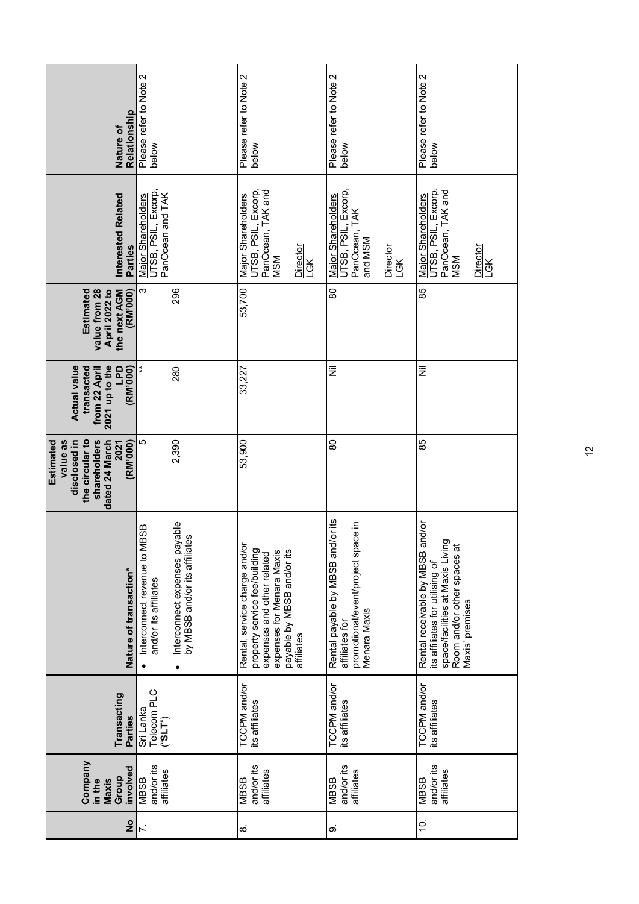| No | Company in the Maxis Group involved | Transacting Parties | Nature of transaction* | Estimated value as disclosed in the circular to shareholders dated 24 March 2021 (RM'000) | Actual value transacted from 22 April 2021 up to the LPD (RM'000) | Estimated value from 28 April 2022 to the next AGM (RM'000) | Interested Related Parties | Nature of Relationship |
|---|---|---|---|---|---|---|---|---|
| 7. | MBSB and/or its affiliates | Sri Lanka Telecom PLC ("**SLT**") | • Interconnect revenue to MBSB and/or its affiliates<br><br>• Interconnect expenses payable by MBSB and/or its affiliates | 5<br><br>2,390 | **<br><br>280 | 3<br><br>296 | Major Shareholders<br>UTSB, PSIL, Excorp, PanOcean and TAK | Please refer to Note 2 below |
| 8. | MBSB and/or its affiliates | TCCPM and/or its affiliates | Rental, service charge and/or property service fee/building expenses and other related expenses for Menara Maxis payable by MBSB and/or its affiliates | 53,900 | 33,227 | 53,700 | Major Shareholders<br>UTSB, PSIL, Excorp, PanOcean, TAK and MSM<br><br>Director<br>LGK | Please refer to Note 2 below |
| 9. | MBSB and/or its affiliates | TCCPM and/or its affiliates | Rental payable by MBSB and/or its affiliates for promotional/event/project space in Menara Maxis | 80 | Nil | 80 | Major Shareholders<br>UTSB, PSIL, Excorp, PanOcean, TAK and MSM<br><br>Director<br>LGK | Please refer to Note 2 below |
| 10. | MBSB and/or its affiliates | TCCPM and/or its affiliates | Rental receivable by MBSB and/or its affiliates for utilising of space/facilities at Maxis Living Room and/or other spaces at Maxis' premises | 85 | Nil | 85 | Major Shareholders<br>UTSB, PSIL, Excorp, PanOcean, TAK and MSM<br><br>Director<br>LGK | Please refer to Note 2 below |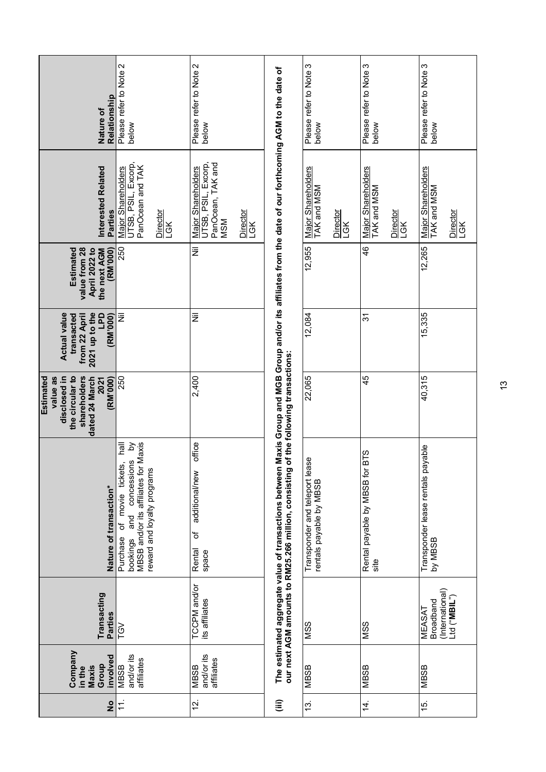| No | Company in the Maxis Group involved | Transacting Parties | Nature of transaction* | Estimated value as disclosed in the circular to shareholders dated 24 March 2021 (RM'000) | Actual value transacted from 22 April 2021 up to the LPD (RM'000) | Estimated value from 28 April 2022 to the next AGM (RM'000) | Interested Related Parties | Nature of Relationship |
|---|---|---|---|---|---|---|---|---|
| 11. | MBSB and/or its affiliates | TGV | Purchase of movie tickets, hall bookings and concessions by MBSB and/or its affiliates for Maxis reward and loyalty programs | 250 | Nil | 250 | Major Shareholders<br>UTSB, PSIL, Excorp, PanOcean and TAK<br><br>Director<br>LGK | Please refer to Note 2 below |
| 12. | MBSB and/or its affiliates | TCCPM and/or its affiliates | Rental of additional/new office space | 2,400 | Nil | Nil | Major Shareholders<br>UTSB, PSIL, Excorp, PanOcean, TAK and MSM<br><br>Director<br>LGK | Please refer to Note 2 below |
| **(iii)** | **The estimated aggregate value of transactions between Maxis Group and MGB Group and/or its affiliates from the date of our forthcoming AGM to the date of our next AGM amounts to RM25.266 million, consisting of the following transactions:** | | | | | | | |
| 13. | MBSB | MSS | Transponder and teleport lease rentals payable by MBSB | 22,065 | 12,084 | 12,955 | Major Shareholders<br>TAK and MSM<br><br>Director<br>LGK | Please refer to Note 3 below |
| 14. | MBSB | MSS | Rental payable by MBSB for BTS site | 45 | 31 | 46 | Major Shareholders<br>TAK and MSM<br><br>Director<br>LGK | Please refer to Note 3 below |
| 15. | MBSB | MEASAT Broadband (International) Ltd ("**MBIL**") | Transponder lease rentals payable by MBSB | 40,315 | 15,335 | 12,265 | Major Shareholders<br>TAK and MSM<br><br>Director<br>LGK | Please refer to Note 3 below |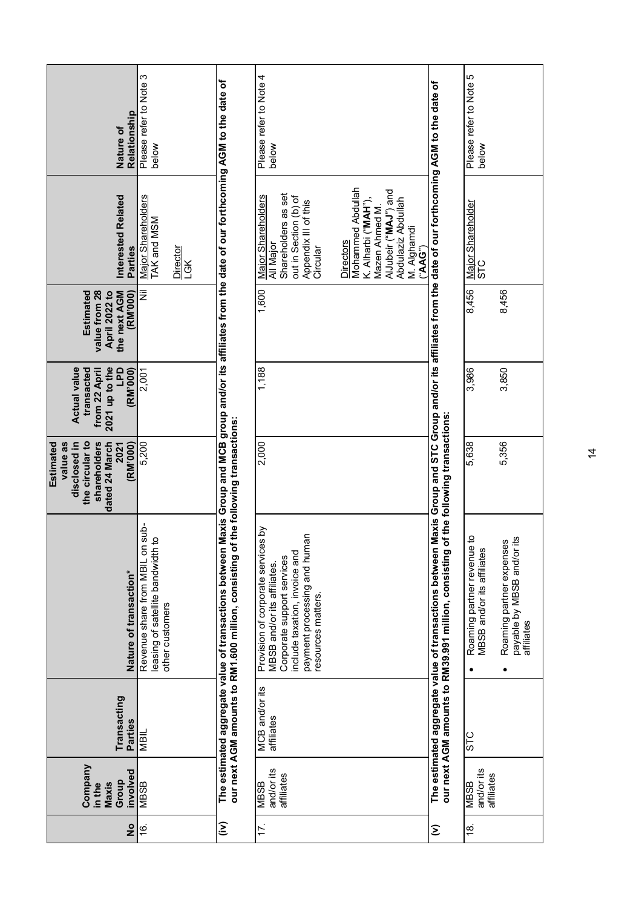| No | Company in the Maxis Group involved | Transacting Parties | Nature of transaction* | Estimated value as disclosed in the circular to shareholders dated 24 March 2021 (RM'000) | Actual value transacted from 22 April 2021 up to the LPD (RM'000) | Estimated value from 28 April 2022 to the next AGM (RM'000) | Interested Related Parties | Nature of Relationship |
|---|---|---|---|---|---|---|---|---|
| 16. | MBSB | MBIL | Revenue share from MBIL on sub-leasing of satellite bandwidth to other customers | 5,200 | 2,001 | Nil | Major Shareholders<br>TAK and MSM<br><br>Director<br>LGK | Please refer to Note 3 below |
| **(iv)** | **The estimated aggregate value of transactions between Maxis Group and MCB group and/or its affiliates from the date of our forthcoming AGM to the date of our next AGM amounts to RM1.600 million, consisting of the following transactions:** | | | | | | | |
| 17. | MBSB and/or its affiliates | MCB and/or its affiliates | Provision of corporate services by MBSB and/or its affiliates. Corporate support services include taxation, invoice and payment processing and human resources matters. | 2,000 | 1,188 | 1,600 | Major Shareholders<br>All Major Shareholders as set out in Section (b) of Appendix III of this Circular<br><br>Directors<br>Mohammed Abdullah K. Alharbi ("**MAH**"), Mazen Ahmed M. AlJubeir ("**MAJ**") and Abdulaziz Abdullah M. Alghamdi ("**AAG**") | Please refer to Note 4 below |
| **(v)** | **The estimated aggregate value of transactions between Maxis Group and STC Group and/or its affiliates from the date of our forthcoming AGM to the date of our next AGM amounts to RM39.991 million, consisting of the following transactions:** | | | | | | | |
| 18. | MBSB and/or its affiliates | STC | • Roaming partner revenue to MBSB and/or its affiliates | 5,638 | 3,986 | 8,456 | Major Shareholder<br>STC | Please refer to Note 5 below |
| | | | • Roaming partner expenses payable by MBSB and/or its affiliates | 5,356 | 3,850 | 8,456 | | |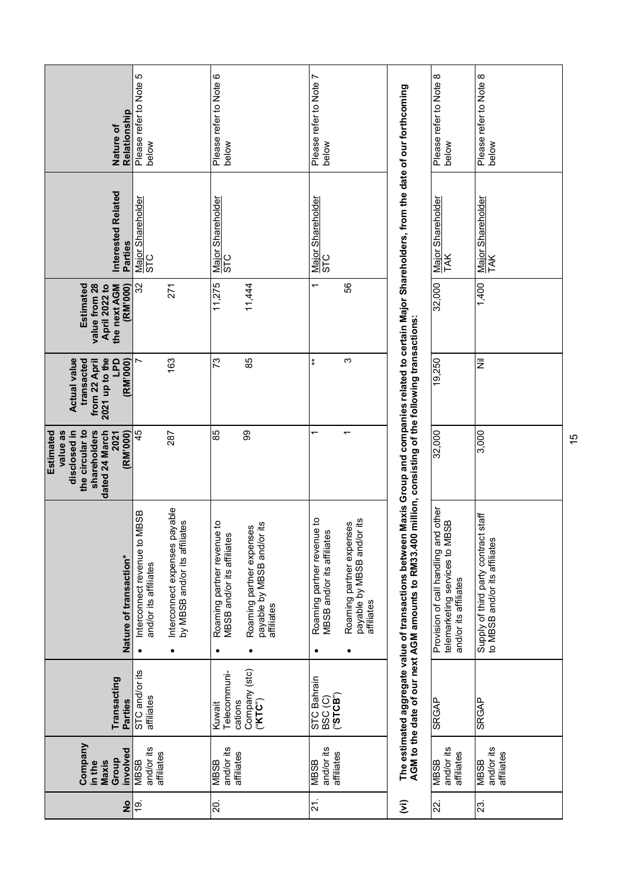| No | Company in the Maxis Group involved | Transacting Parties | Nature of transaction* | Estimated value as disclosed in the circular to shareholders dated 24 March 2021 (RM'000) | Actual value transacted from 22 April 2021 up to the LPD (RM'000) | Estimated value from 28 April 2022 to the next AGM (RM'000) | Interested Related Parties | Nature of Relationship |
|---|---|---|---|---|---|---|---|---|
| 19. | MBSB and/or its affiliates | STC and/or its affiliates | • Interconnect revenue to MBSB and/or its affiliates | 45 | 7 | 32 | Major Shareholder STC | Please refer to Note 5 below |
| | | | • Interconnect expenses payable by MBSB and/or its affiliates | 287 | 163 | 271 | | |
| 20. | MBSB and/or its affiliates | Kuwait Telecommunications Company (stc) ("**KTC**") | • Roaming partner revenue to MBSB and/or its affiliates | 85 | 73 | 11,275 | Major Shareholder STC | Please refer to Note 6 below |
| | | | • Roaming partner expenses payable by MBSB and/or its affiliates | 99 | 85 | 11,444 | | |
| 21. | MBSB and/or its affiliates | STC Bahrain BSC (C) ("**STCB**") | • Roaming partner revenue to MBSB and/or its affiliates | 1 | ** | 1 | Major Shareholder STC | Please refer to Note 7 below |
| | | | • Roaming partner expenses payable by MBSB and/or its affiliates | 1 | 3 | 56 | | |
| **(vi)** | **The estimated aggregate value of transactions between Maxis Group and companies related to certain Major Shareholders, from the date of our forthcoming AGM to the date of our next AGM amounts to RM33.400 million, consisting of the following transactions:** | | | | | | | |
| 22. | MBSB and/or its affiliates | SRGAP | Provision of call handling and other telemarketing services to MBSB and/or its affiliates | 32,000 | 19,250 | 32,000 | Major Shareholder TAK | Please refer to Note 8 below |
| 23. | MBSB and/or its affiliates | SRGAP | Supply of third party contract staff to MBSB and/or its affiliates | 3,000 | Nil | 1,400 | Major Shareholder TAK | Please refer to Note 8 below |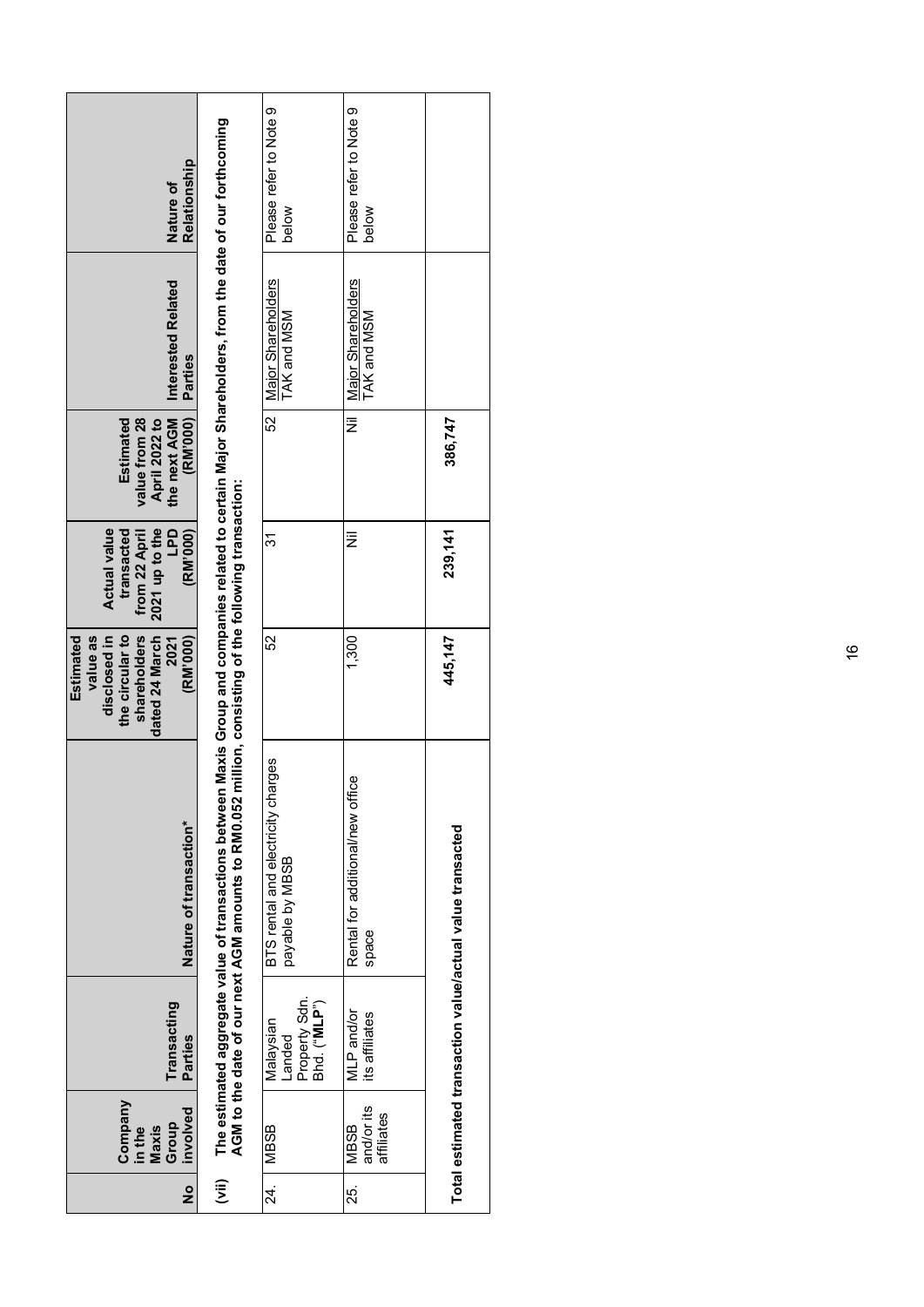| No | Company in the Maxis Group involved | Transacting Parties | Nature of transaction* | Estimated value as disclosed in the circular to shareholders dated 24 March 2021 (RM'000) | Actual value transacted from 22 April 2021 up to the LPD (RM'000) | Estimated value from 28 April 2022 to the next AGM (RM'000) | Interested Related Parties | Nature of Relationship |
|---|---|---|---|---|---|---|---|---|
| **(vii)** | **The estimated aggregate value of transactions between Maxis Group and companies related to certain Major Shareholders, from the date of our forthcoming AGM to the date of our next AGM amounts to RM0.052 million, consisting of the following transaction:** | | | | | | | |
| 24. | MBSB | Malaysian Landed Property Sdn. Bhd. ("**MLP**") | BTS rental and electricity charges payable by MBSB | 52 | 31 | 52 | Major Shareholders<br>TAK and MSM | Please refer to Note 9 below |
| 25. | MBSB and/or its affiliates | MLP and/or its affiliates | Rental for additional/new office space | 1,300 | Nil | Nil | Major Shareholders<br>TAK and MSM | Please refer to Note 9 below |
| | **Total estimated transaction value/actual value transacted** | | | **445,147** | **239,141** | **386,747** | | |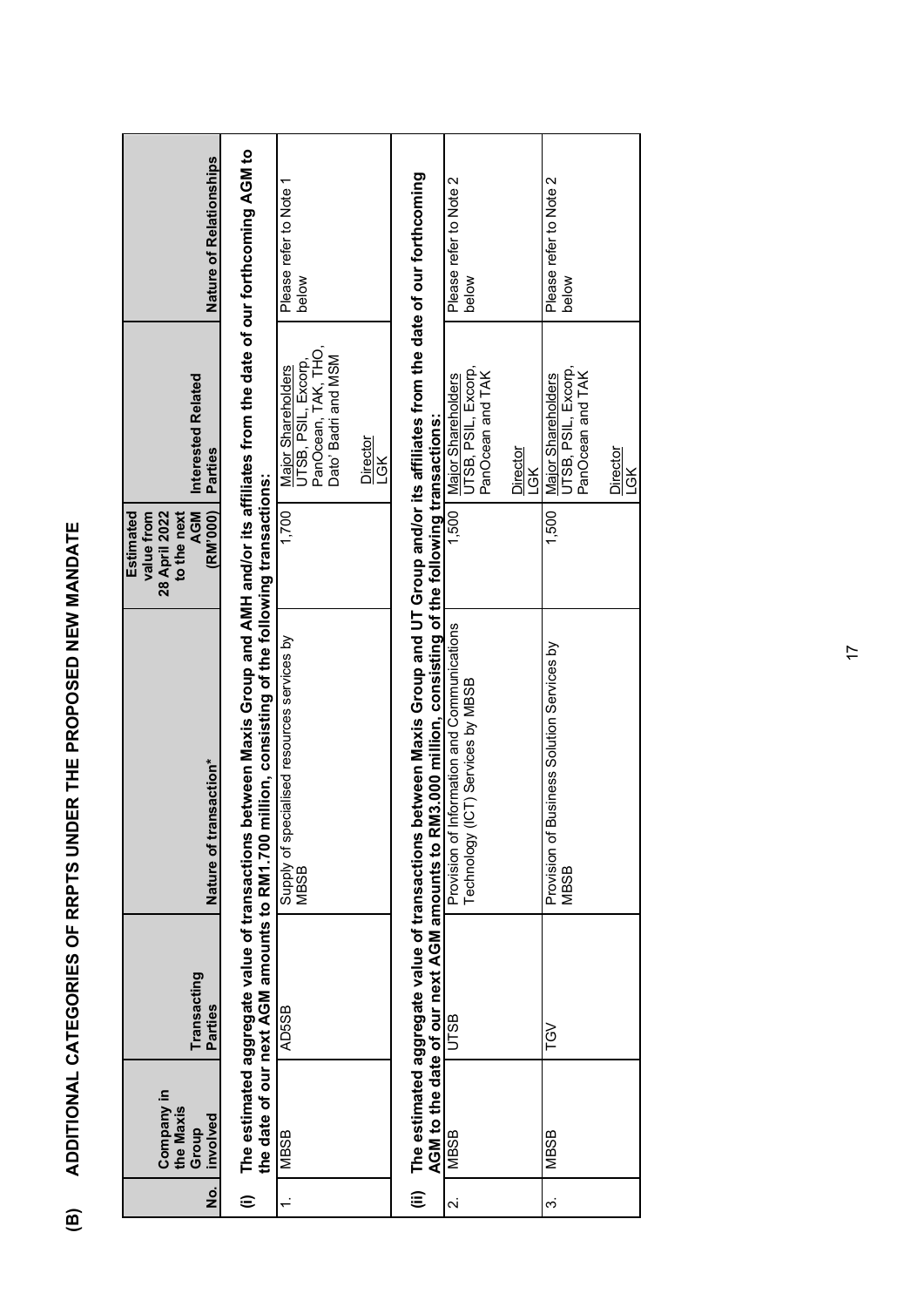## (B) ADDITIONAL CATEGORIES OF RRPTS UNDER THE PROPOSED NEW MANDATE

| No. | Company in the Maxis Group involved | Transacting Parties | Nature of transaction* | Estimated value from 28 April 2022 to the next AGM (RM'000) | Interested Related Parties | Nature of Relationships |
|---|---|---|---|---|---|---|
| **(i)** | **The estimated aggregate value of transactions between Maxis Group and AMH and/or its affiliates from the date of our forthcoming AGM to the date of our next AGM amounts to RM1.700 million, consisting of the following transactions:** | | | | | |
| 1. | MBSB | AD5SB | Supply of specialised resources services by MBSB | 1,700 | Major Shareholders<br>UTSB, PSIL, Excorp, PanOcean, TAK, THO, Dato' Badri and MSM<br><br>Director<br>LGK | Please refer to Note 1 below |
| **(ii)** | **The estimated aggregate value of transactions between Maxis Group and UT Group and/or its affiliates from the date of our forthcoming AGM to the date of our next AGM amounts to RM3.000 million, consisting of the following transactions:** | | | | | |
| 2. | MBSB | UTSB | Provision of Information and Communications Technology (ICT) Services by MBSB | 1,500 | Major Shareholders<br>UTSB, PSIL, Excorp, PanOcean and TAK<br><br>Director<br>LGK | Please refer to Note 2 below |
| 3. | MBSB | TGV | Provision of Business Solution Services by MBSB | 1,500 | Major Shareholders<br>UTSB, PSIL, Excorp, PanOcean and TAK<br><br>Director<br>LGK | Please refer to Note 2 below |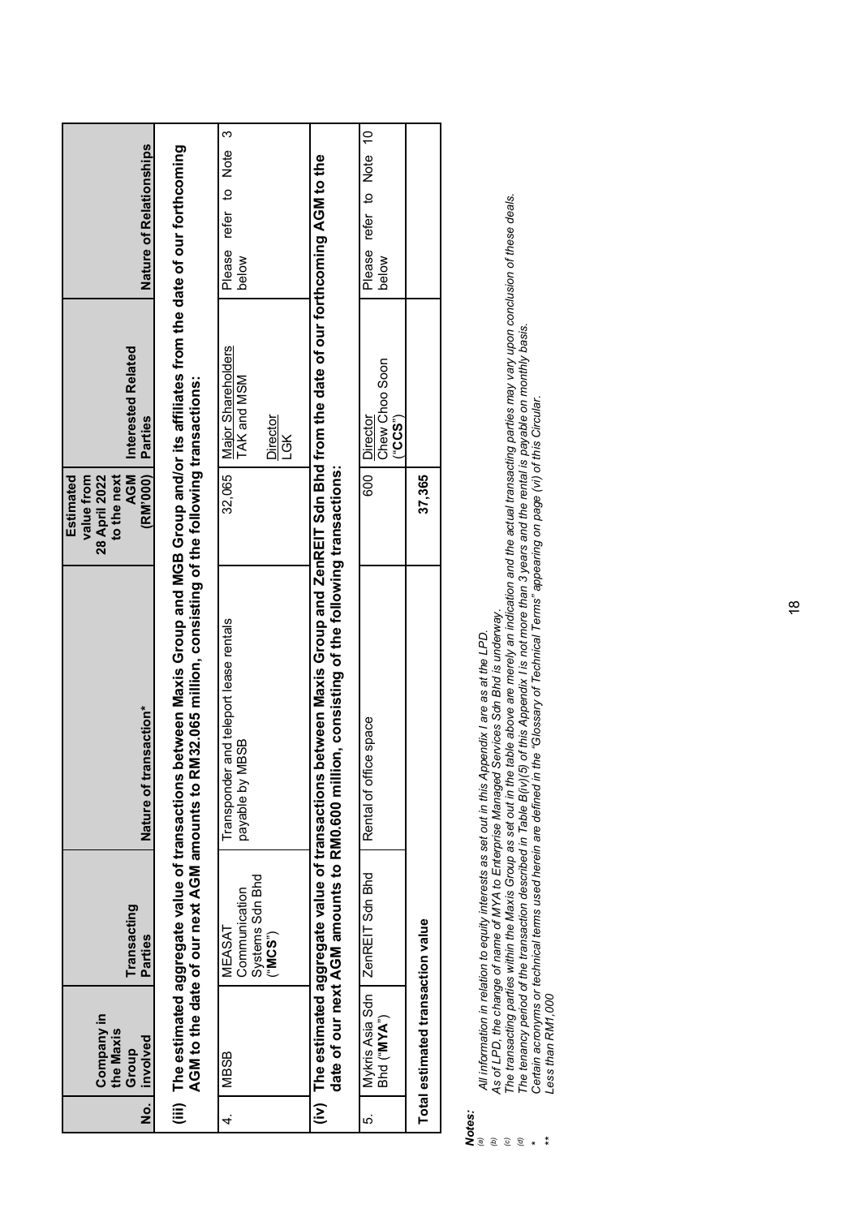| No. | Company in the Maxis Group involved | Transacting Parties | Nature of transaction* | Estimated value from 28 April 2022 to the next AGM (RM'000) | Interested Related Parties | Nature of Relationships |
|---|---|---|---|---|---|---|
| **(iii)** | **The estimated aggregate value of transactions between Maxis Group and MGB Group and/or its affiliates from the date of our forthcoming AGM to the date of our next AGM amounts to RM32.065 million, consisting of the following transactions:** | | | | | |
| 4. | MBSB | MEASAT Communication Systems Sdn Bhd ("**MCS**") | Transponder and teleport lease rentals payable by MBSB | 32,065 | Major Shareholders<br>TAK and MSM<br><br>Director<br>LGK | Please refer to Note 3 below |
| **(iv)** | **The estimated aggregate value of transactions between Maxis Group and ZenREIT Sdn Bhd from the date of our forthcoming AGM to the date of our next AGM amounts to RM0.600 million, consisting of the following transactions:** | | | | | |
| 5. | Mykris Asia Sdn Bhd ("**MYA**") | ZenREIT Sdn Bhd | Rental of office space | 600 | Director<br>Chew Choo Soon ("**CCS**") | Please refer to Note 10 below |
| **Total estimated transaction value** | | | | **37,365** | | |

***Notes:***

*(a) All information in relation to equity interests as set out in this Appendix I are as at the LPD.*

*(b) As of LPD, the change of name of MYA to Enterprise Managed Services Sdn Bhd is underway.*

*(c) The transacting parties within the Maxis Group as set out in the table above are merely an indication and the actual transacting parties may vary upon conclusion of these deals.*

*(d) The tenancy period of the transaction described in Table B(iv)(5) of this Appendix I is not more than 3 years and the rental is payable on monthly basis.*

*\* Certain acronyms or technical terms used herein are defined in the "Glossary of Technical Terms" appearing on page (vi) of this Circular.*

*\*\* Less than RM1,000*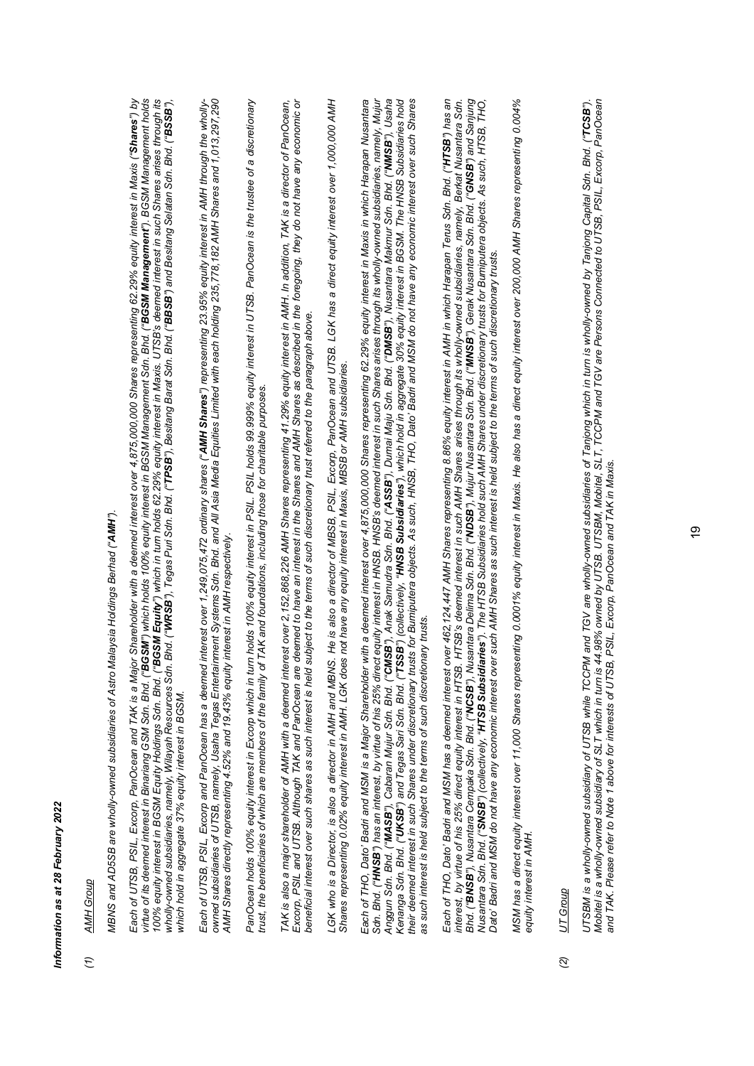***Information as at 28 February 2022***

*(1)* *AMH Group*

*MBNS and AD5SB are wholly-owned subsidiaries of Astro Malaysia Holdings Berhad ("**AMH**").*

*Each of UTSB, PSIL, Excorp, PanOcean and TAK is a Major Shareholder with a deemed interest over 4,875,000,000 Shares representing 62.29% equity interest in Maxis ("**Shares**") by virtue of its deemed interest in Binariang GSM Sdn. Bhd. ("**BGSM**") which holds 100% equity interest in BGSM Management Sdn. Bhd. ("**BGSM Management**"). BGSM Management holds 100% equity interest in BGSM Equity Holdings Sdn. Bhd. ("**BGSM Equity**") which in turn holds 62.29% equity interest in Maxis. UTSB's deemed interest in such Shares arises through its wholly-owned subsidiaries, namely, Wilayah Resources Sdn. Bhd. ("**WRSB**"), Tegas Puri Sdn. Bhd. ("**TPSB**"), Besitang Barat Sdn. Bhd. ("**BBSB**") and Besitang Selatan Sdn. Bhd. ("**BSSB**"), which hold in aggregate 37% equity interest in BGSM.*

*Each of UTSB, PSIL, Excorp and PanOcean has a deemed interest over 1,249,075,472 ordinary shares ("**AMH Shares**") representing 23.95% equity interest in AMH through the wholly-owned subsidiaries of UTSB, namely, Usaha Tegas Entertainment Systems Sdn. Bhd. and All Asia Media Equities Limited with each holding 235,778,182 AMH Shares and 1,013,297,290 AMH Shares directly representing 4.52% and 19.43% equity interest in AMH respectively.*

*PanOcean holds 100% equity interest in Excorp which in turn holds 100% equity interest in PSIL. PSIL holds 99.999% equity interest in UTSB. PanOcean is the trustee of a discretionary trust, the beneficiaries of which are members of the family of TAK and foundations, including those for charitable purposes.*

*TAK is also a major shareholder of AMH with a deemed interest over 2,152,868,226 AMH Shares representing 41.29% equity interest in AMH. In addition, TAK is a director of PanOcean, Excorp, PSIL and UTSB. Although TAK and PanOcean are deemed to have an interest in the Shares and AMH Shares as described in the foregoing, they do not have any economic or beneficial interest over such shares as such interest is held subject to the terms of such discretionary trust referred to the paragraph above.*

*LGK who is a Director, is also a director in AMH and MBNS. He is also a director of MBSB, PSIL, Excorp, PanOcean and UTSB. LGK has a direct equity interest over 1,000,000 AMH Shares representing 0.02% equity interest in AMH. LGK does not have any equity interest in Maxis, MBSB or AMH subsidiaries.*

*Each of THO, Dato' Badri and MSM is a Major Shareholder with a deemed interest over 4,875,000,000 Shares representing 62.29% equity interest in Maxis in which Harapan Nusantara Sdn. Bhd. ("**HNSB**") has an interest, by virtue of his 25% direct equity interest in HNSB. HNSB's deemed interest in such Shares arises through its wholly-owned subsidiaries, namely, Mujur Anggun Sdn. Bhd. ("**MASB**"), Cabaran Mujur Sdn. Bhd. ("**CMSB**"), Anak Samudra Sdn. Bhd. ("**ASSB**"), Dumai Maju Sdn. Bhd. ("**DMSB**"), Nusantara Makmur Sdn. Bhd. ("**NMSB**"), Usaha Kenanga Sdn. Bhd. ("**UKSB**") and Tegas Sari Sdn. Bhd. ("**TSSB**") (collectively, "**HNSB Subsidiaries**"), which hold in aggregate 30% equity interest in BGSM. The HNSB Subsidiaries hold their deemed interest in such Shares under discretionary trusts for Bumiputera objects. As such, HNSB, THO, Dato' Badri and MSM do not have any economic interest over such Shares as such interest is held subject to the terms of such discretionary trusts.*

*Each of THO, Dato' Badri and MSM has a deemed interest over 462,124,447 AMH Shares representing 8.86% equity interest in AMH in which Harapan Terus Sdn. Bhd. ("**HTSB**") has an interest, by virtue of his 25% direct equity interest in HTSB. HTSB's deemed interest in such AMH Shares arises through its wholly-owned subsidiaries, namely, Berkat Nusantara Sdn. Bhd. ("**BNSB**"), Nusantara Cempaka Sdn. Bhd. ("**NCSB**"), Nusantara Delima Sdn. Bhd. ("**NDSB**"), Mujur Nusantara Sdn. Bhd. ("**MNSB**"), Gerak Nusantara Sdn. Bhd. ("**GNSB**") and Sanjung Nusantara Sdn. Bhd. ("**SNSB**") (collectively, "**HTSB Subsidiaries**"). The HTSB Subsidiaries hold such AMH Shares under discretionary trusts for Bumiputera objects. As such, HTSB, THO, Dato' Badri and MSM do not have any economic interest over such AMH Shares as such interest is held subject to the terms of such discretionary trusts.*

*MSM has a direct equity interest over 11,000 Shares representing 0.0001% equity interest in Maxis. He also has a direct equity interest over 200,000 AMH Shares representing 0.004% equity interest in AMH.*

*(2)* *UT Group*

*UTSBM is a wholly-owned subsidiary of UTSB while TCCPM and TGV are wholly-owned subsidiaries of Tanjong which in turn is wholly-owned by Tanjong Capital Sdn. Bhd. ("**TCSB**"). Mobitel is a wholly-owned subsidiary of SLT which in turn is 44.98% owned by UTSB. UTSBM, Mobitel, SLT, TCCPM and TGV are Persons Connected to UTSB, PSIL, Excorp, PanOcean and TAK. Please refer to Note 1 above for interests of UTSB, PSIL, Excorp, PanOcean and TAK in Maxis.*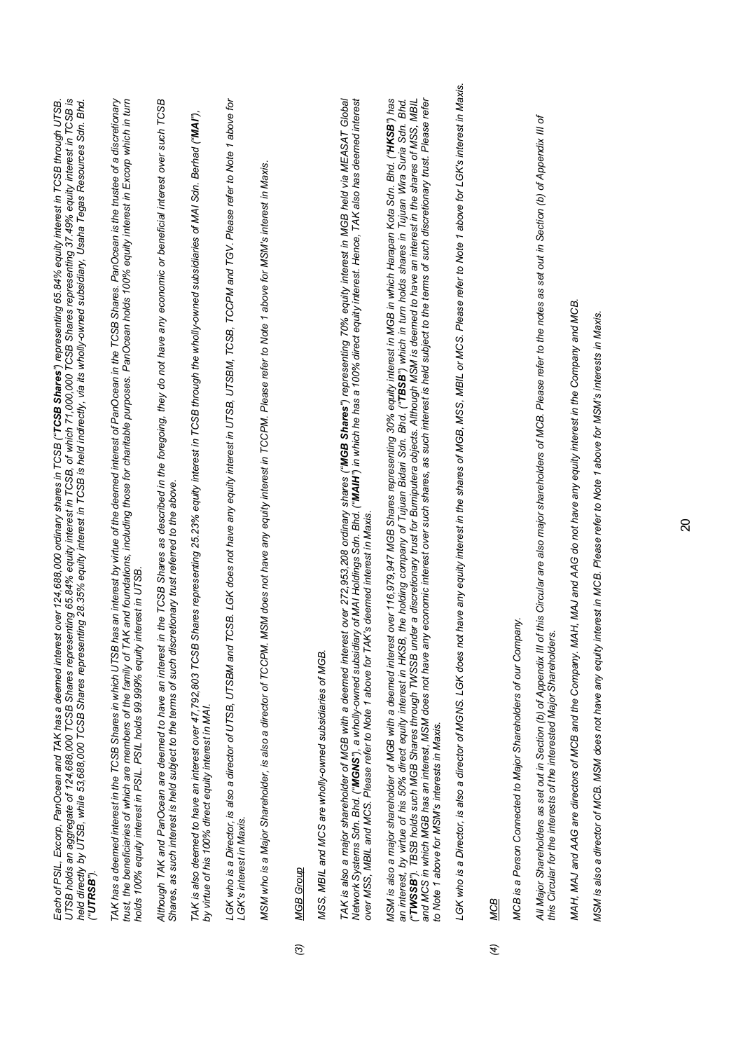*Each of PSIL, Excorp, PanOcean and TAK has a deemed interest over 124,688,000 ordinary shares in TCSB ("**TCSB Shares**") representing 65.84% equity interest in TCSB through UTSB. UTSB holds an aggregate of 124,688,000 TCSB Shares representing 65.84% equity interest in TCSB, of which 71,000,000 TCSB Shares representing 37.49% equity interest in TCSB is held directly by UTSB, while 53,688,000 TCSB Shares representing 28.35% equity interest in TCSB is held indirectly, via its wholly-owned subsidiary, Usaha Tegas Resources Sdn. Bhd. ("**UTRSB**").*

*TAK has a deemed interest in the TCSB Shares in which UTSB has an interest by virtue of the deemed interest of PanOcean in the TCSB Shares. PanOcean is the trustee of a discretionary trust, the beneficiaries of which are members of the family of TAK and foundations, including those for charitable purposes. PanOcean holds 100% equity interest in Excorp which in turn holds 100% equity interest in PSIL. PSIL holds 99.999% equity interest in UTSB.*

*Although TAK and PanOcean are deemed to have an interest in the TCSB Shares as described in the foregoing, they do not have any economic or beneficial interest over such TCSB Shares, as such interest is held subject to the terms of such discretionary trust referred to the above.*

*TAK is also deemed to have an interest over 47,792,803 TCSB Shares representing 25.23% equity interest in TCSB through the wholly-owned subsidiaries of MAI Sdn. Berhad ("**MAI**"), by virtue of his 100% direct equity interest in MAI.*

*LGK who is a Director, is also a director of UTSB, UTSBM and TCSB. LGK does not have any equity interest in UTSB, UTSBM, TCSB, TCCPM and TGV. Please refer to Note 1 above for LGK's interest in Maxis.*

*MSM who is a Major Shareholder, is also a director of TCCPM. MSM does not have any equity interest in TCCPM. Please refer to Note 1 above for MSM's interest in Maxis.*

*(3) MGB Group*

*MSS, MBIL and MCS are wholly-owned subsidiaries of MGB.*

*TAK is also a major shareholder of MGB with a deemed interest over 272,953,208 ordinary shares ("**MGB Shares**") representing 70% equity interest in MGB held via MEASAT Global Network Systems Sdn. Bhd. ("**MGNS**"), a wholly-owned subsidiary of MAI Holdings Sdn. Bhd. ("**MAIH**") in which he has a 100% direct equity interest. Hence, TAK also has deemed interest over MSS, MBIL and MCS. Please refer to Note 1 above for TAK's deemed interest in Maxis.*

*MSM is also a major shareholder of MGB with a deemed interest over 116,979,947 MGB Shares representing 30% equity interest in MGB in which Harapan Kota Sdn. Bhd. ("**HKSB**") has an interest, by virtue of his 50% direct equity interest in HKSB, the holding company of Tujuan Bidari Sdn. Bhd. ("**TBSB**") which in turn holds shares in Tujuan Wira Suria Sdn. Bhd. ("**TWSSB**"). TBSB holds such MGB Shares through TWSSB under a discretionary trust for Bumiputera objects. Although MSM is deemed to have an interest in the shares of MSS, MBIL and MCS in which MGB has an interest, MSM does not have any economic interest over such shares, as such interest is held subject to the terms of such discretionary trust. Please refer to Note 1 above for MSM's interests in Maxis.*

*LGK who is a Director, is also a director of MGNS. LGK does not have any equity interest in the shares of MGB, MSS, MBIL or MCS. Please refer to Note 1 above for LGK's interest in Maxis.*

*(4) MCB*

*MCB is a Person Connected to Major Shareholders of our Company.*

*All Major Shareholders as set out in Section (b) of Appendix III of this Circular are also major shareholders of MCB. Please refer to the notes as set out in Section (b) of Appendix III of this Circular for the interests of the interested Major Shareholders.*

*MAH, MAJ and AAG are directors of MCB and the Company. MAH, MAJ and AAG do not have any equity interest in the Company and MCB.*

*MSM is also a director of MCB. MSM does not have any equity interest in MCB. Please refer to Note 1 above for MSM's interests in Maxis.*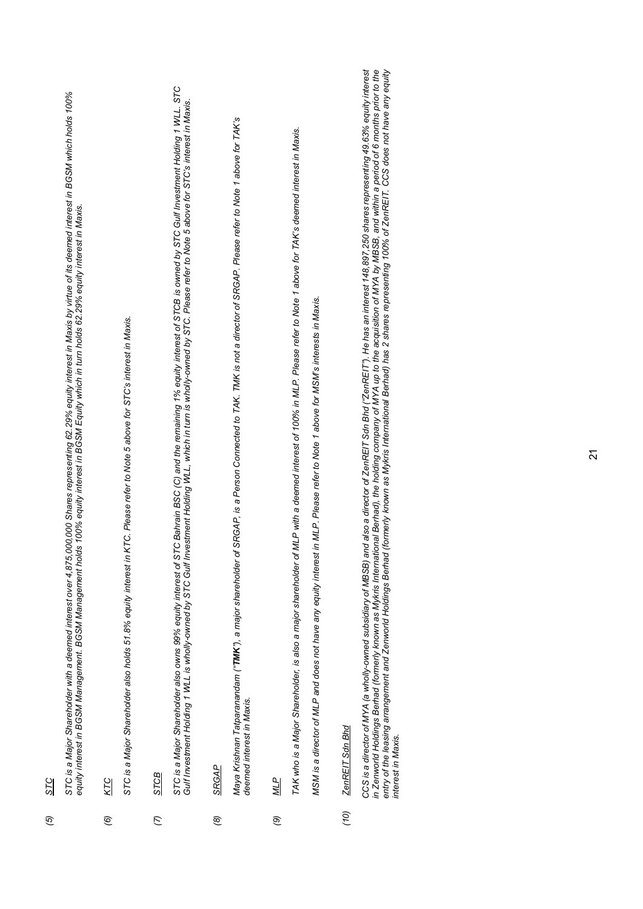*(5)* ***STC***

*STC is a Major Shareholder with a deemed interest over 4,875,000,000 Shares representing 62.29% equity interest in Maxis by virtue of its deemed interest in BGSM which holds 100% equity interest in BGSM Management. BGSM Management holds 100% equity interest in BGSM Equity which in turn holds 62.29% equity interest in Maxis.*

*(6)* ***KTC***

*STC is a Major Shareholder also holds 51.8% equity interest in KTC. Please refer to Note 5 above for STC's interest in Maxis.*

*(7)* ***STCB***

*STC is a Major Shareholder also owns 99% equity interest of STC Bahrain BSC (C) and the remaining 1% equity interest of STCB is owned by STC Gulf Investment Holding 1 WLL. STC Gulf Investment Holding 1 WLL is wholly-owned by STC Gulf Investment Holding WLL, which in turn is wholly-owned by STC. Please refer to Note 5 above for STC's interest in Maxis.*

*(8)* ***SRGAP***

*Maya Krishnan Tatparanandam ("**TMK**"), a major shareholder of SRGAP, is a Person Connected to TAK. TMK is not a director of SRGAP. Please refer to Note 1 above for TAK's deemed interest in Maxis.*

*(9)* ***MLP***

*TAK who is a Major Shareholder, is also a major shareholder of MLP with a deemed interest of 100% in MLP. Please refer to Note 1 above for TAK's deemed interest in Maxis.*

*MSM is a director of MLP and does not have any equity interest in MLP. Please refer to Note 1 above for MSM's interests in Maxis.*

*(10)* ***ZenREIT Sdn Bhd***

*CCS is a director of MYA (a wholly-owned subsidiary of MBSB) and also a director of ZenREIT Sdn Bhd ("ZenREIT"). He has an interest 148,897,250 shares representing 49.63% equity interest in Zenworld Holdings Berhad (formerly known as Mykris International Berhad), the holding company of MYA up to the acquisition of MYA by MBSB, and within a period of 6 months prior to the entry of the leasing arrangement and Zenworld Holdings Berhad (formerly known as Mykris International Berhad) has 2 shares representing 100% of ZenREIT. CCS does not have any equity interest in Maxis.*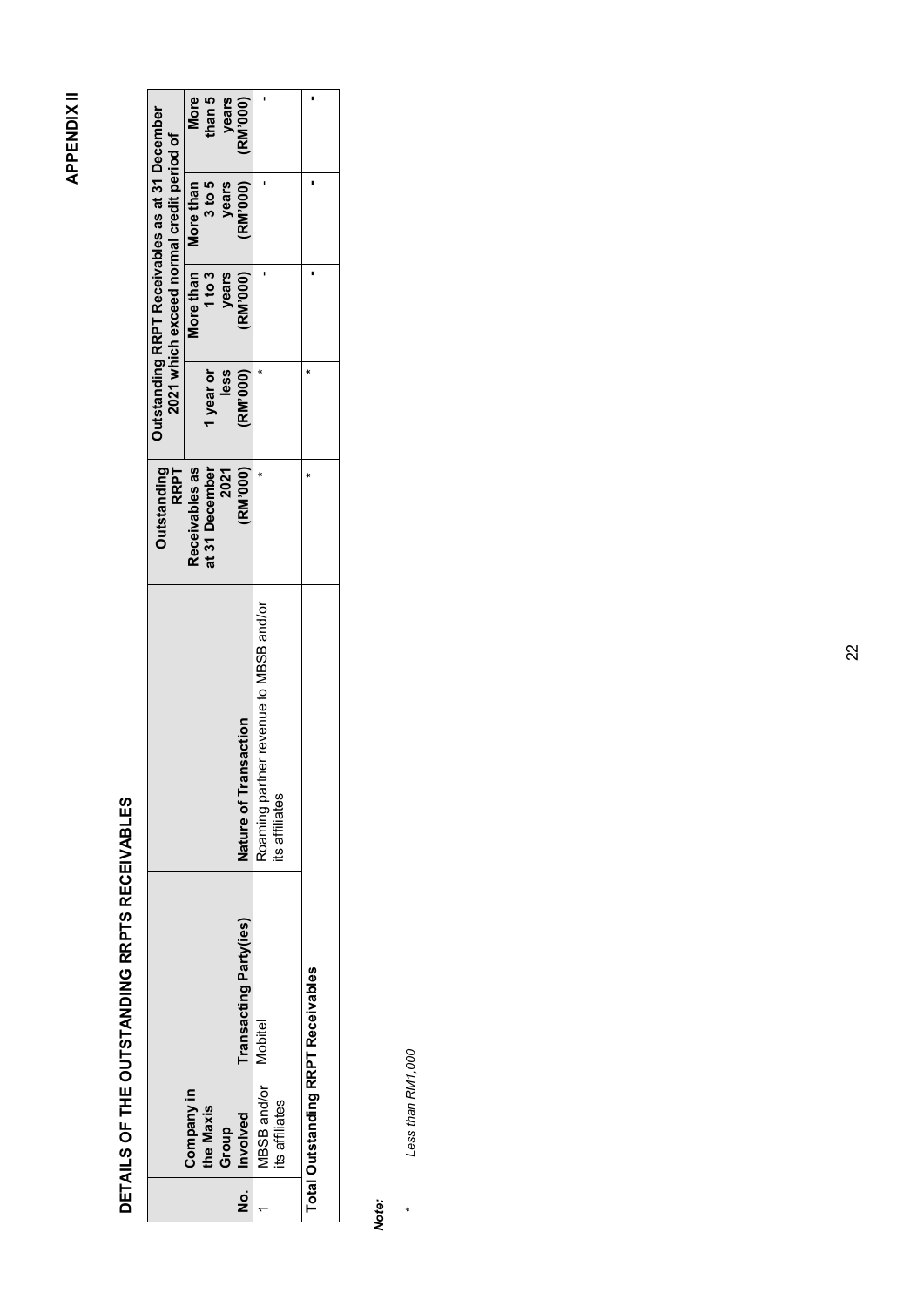**APPENDIX II**

## DETAILS OF THE OUTSTANDING RRPTS RECEIVABLES

| No. | Company in the Maxis Group Involved | Transacting Party(ies) | Nature of Transaction | Outstanding RRPT Receivables as at 31 December 2021 (RM'000) | Outstanding RRPT Receivables as at 31 December 2021 which exceed normal credit period of | | | |
|---|---|---|---|---|---|---|---|---|
| | | | | | 1 year or less (RM'000) | More than 1 to 3 years (RM'000) | More than 3 to 5 years (RM'000) | More than 5 years (RM'000) |
| 1 | MBSB and/or its affiliates | Mobitel | Roaming partner revenue to MBSB and/or its affiliates | * | * | - | - | - |
| **Total Outstanding RRPT Receivables** | | | | * | * | - | - | - |

***Note:***

\* *Less than RM1,000*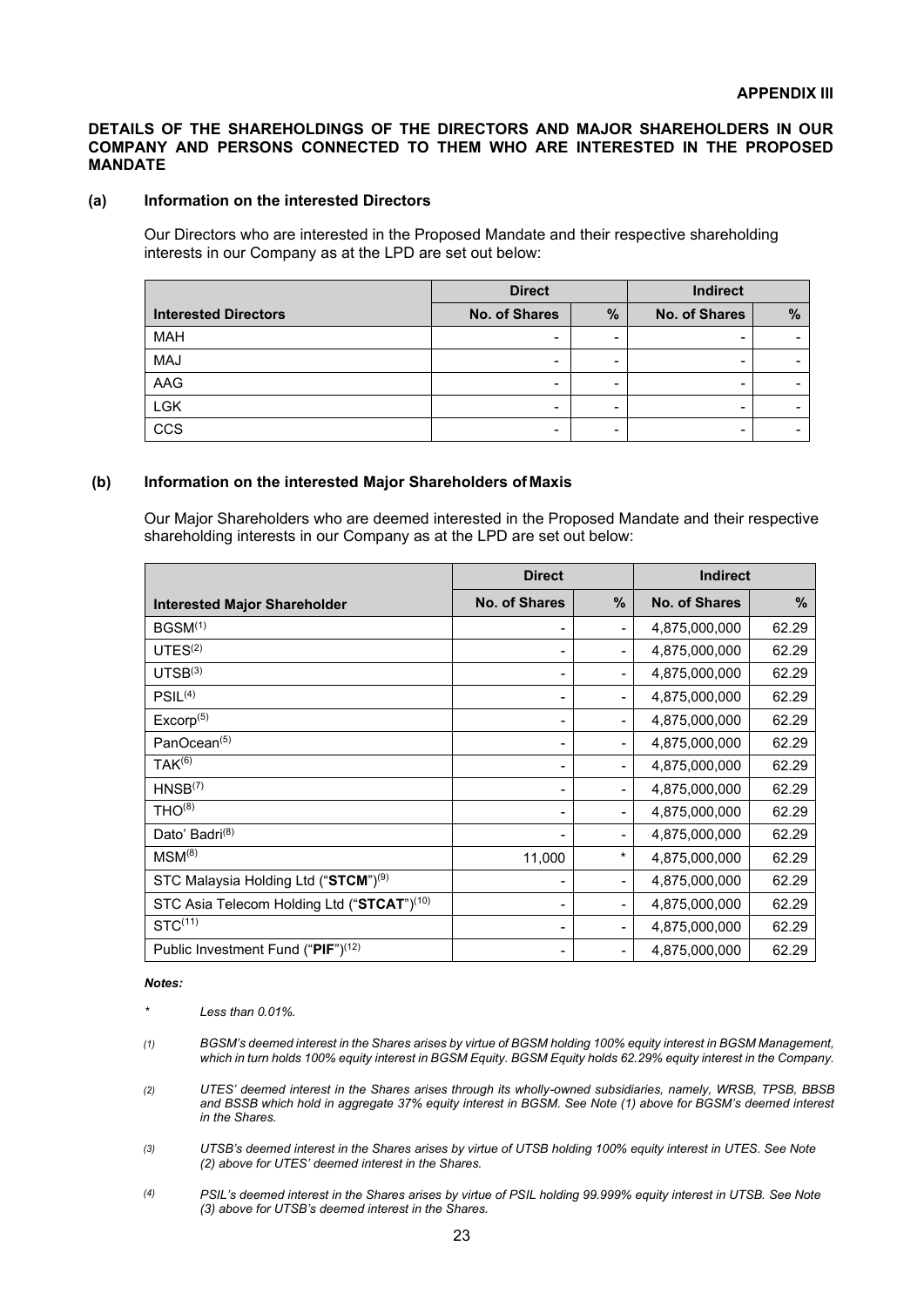**APPENDIX III**

**DETAILS OF THE SHAREHOLDINGS OF THE DIRECTORS AND MAJOR SHAREHOLDERS IN OUR COMPANY AND PERSONS CONNECTED TO THEM WHO ARE INTERESTED IN THE PROPOSED MANDATE**

**(a) Information on the interested Directors**

Our Directors who are interested in the Proposed Mandate and their respective shareholding interests in our Company as at the LPD are set out below:

| | Direct | | Indirect | |
|---|---|---|---|---|
| **Interested Directors** | **No. of Shares** | **%** | **No. of Shares** | **%** |
| MAH | - | - | - | - |
| MAJ | - | - | - | - |
| AAG | - | - | - | - |
| LGK | - | - | - | - |
| CCS | - | - | - | - |

**(b) Information on the interested Major Shareholders of Maxis**

Our Major Shareholders who are deemed interested in the Proposed Mandate and their respective shareholding interests in our Company as at the LPD are set out below:

| | Direct | | Indirect | |
|---|---|---|---|---|
| **Interested Major Shareholder** | **No. of Shares** | **%** | **No. of Shares** | **%** |
| BGSM[(1)] | - | - | 4,875,000,000 | 62.29 |
| UTES[(2)] | - | - | 4,875,000,000 | 62.29 |
| UTSB[(3)] | - | - | 4,875,000,000 | 62.29 |
| PSIL[(4)] | - | - | 4,875,000,000 | 62.29 |
| Excorp[(5)] | - | - | 4,875,000,000 | 62.29 |
| PanOcean[(5)] | - | - | 4,875,000,000 | 62.29 |
| TAK[(6)] | - | - | 4,875,000,000 | 62.29 |
| HNSB[(7)] | - | - | 4,875,000,000 | 62.29 |
| THO[(8)] | - | - | 4,875,000,000 | 62.29 |
| Dato' Badri[(8)] | - | - | 4,875,000,000 | 62.29 |
| MSM[(8)] | 11,000 | * | 4,875,000,000 | 62.29 |
| STC Malaysia Holding Ltd ("**STCM**")[(9)] | - | - | 4,875,000,000 | 62.29 |
| STC Asia Telecom Holding Ltd ("**STCAT**")[(10)] | - | - | 4,875,000,000 | 62.29 |
| STC[(11)] | - | - | 4,875,000,000 | 62.29 |
| Public Investment Fund ("**PIF**")[(12)] | - | - | 4,875,000,000 | 62.29 |

***Notes:***

\* *Less than 0.01%.*

*(1) BGSM's deemed interest in the Shares arises by virtue of BGSM holding 100% equity interest in BGSM Management, which in turn holds 100% equity interest in BGSM Equity. BGSM Equity holds 62.29% equity interest in the Company.*

*(2) UTES' deemed interest in the Shares arises through its wholly-owned subsidiaries, namely, WRSB, TPSB, BBSB and BSSB which hold in aggregate 37% equity interest in BGSM. See Note (1) above for BGSM's deemed interest in the Shares.*

*(3) UTSB's deemed interest in the Shares arises by virtue of UTSB holding 100% equity interest in UTES. See Note (2) above for UTES' deemed interest in the Shares.*

*(4) PSIL's deemed interest in the Shares arises by virtue of PSIL holding 99.999% equity interest in UTSB. See Note (3) above for UTSB's deemed interest in the Shares.*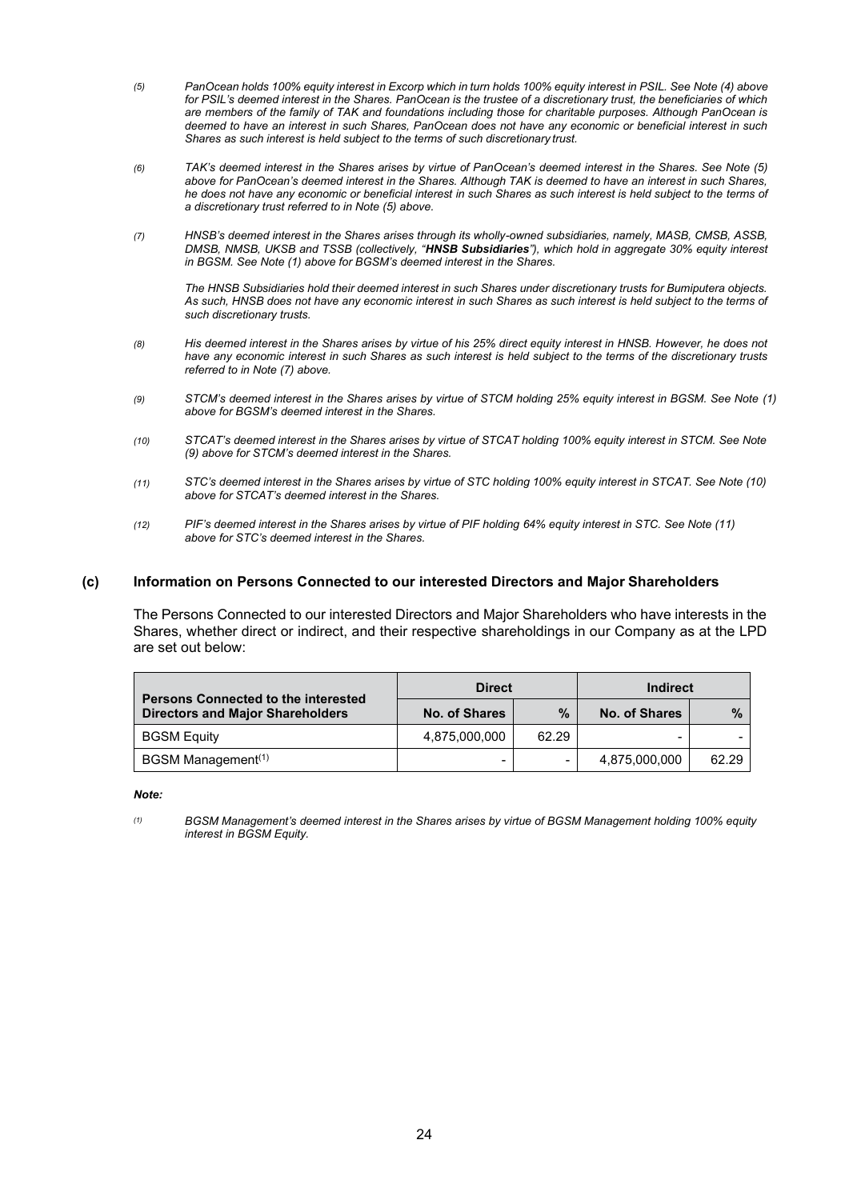*(5) PanOcean holds 100% equity interest in Excorp which in turn holds 100% equity interest in PSIL. See Note (4) above for PSIL's deemed interest in the Shares. PanOcean is the trustee of a discretionary trust, the beneficiaries of which are members of the family of TAK and foundations including those for charitable purposes. Although PanOcean is deemed to have an interest in such Shares, PanOcean does not have any economic or beneficial interest in such Shares as such interest is held subject to the terms of such discretionary trust.*

*(6) TAK's deemed interest in the Shares arises by virtue of PanOcean's deemed interest in the Shares. See Note (5) above for PanOcean's deemed interest in the Shares. Although TAK is deemed to have an interest in such Shares, he does not have any economic or beneficial interest in such Shares as such interest is held subject to the terms of a discretionary trust referred to in Note (5) above.*

*(7) HNSB's deemed interest in the Shares arises through its wholly-owned subsidiaries, namely, MASB, CMSB, ASSB, DMSB, NMSB, UKSB and TSSB (collectively, "**HNSB Subsidiaries**"), which hold in aggregate 30% equity interest in BGSM. See Note (1) above for BGSM's deemed interest in the Shares.*

*The HNSB Subsidiaries hold their deemed interest in such Shares under discretionary trusts for Bumiputera objects. As such, HNSB does not have any economic interest in such Shares as such interest is held subject to the terms of such discretionary trusts.*

*(8) His deemed interest in the Shares arises by virtue of his 25% direct equity interest in HNSB. However, he does not have any economic interest in such Shares as such interest is held subject to the terms of the discretionary trusts referred to in Note (7) above.*

*(9) STCM's deemed interest in the Shares arises by virtue of STCM holding 25% equity interest in BGSM. See Note (1) above for BGSM's deemed interest in the Shares.*

*(10) STCAT's deemed interest in the Shares arises by virtue of STCAT holding 100% equity interest in STCM. See Note (9) above for STCM's deemed interest in the Shares.*

*(11) STC's deemed interest in the Shares arises by virtue of STC holding 100% equity interest in STCAT. See Note (10) above for STCAT's deemed interest in the Shares.*

*(12) PIF's deemed interest in the Shares arises by virtue of PIF holding 64% equity interest in STC. See Note (11) above for STC's deemed interest in the Shares.*

### (c) Information on Persons Connected to our interested Directors and Major Shareholders

The Persons Connected to our interested Directors and Major Shareholders who have interests in the Shares, whether direct or indirect, and their respective shareholdings in our Company as at the LPD are set out below:

| Persons Connected to the interested Directors and Major Shareholders | Direct | | Indirect | |
|---|---|---|---|---|
| | No. of Shares | % | No. of Shares | % |
| BGSM Equity | 4,875,000,000 | 62.29 | - | - |
| BGSM Management[(1)] | - | - | 4,875,000,000 | 62.29 |

***Note:***

*(1) BGSM Management's deemed interest in the Shares arises by virtue of BGSM Management holding 100% equity interest in BGSM Equity.*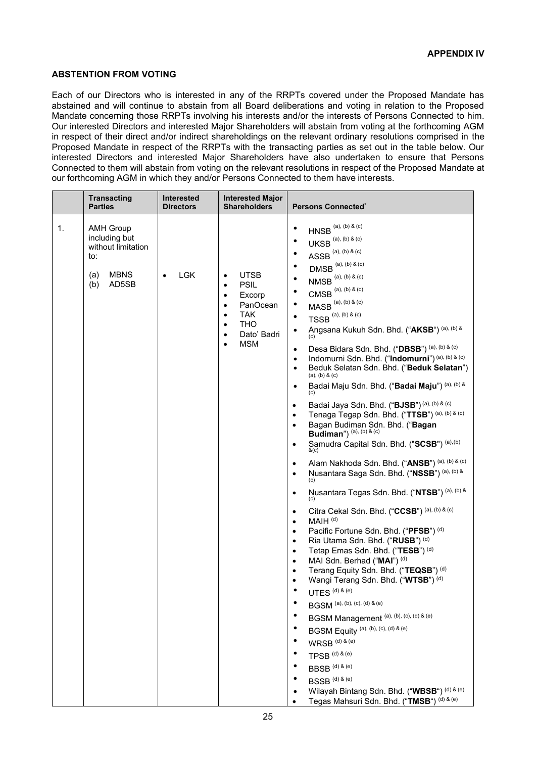**APPENDIX IV**

**ABSTENTION FROM VOTING**

Each of our Directors who is interested in any of the RRPTs covered under the Proposed Mandate has abstained and will continue to abstain from all Board deliberations and voting in relation to the Proposed Mandate concerning those RRPTs involving his interests and/or the interests of Persons Connected to him. Our interested Directors and interested Major Shareholders will abstain from voting at the forthcoming AGM in respect of their direct and/or indirect shareholdings on the relevant ordinary resolutions comprised in the Proposed Mandate in respect of the RRPTs with the transacting parties as set out in the table below. Our interested Directors and interested Major Shareholders have also undertaken to ensure that Persons Connected to them will abstain from voting on the relevant resolutions in respect of the Proposed Mandate at our forthcoming AGM in which they and/or Persons Connected to them have interests.

| | Transacting Parties | Interested Directors | Interested Major Shareholders | Persons Connected* |
|---|---|---|---|---|
| 1. | AMH Group including but without limitation to:<br>(a) MBNS<br>(b) AD5SB | • LGK | • UTSB<br>• PSIL<br>• Excorp<br>• PanOcean<br>• TAK<br>• THO<br>• Dato' Badri<br>• MSM | • HNSB [(a), (b) & (c)]<br>• UKSB [(a), (b) & (c)]<br>• ASSB [(a), (b) & (c)]<br>• DMSB [(a), (b) & (c)]<br>• NMSB [(a), (b) & (c)]<br>• CMSB [(a), (b) & (c)]<br>• MASB [(a), (b) & (c)]<br>• TSSB [(a), (b) & (c)]<br>• Angsana Kukuh Sdn. Bhd. ("**AKSB**") [(a), (b) & (c)]<br>• Desa Bidara Sdn. Bhd. ("**DBSB**") [(a), (b) & (c)]<br>• Indomurni Sdn. Bhd. ("**Indomurni**") [(a), (b) & (c)]<br>• Beduk Selatan Sdn. Bhd. ("**Beduk Selatan**") [(a), (b) & (c)]<br>• Badai Maju Sdn. Bhd. ("**Badai Maju**") [(a), (b) & (c)]<br>• Badai Jaya Sdn. Bhd. ("**BJSB**") [(a), (b) & (c)]<br>• Tenaga Tegap Sdn. Bhd. ("**TTSB**") [(a), (b) & (c)]<br>• Bagan Budiman Sdn. Bhd. ("**Bagan Budiman**") [(a), (b) & (c)]<br>• Samudra Capital Sdn. Bhd. ("**SCSB**") [(a), (b) &(c)]<br>• Alam Nakhoda Sdn. Bhd. ("**ANSB**") [(a), (b) & (c)]<br>• Nusantara Saga Sdn. Bhd. ("**NSSB**") [(a), (b) & (c)]<br>• Nusantara Tegas Sdn. Bhd. ("**NTSB**") [(a), (b) & (c)]<br>• Citra Cekal Sdn. Bhd. ("**CCSB**") [(a), (b) & (c)]<br>• MAIH [(d)]<br>• Pacific Fortune Sdn. Bhd. ("**PFSB**") [(d)]<br>• Ria Utama Sdn. Bhd. ("**RUSB**") [(d)]<br>• Tetap Emas Sdn. Bhd. ("**TESB**") [(d)]<br>• MAI Sdn. Berhad ("**MAI**") [(d)]<br>• Terang Equity Sdn. Bhd. ("**TEQSB**") [(d)]<br>• Wangi Terang Sdn. Bhd. ("**WTSB**") [(d)]<br>• UTES [(d) & (e)]<br>• BGSM [(a), (b), (c), (d) & (e)]<br>• BGSM Management [(a), (b), (c), (d) & (e)]<br>• BGSM Equity [(a), (b), (c), (d) & (e)]<br>• WRSB [(d) & (e)]<br>• TPSB [(d) & (e)]<br>• BBSB [(d) & (e)]<br>• BSSB [(d) & (e)]<br>• Wilayah Bintang Sdn. Bhd. ("**WBSB**") [(d) & (e)]<br>• Tegas Mahsuri Sdn. Bhd. ("**TMSB**") [(d) & (e)] |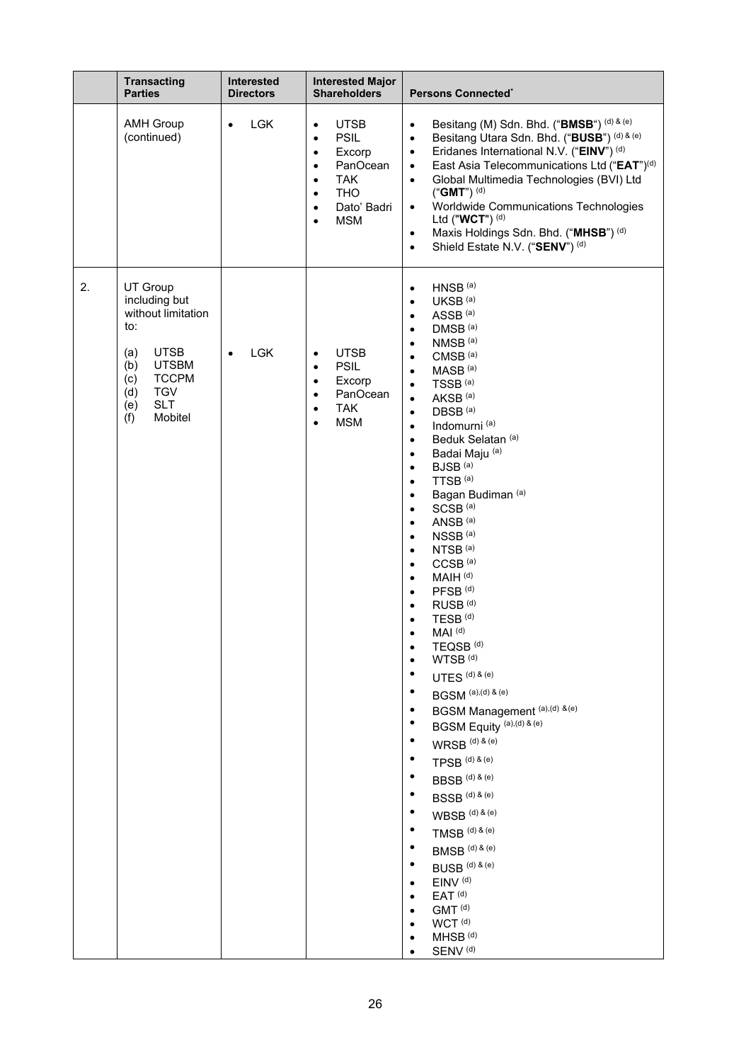| | Transacting Parties | Interested Directors | Interested Major Shareholders | Persons Connected* |
|---|---|---|---|---|
| | AMH Group (continued) | • LGK | • UTSB<br>• PSIL<br>• Excorp<br>• PanOcean<br>• TAK<br>• THO<br>• Dato' Badri<br>• MSM | • Besitang (M) Sdn. Bhd. ("**BMSB**") (d) & (e)<br>• Besitang Utara Sdn. Bhd. ("**BUSB**") (d) & (e)<br>• Eridanes International N.V. ("**EINV**") (d)<br>• East Asia Telecommunications Ltd ("**EAT**")(d)<br>• Global Multimedia Technologies (BVI) Ltd ("**GMT**") (d)<br>• Worldwide Communications Technologies Ltd ("**WCT**") (d)<br>• Maxis Holdings Sdn. Bhd. ("**MHSB**") (d)<br>• Shield Estate N.V. ("**SENV**") (d) |
| 2. | UT Group including but without limitation to:<br><br>(a) UTSB<br>(b) UTSBM<br>(c) TCCPM<br>(d) TGV<br>(e) SLT<br>(f) Mobitel | • LGK | • UTSB<br>• PSIL<br>• Excorp<br>• PanOcean<br>• TAK<br>• MSM | • HNSB (a)<br>• UKSB (a)<br>• ASSB (a)<br>• DMSB (a)<br>• NMSB (a)<br>• CMSB (a)<br>• MASB (a)<br>• TSSB (a)<br>• AKSB (a)<br>• DBSB (a)<br>• Indomurni (a)<br>• Beduk Selatan (a)<br>• Badai Maju (a)<br>• BJSB (a)<br>• TTSB (a)<br>• Bagan Budiman (a)<br>• SCSB (a)<br>• ANSB (a)<br>• NSSB (a)<br>• NTSB (a)<br>• CCSB (a)<br>• MAIH (d)<br>• PFSB (d)<br>• RUSB (d)<br>• TESB (d)<br>• MAI (d)<br>• TEQSB (d)<br>• WTSB (d)<br>• UTES (d) & (e)<br>• BGSM (a),(d) & (e)<br>• BGSM Management (a),(d) & (e)<br>• BGSM Equity (a),(d) & (e)<br>• WRSB (d) & (e)<br>• TPSB (d) & (e)<br>• BBSB (d) & (e)<br>• BSSB (d) & (e)<br>• WBSB (d) & (e)<br>• TMSB (d) & (e)<br>• BMSB (d) & (e)<br>• BUSB (d) & (e)<br>• EINV (d)<br>• EAT (d)<br>• GMT (d)<br>• WCT (d)<br>• MHSB (d)<br>• SENV (d) |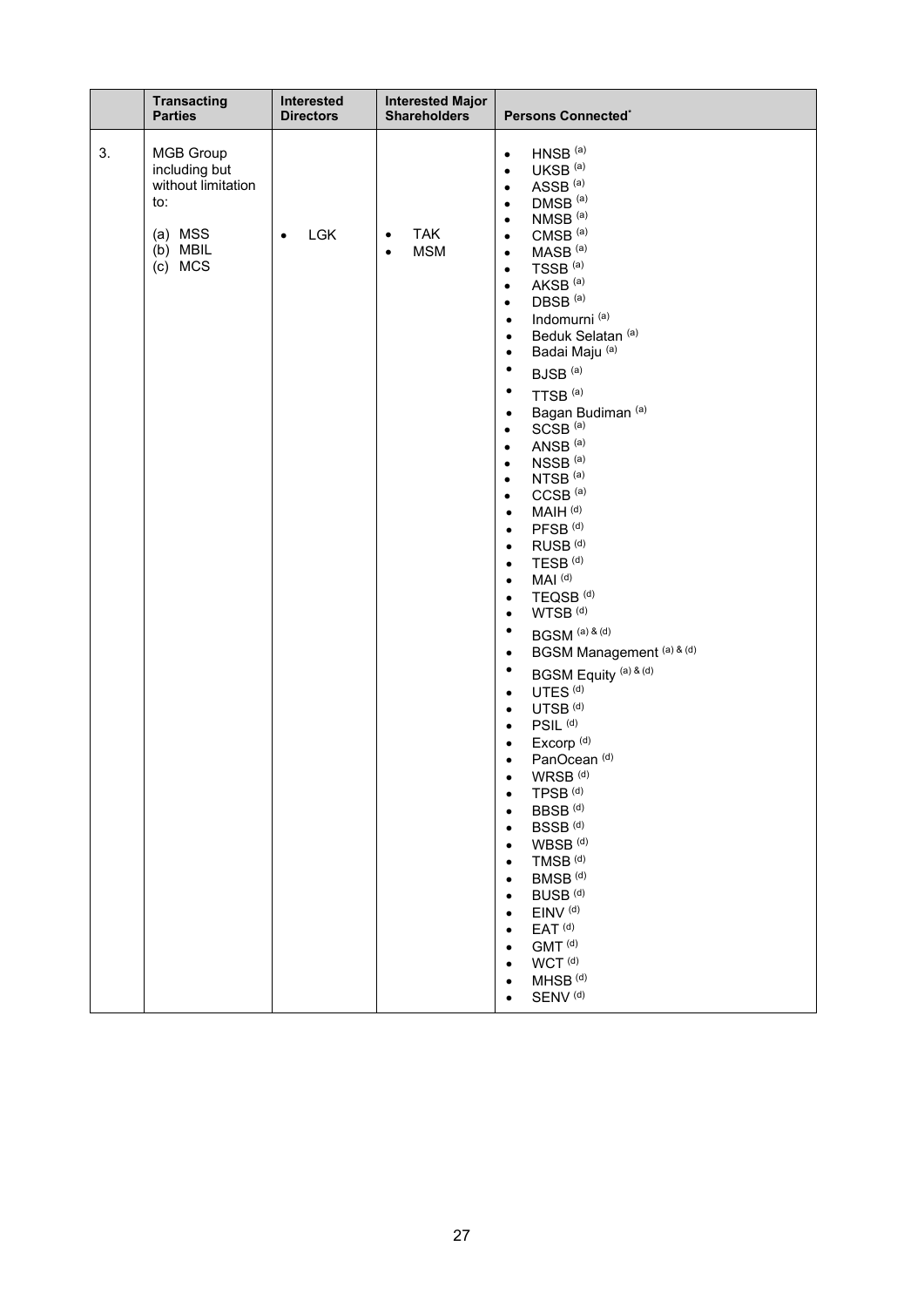| | Transacting Parties | Interested Directors | Interested Major Shareholders | Persons Connected* |
|---|---|---|---|---|
| 3. | MGB Group including but without limitation to:<br><br>(a) MSS<br>(b) MBIL<br>(c) MCS | • LGK | • TAK<br>• MSM | • HNSB [(a)]<br>• UKSB [(a)]<br>• ASSB [(a)]<br>• DMSB [(a)]<br>• NMSB [(a)]<br>• CMSB [(a)]<br>• MASB [(a)]<br>• TSSB [(a)]<br>• AKSB [(a)]<br>• DBSB [(a)]<br>• Indomurni [(a)]<br>• Beduk Selatan [(a)]<br>• Badai Maju [(a)]<br>• BJSB [(a)]<br>• TTSB [(a)]<br>• Bagan Budiman [(a)]<br>• SCSB [(a)]<br>• ANSB [(a)]<br>• NSSB [(a)]<br>• NTSB [(a)]<br>• CCSB [(a)]<br>• MAIH [(d)]<br>• PFSB [(d)]<br>• RUSB [(d)]<br>• TESB [(d)]<br>• MAI [(d)]<br>• TEQSB [(d)]<br>• WTSB [(d)]<br>• BGSM [(a) & (d)]<br>• BGSM Management [(a) & (d)]<br>• BGSM Equity [(a) & (d)]<br>• UTES [(d)]<br>• UTSB [(d)]<br>• PSIL [(d)]<br>• Excorp [(d)]<br>• PanOcean [(d)]<br>• WRSB [(d)]<br>• TPSB [(d)]<br>• BBSB [(d)]<br>• BSSB [(d)]<br>• WBSB [(d)]<br>• TMSB [(d)]<br>• BMSB [(d)]<br>• BUSB [(d)]<br>• EINV [(d)]<br>• EAT [(d)]<br>• GMT [(d)]<br>• WCT [(d)]<br>• MHSB [(d)]<br>• SENV [(d)] |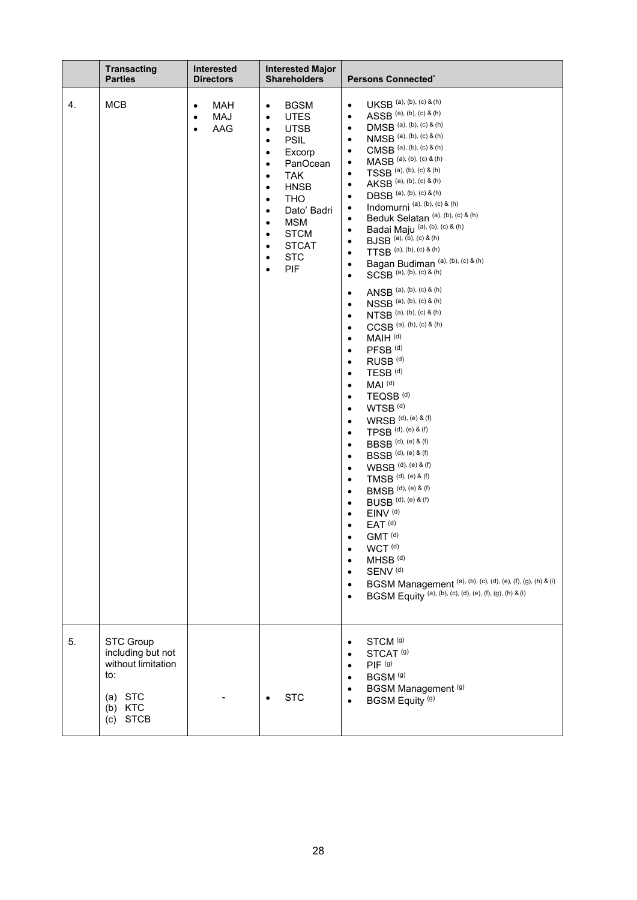|  | Transacting Parties | Interested Directors | Interested Major Shareholders | Persons Connected* |
|---|---|---|---|---|
| 4. | MCB | • MAH<br>• MAJ<br>• AAG | • BGSM<br>• UTES<br>• UTSB<br>• PSIL<br>• Excorp<br>• PanOcean<br>• TAK<br>• HNSB<br>• THO<br>• Dato' Badri<br>• MSM<br>• STCM<br>• STCAT<br>• STC<br>• PIF | • UKSB [(a), (b), (c) & (h)]<br>• ASSB [(a), (b), (c) & (h)]<br>• DMSB [(a), (b), (c) & (h)]<br>• NMSB [(a), (b), (c) & (h)]<br>• CMSB [(a), (b), (c) & (h)]<br>• MASB [(a), (b), (c) & (h)]<br>• TSSB [(a), (b), (c) & (h)]<br>• AKSB [(a), (b), (c) & (h)]<br>• DBSB [(a), (b), (c) & (h)]<br>• Indomurni [(a), (b), (c) & (h)]<br>• Beduk Selatan [(a), (b), (c) & (h)]<br>• Badai Maju [(a), (b), (c) & (h)]<br>• BJSB [(a), (b), (c) & (h)]<br>• TTSB [(a), (b), (c) & (h)]<br>• Bagan Budiman [(a), (b), (c) & (h)]<br>• SCSB [(a), (b), (c) & (h)]<br>• ANSB [(a), (b), (c) & (h)]<br>• NSSB [(a), (b), (c) & (h)]<br>• NTSB [(a), (b), (c) & (h)]<br>• CCSB [(a), (b), (c) & (h)]<br>• MAIH [(d)]<br>• PFSB [(d)]<br>• RUSB [(d)]<br>• TESB [(d)]<br>• MAI [(d)]<br>• TEQSB [(d)]<br>• WTSB [(d)]<br>• WRSB [(d), (e) & (f)]<br>• TPSB [(d), (e) & (f)]<br>• BBSB [(d), (e) & (f)]<br>• BSSB [(d), (e) & (f)]<br>• WBSB [(d), (e) & (f)]<br>• TMSB [(d), (e) & (f)]<br>• BMSB [(d), (e) & (f)]<br>• BUSB [(d), (e) & (f)]<br>• EINV [(d)]<br>• EAT [(d)]<br>• GMT [(d)]<br>• WCT [(d)]<br>• MHSB [(d)]<br>• SENV [(d)]<br>• BGSM Management [(a), (b), (c), (d), (e), (f), (g), (h) & (i)]<br>• BGSM Equity [(a), (b), (c), (d), (e), (f), (g), (h) & (i)] |
| 5. | STC Group including but not without limitation to:<br>(a) STC<br>(b) KTC<br>(c) STCB | - | • STC | • STCM [(g)]<br>• STCAT [(g)]<br>• PIF [(g)]<br>• BGSM [(g)]<br>• BGSM Management [(g)]<br>• BGSM Equity [(g)] |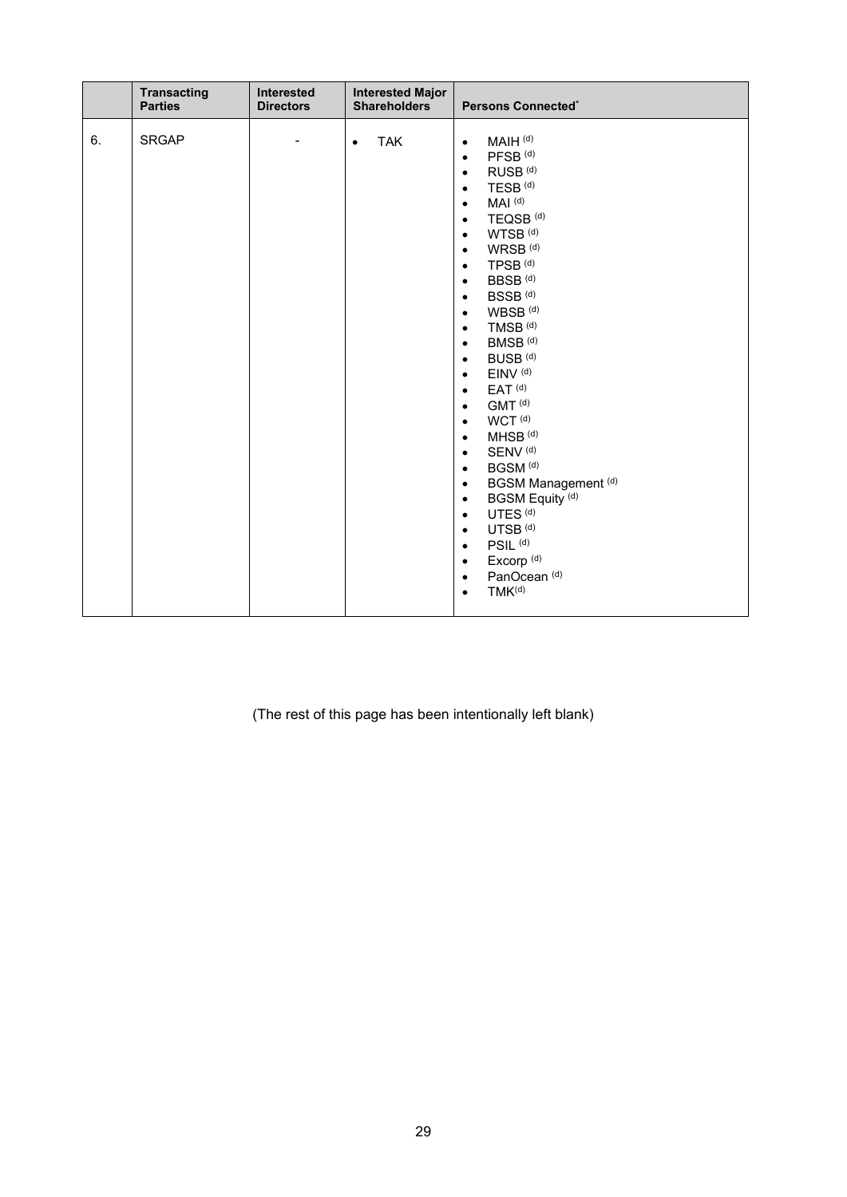| | Transacting Parties | Interested Directors | Interested Major Shareholders | Persons Connected* |
|---|---|---|---|---|
| 6. | SRGAP | - | • TAK | • MAIH (d)<br>• PFSB (d)<br>• RUSB (d)<br>• TESB (d)<br>• MAI (d)<br>• TEQSB (d)<br>• WTSB (d)<br>• WRSB (d)<br>• TPSB (d)<br>• BBSB (d)<br>• BSSB (d)<br>• WBSB (d)<br>• TMSB (d)<br>• BMSB (d)<br>• BUSB (d)<br>• EINV (d)<br>• EAT (d)<br>• GMT (d)<br>• WCT (d)<br>• MHSB (d)<br>• SENV (d)<br>• BGSM (d)<br>• BGSM Management (d)<br>• BGSM Equity (d)<br>• UTES (d)<br>• UTSB (d)<br>• PSIL (d)<br>• Excorp (d)<br>• PanOcean (d)<br>• TMK(d) |

(The rest of this page has been intentionally left blank)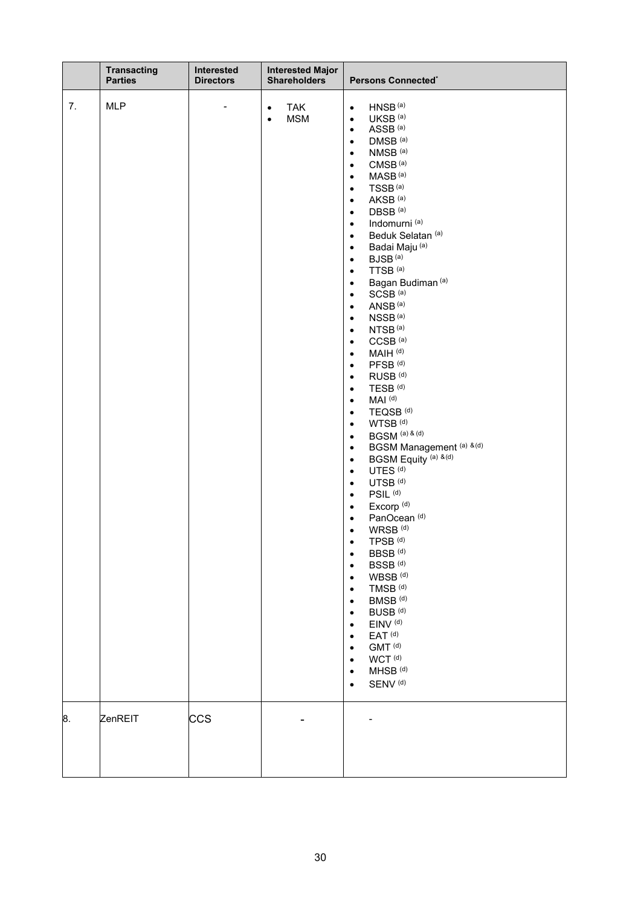| | Transacting Parties | Interested Directors | Interested Major Shareholders | Persons Connected[*] |
|---|---|---|---|---|
| 7. | MLP | - | • TAK<br>• MSM | • HNSB [(a)]<br>• UKSB [(a)]<br>• ASSB [(a)]<br>• DMSB [(a)]<br>• NMSB [(a)]<br>• CMSB [(a)]<br>• MASB [(a)]<br>• TSSB [(a)]<br>• AKSB [(a)]<br>• DBSB [(a)]<br>• Indomurni [(a)]<br>• Beduk Selatan [(a)]<br>• Badai Maju [(a)]<br>• BJSB [(a)]<br>• TTSB [(a)]<br>• Bagan Budiman [(a)]<br>• SCSB [(a)]<br>• ANSB [(a)]<br>• NSSB [(a)]<br>• NTSB [(a)]<br>• CCSB [(a)]<br>• MAIH [(d)]<br>• PFSB [(d)]<br>• RUSB [(d)]<br>• TESB [(d)]<br>• MAI [(d)]<br>• TEQSB [(d)]<br>• WTSB [(d)]<br>• BGSM [(a) & (d)]<br>• BGSM Management [(a) & (d)]<br>• BGSM Equity [(a) & (d)]<br>• UTES [(d)]<br>• UTSB [(d)]<br>• PSIL [(d)]<br>• Excorp [(d)]<br>• PanOcean [(d)]<br>• WRSB [(d)]<br>• TPSB [(d)]<br>• BBSB [(d)]<br>• BSSB [(d)]<br>• WBSB [(d)]<br>• TMSB [(d)]<br>• BMSB [(d)]<br>• BUSB [(d)]<br>• EINV [(d)]<br>• EAT [(d)]<br>• GMT [(d)]<br>• WCT [(d)]<br>• MHSB [(d)]<br>• SENV [(d)] |
| 8. | ZenREIT | CCS | - | - |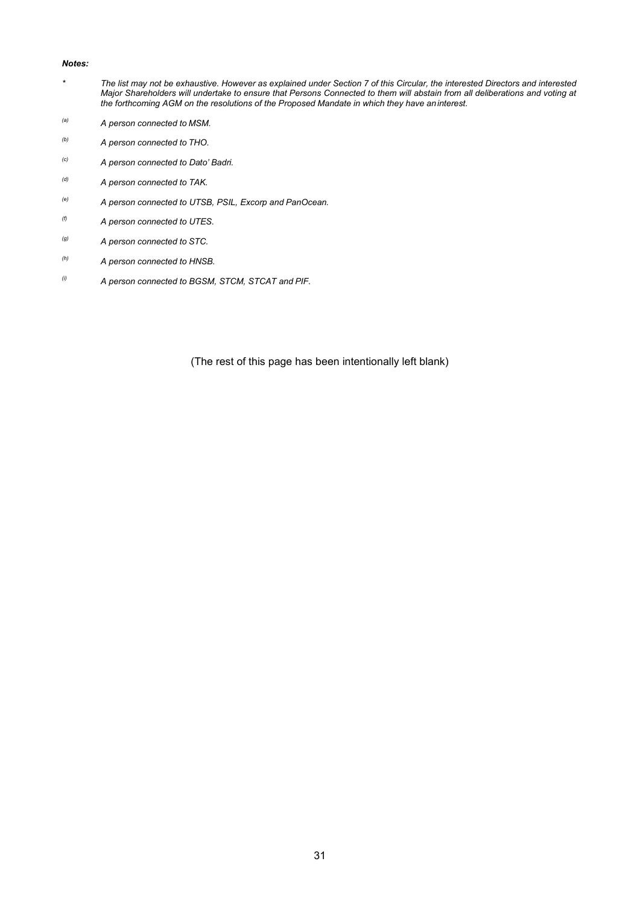***Notes:***

*\** *The list may not be exhaustive. However as explained under Section 7 of this Circular, the interested Directors and interested Major Shareholders will undertake to ensure that Persons Connected to them will abstain from all deliberations and voting at the forthcoming AGM on the resolutions of the Proposed Mandate in which they have an interest.*

[(a)] *A person connected to MSM.*

[(b)] *A person connected to THO.*

[(c)] *A person connected to Dato' Badri.*

[(d)] *A person connected to TAK.*

[(e)] *A person connected to UTSB, PSIL, Excorp and PanOcean.*

[(f)] *A person connected to UTES.*

[(g)] *A person connected to STC.*

[(h)] *A person connected to HNSB.*

[(i)] *A person connected to BGSM, STCM, STCAT and PIF.*

(The rest of this page has been intentionally left blank)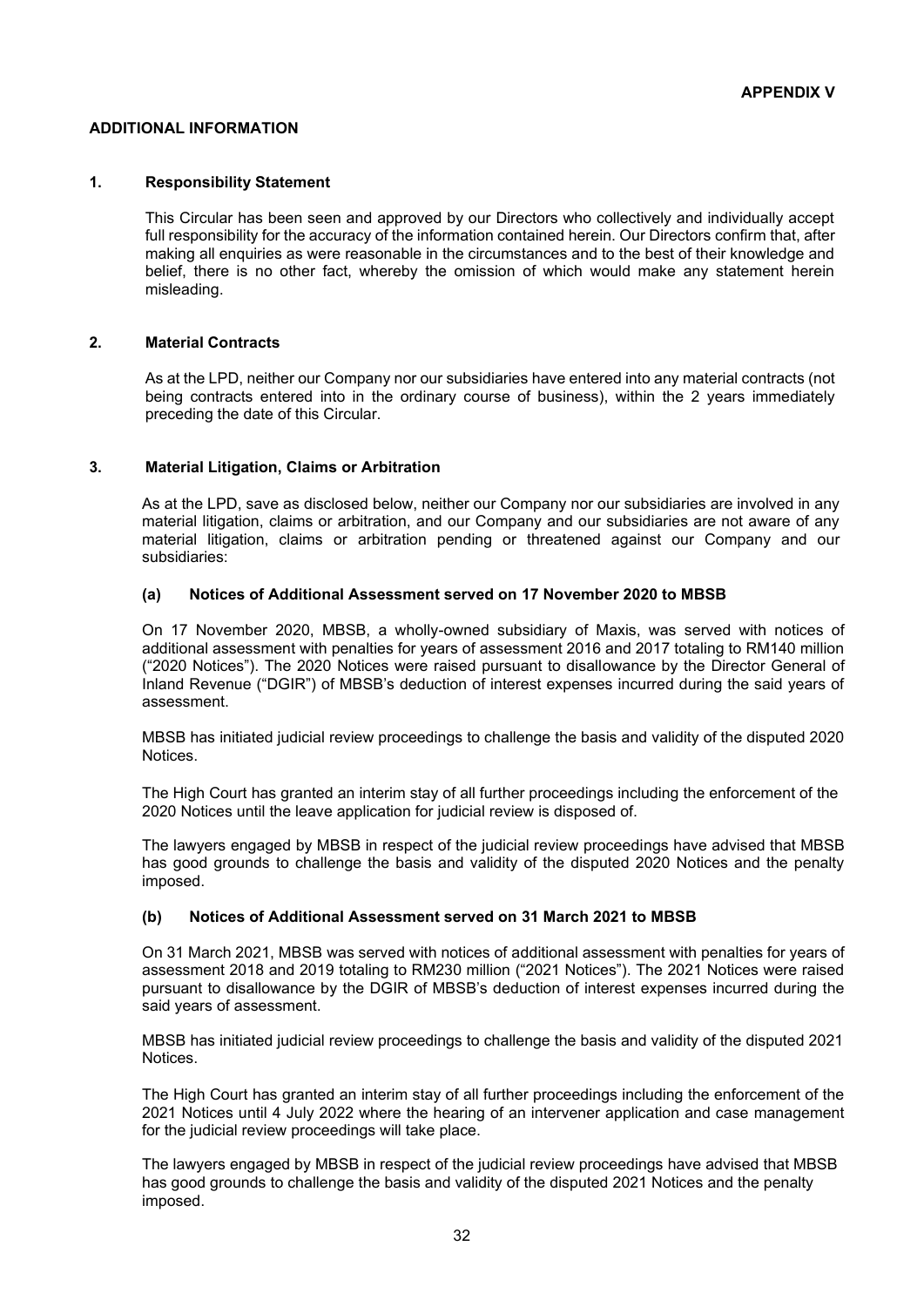**APPENDIX V**

## ADDITIONAL INFORMATION

### 1. Responsibility Statement

This Circular has been seen and approved by our Directors who collectively and individually accept full responsibility for the accuracy of the information contained herein. Our Directors confirm that, after making all enquiries as were reasonable in the circumstances and to the best of their knowledge and belief, there is no other fact, whereby the omission of which would make any statement herein misleading.

### 2. Material Contracts

As at the LPD, neither our Company nor our subsidiaries have entered into any material contracts (not being contracts entered into in the ordinary course of business), within the 2 years immediately preceding the date of this Circular.

### 3. Material Litigation, Claims or Arbitration

As at the LPD, save as disclosed below, neither our Company nor our subsidiaries are involved in any material litigation, claims or arbitration, and our Company and our subsidiaries are not aware of any material litigation, claims or arbitration pending or threatened against our Company and our subsidiaries:

#### (a) Notices of Additional Assessment served on 17 November 2020 to MBSB

On 17 November 2020, MBSB, a wholly-owned subsidiary of Maxis, was served with notices of additional assessment with penalties for years of assessment 2016 and 2017 totaling to RM140 million ("2020 Notices"). The 2020 Notices were raised pursuant to disallowance by the Director General of Inland Revenue ("DGIR") of MBSB's deduction of interest expenses incurred during the said years of assessment.

MBSB has initiated judicial review proceedings to challenge the basis and validity of the disputed 2020 Notices.

The High Court has granted an interim stay of all further proceedings including the enforcement of the 2020 Notices until the leave application for judicial review is disposed of.

The lawyers engaged by MBSB in respect of the judicial review proceedings have advised that MBSB has good grounds to challenge the basis and validity of the disputed 2020 Notices and the penalty imposed.

#### (b) Notices of Additional Assessment served on 31 March 2021 to MBSB

On 31 March 2021, MBSB was served with notices of additional assessment with penalties for years of assessment 2018 and 2019 totaling to RM230 million ("2021 Notices"). The 2021 Notices were raised pursuant to disallowance by the DGIR of MBSB's deduction of interest expenses incurred during the said years of assessment.

MBSB has initiated judicial review proceedings to challenge the basis and validity of the disputed 2021 Notices.

The High Court has granted an interim stay of all further proceedings including the enforcement of the 2021 Notices until 4 July 2022 where the hearing of an intervener application and case management for the judicial review proceedings will take place.

The lawyers engaged by MBSB in respect of the judicial review proceedings have advised that MBSB has good grounds to challenge the basis and validity of the disputed 2021 Notices and the penalty imposed.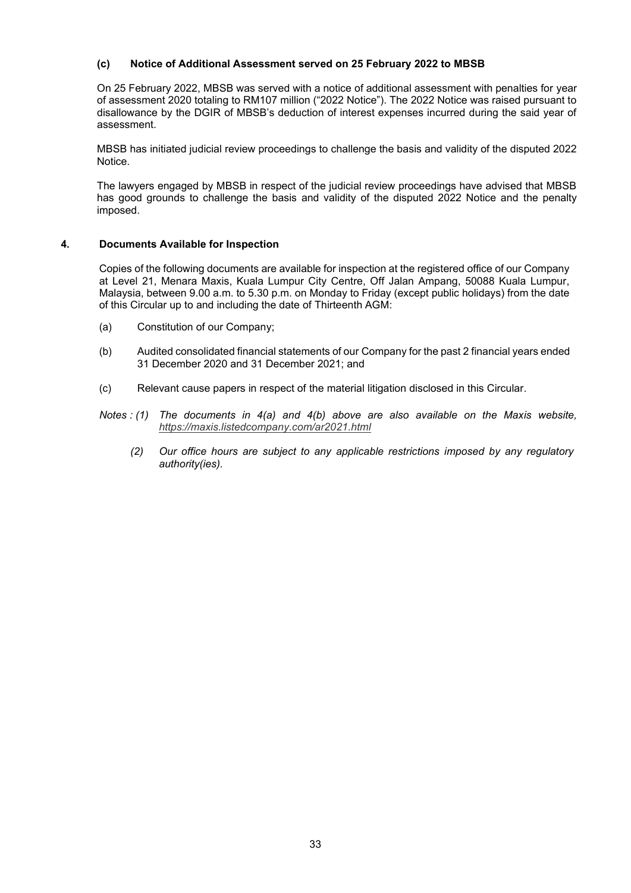### (c) Notice of Additional Assessment served on 25 February 2022 to MBSB

On 25 February 2022, MBSB was served with a notice of additional assessment with penalties for year of assessment 2020 totaling to RM107 million ("2022 Notice"). The 2022 Notice was raised pursuant to disallowance by the DGIR of MBSB's deduction of interest expenses incurred during the said year of assessment.

MBSB has initiated judicial review proceedings to challenge the basis and validity of the disputed 2022 Notice.

The lawyers engaged by MBSB in respect of the judicial review proceedings have advised that MBSB has good grounds to challenge the basis and validity of the disputed 2022 Notice and the penalty imposed.

## 4. Documents Available for Inspection

Copies of the following documents are available for inspection at the registered office of our Company at Level 21, Menara Maxis, Kuala Lumpur City Centre, Off Jalan Ampang, 50088 Kuala Lumpur, Malaysia, between 9.00 a.m. to 5.30 p.m. on Monday to Friday (except public holidays) from the date of this Circular up to and including the date of Thirteenth AGM:

(a) Constitution of our Company;

(b) Audited consolidated financial statements of our Company for the past 2 financial years ended 31 December 2020 and 31 December 2021; and

(c) Relevant cause papers in respect of the material litigation disclosed in this Circular.

*Notes : (1) The documents in 4(a) and 4(b) above are also available on the Maxis website, https://maxis.listedcompany.com/ar2021.html*

*(2) Our office hours are subject to any applicable restrictions imposed by any regulatory authority(ies).*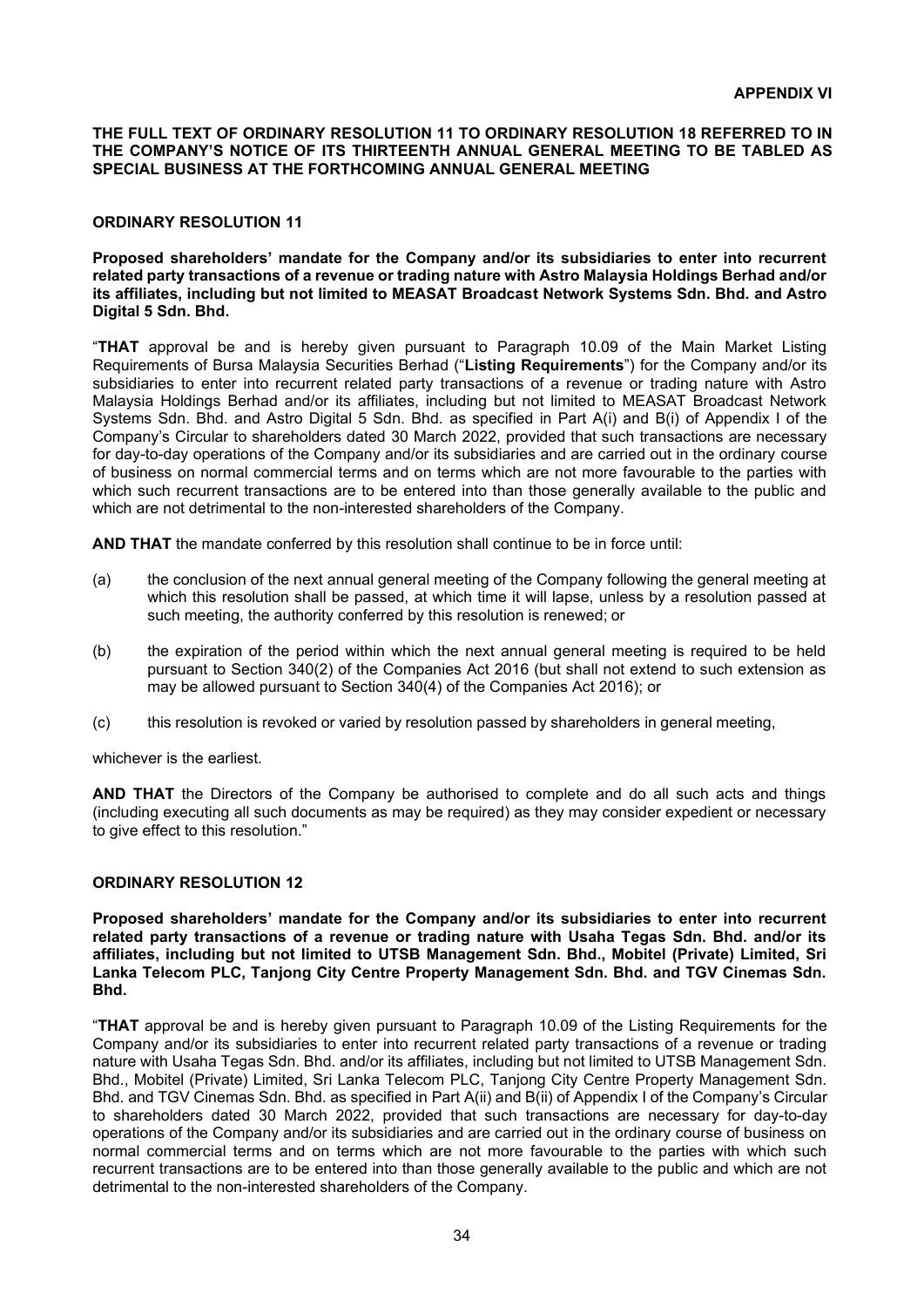**APPENDIX VI**

**THE FULL TEXT OF ORDINARY RESOLUTION 11 TO ORDINARY RESOLUTION 18 REFERRED TO IN THE COMPANY'S NOTICE OF ITS THIRTEENTH ANNUAL GENERAL MEETING TO BE TABLED AS SPECIAL BUSINESS AT THE FORTHCOMING ANNUAL GENERAL MEETING**

**ORDINARY RESOLUTION 11**

**Proposed shareholders' mandate for the Company and/or its subsidiaries to enter into recurrent related party transactions of a revenue or trading nature with Astro Malaysia Holdings Berhad and/or its affiliates, including but not limited to MEASAT Broadcast Network Systems Sdn. Bhd. and Astro Digital 5 Sdn. Bhd.**

"**THAT** approval be and is hereby given pursuant to Paragraph 10.09 of the Main Market Listing Requirements of Bursa Malaysia Securities Berhad ("**Listing Requirements**") for the Company and/or its subsidiaries to enter into recurrent related party transactions of a revenue or trading nature with Astro Malaysia Holdings Berhad and/or its affiliates, including but not limited to MEASAT Broadcast Network Systems Sdn. Bhd. and Astro Digital 5 Sdn. Bhd. as specified in Part A(i) and B(i) of Appendix I of the Company's Circular to shareholders dated 30 March 2022, provided that such transactions are necessary for day-to-day operations of the Company and/or its subsidiaries and are carried out in the ordinary course of business on normal commercial terms and on terms which are not more favourable to the parties with which such recurrent transactions are to be entered into than those generally available to the public and which are not detrimental to the non-interested shareholders of the Company.

**AND THAT** the mandate conferred by this resolution shall continue to be in force until:

(a) the conclusion of the next annual general meeting of the Company following the general meeting at which this resolution shall be passed, at which time it will lapse, unless by a resolution passed at such meeting, the authority conferred by this resolution is renewed; or

(b) the expiration of the period within which the next annual general meeting is required to be held pursuant to Section 340(2) of the Companies Act 2016 (but shall not extend to such extension as may be allowed pursuant to Section 340(4) of the Companies Act 2016); or

(c) this resolution is revoked or varied by resolution passed by shareholders in general meeting,

whichever is the earliest.

**AND THAT** the Directors of the Company be authorised to complete and do all such acts and things (including executing all such documents as may be required) as they may consider expedient or necessary to give effect to this resolution."

**ORDINARY RESOLUTION 12**

**Proposed shareholders' mandate for the Company and/or its subsidiaries to enter into recurrent related party transactions of a revenue or trading nature with Usaha Tegas Sdn. Bhd. and/or its affiliates, including but not limited to UTSB Management Sdn. Bhd., Mobitel (Private) Limited, Sri Lanka Telecom PLC, Tanjong City Centre Property Management Sdn. Bhd. and TGV Cinemas Sdn. Bhd.**

"**THAT** approval be and is hereby given pursuant to Paragraph 10.09 of the Listing Requirements for the Company and/or its subsidiaries to enter into recurrent related party transactions of a revenue or trading nature with Usaha Tegas Sdn. Bhd. and/or its affiliates, including but not limited to UTSB Management Sdn. Bhd., Mobitel (Private) Limited, Sri Lanka Telecom PLC, Tanjong City Centre Property Management Sdn. Bhd. and TGV Cinemas Sdn. Bhd. as specified in Part A(ii) and B(ii) of Appendix I of the Company's Circular to shareholders dated 30 March 2022, provided that such transactions are necessary for day-to-day operations of the Company and/or its subsidiaries and are carried out in the ordinary course of business on normal commercial terms and on terms which are not more favourable to the parties with which such recurrent transactions are to be entered into than those generally available to the public and which are not detrimental to the non-interested shareholders of the Company.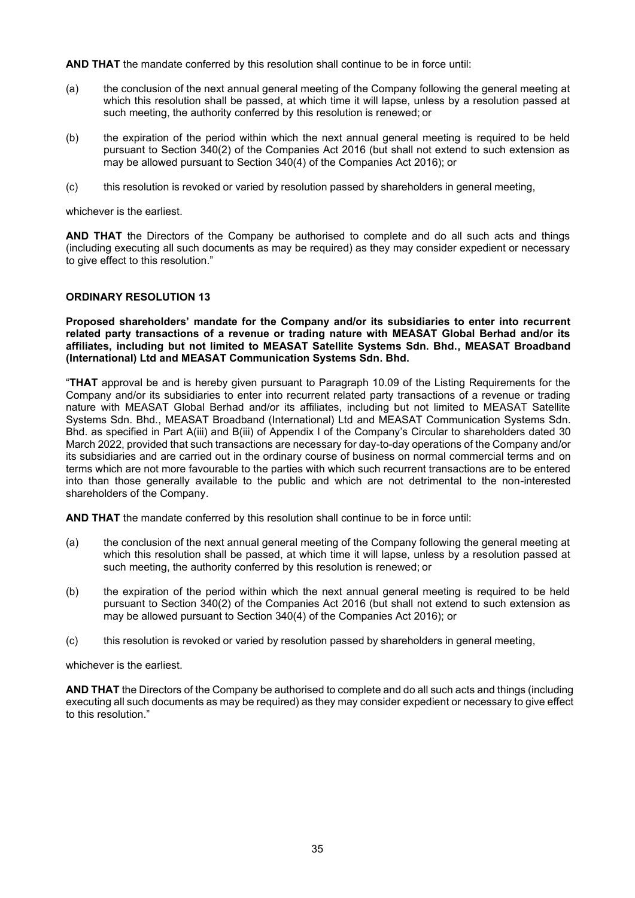**AND THAT** the mandate conferred by this resolution shall continue to be in force until:

(a) the conclusion of the next annual general meeting of the Company following the general meeting at which this resolution shall be passed, at which time it will lapse, unless by a resolution passed at such meeting, the authority conferred by this resolution is renewed; or

(b) the expiration of the period within which the next annual general meeting is required to be held pursuant to Section 340(2) of the Companies Act 2016 (but shall not extend to such extension as may be allowed pursuant to Section 340(4) of the Companies Act 2016); or

(c) this resolution is revoked or varied by resolution passed by shareholders in general meeting,

whichever is the earliest.

**AND THAT** the Directors of the Company be authorised to complete and do all such acts and things (including executing all such documents as may be required) as they may consider expedient or necessary to give effect to this resolution."

### ORDINARY RESOLUTION 13

**Proposed shareholders' mandate for the Company and/or its subsidiaries to enter into recurrent related party transactions of a revenue or trading nature with MEASAT Global Berhad and/or its affiliates, including but not limited to MEASAT Satellite Systems Sdn. Bhd., MEASAT Broadband (International) Ltd and MEASAT Communication Systems Sdn. Bhd.**

"**THAT** approval be and is hereby given pursuant to Paragraph 10.09 of the Listing Requirements for the Company and/or its subsidiaries to enter into recurrent related party transactions of a revenue or trading nature with MEASAT Global Berhad and/or its affiliates, including but not limited to MEASAT Satellite Systems Sdn. Bhd., MEASAT Broadband (International) Ltd and MEASAT Communication Systems Sdn. Bhd. as specified in Part A(iii) and B(iii) of Appendix I of the Company's Circular to shareholders dated 30 March 2022, provided that such transactions are necessary for day-to-day operations of the Company and/or its subsidiaries and are carried out in the ordinary course of business on normal commercial terms and on terms which are not more favourable to the parties with which such recurrent transactions are to be entered into than those generally available to the public and which are not detrimental to the non-interested shareholders of the Company.

**AND THAT** the mandate conferred by this resolution shall continue to be in force until:

(a) the conclusion of the next annual general meeting of the Company following the general meeting at which this resolution shall be passed, at which time it will lapse, unless by a resolution passed at such meeting, the authority conferred by this resolution is renewed; or

(b) the expiration of the period within which the next annual general meeting is required to be held pursuant to Section 340(2) of the Companies Act 2016 (but shall not extend to such extension as may be allowed pursuant to Section 340(4) of the Companies Act 2016); or

(c) this resolution is revoked or varied by resolution passed by shareholders in general meeting,

whichever is the earliest.

**AND THAT** the Directors of the Company be authorised to complete and do all such acts and things (including executing all such documents as may be required) as they may consider expedient or necessary to give effect to this resolution."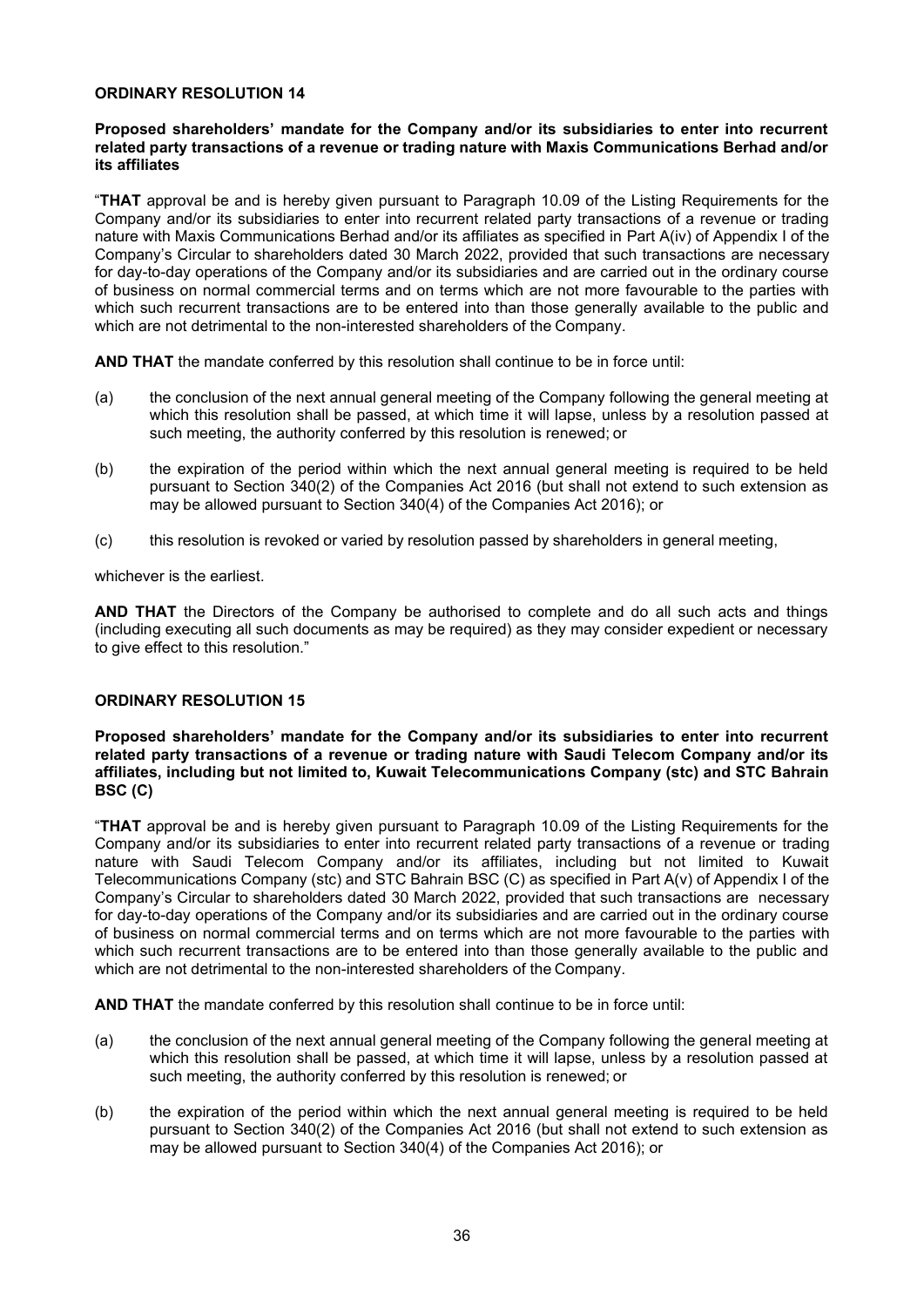## ORDINARY RESOLUTION 14

**Proposed shareholders' mandate for the Company and/or its subsidiaries to enter into recurrent related party transactions of a revenue or trading nature with Maxis Communications Berhad and/or its affiliates**

"**THAT** approval be and is hereby given pursuant to Paragraph 10.09 of the Listing Requirements for the Company and/or its subsidiaries to enter into recurrent related party transactions of a revenue or trading nature with Maxis Communications Berhad and/or its affiliates as specified in Part A(iv) of Appendix I of the Company's Circular to shareholders dated 30 March 2022, provided that such transactions are necessary for day-to-day operations of the Company and/or its subsidiaries and are carried out in the ordinary course of business on normal commercial terms and on terms which are not more favourable to the parties with which such recurrent transactions are to be entered into than those generally available to the public and which are not detrimental to the non-interested shareholders of the Company.

**AND THAT** the mandate conferred by this resolution shall continue to be in force until:

(a) the conclusion of the next annual general meeting of the Company following the general meeting at which this resolution shall be passed, at which time it will lapse, unless by a resolution passed at such meeting, the authority conferred by this resolution is renewed; or

(b) the expiration of the period within which the next annual general meeting is required to be held pursuant to Section 340(2) of the Companies Act 2016 (but shall not extend to such extension as may be allowed pursuant to Section 340(4) of the Companies Act 2016); or

(c) this resolution is revoked or varied by resolution passed by shareholders in general meeting,

whichever is the earliest.

**AND THAT** the Directors of the Company be authorised to complete and do all such acts and things (including executing all such documents as may be required) as they may consider expedient or necessary to give effect to this resolution."

## ORDINARY RESOLUTION 15

**Proposed shareholders' mandate for the Company and/or its subsidiaries to enter into recurrent related party transactions of a revenue or trading nature with Saudi Telecom Company and/or its affiliates, including but not limited to, Kuwait Telecommunications Company (stc) and STC Bahrain BSC (C)**

"**THAT** approval be and is hereby given pursuant to Paragraph 10.09 of the Listing Requirements for the Company and/or its subsidiaries to enter into recurrent related party transactions of a revenue or trading nature with Saudi Telecom Company and/or its affiliates, including but not limited to Kuwait Telecommunications Company (stc) and STC Bahrain BSC (C) as specified in Part A(v) of Appendix I of the Company's Circular to shareholders dated 30 March 2022, provided that such transactions are necessary for day-to-day operations of the Company and/or its subsidiaries and are carried out in the ordinary course of business on normal commercial terms and on terms which are not more favourable to the parties with which such recurrent transactions are to be entered into than those generally available to the public and which are not detrimental to the non-interested shareholders of the Company.

**AND THAT** the mandate conferred by this resolution shall continue to be in force until:

(a) the conclusion of the next annual general meeting of the Company following the general meeting at which this resolution shall be passed, at which time it will lapse, unless by a resolution passed at such meeting, the authority conferred by this resolution is renewed; or

(b) the expiration of the period within which the next annual general meeting is required to be held pursuant to Section 340(2) of the Companies Act 2016 (but shall not extend to such extension as may be allowed pursuant to Section 340(4) of the Companies Act 2016); or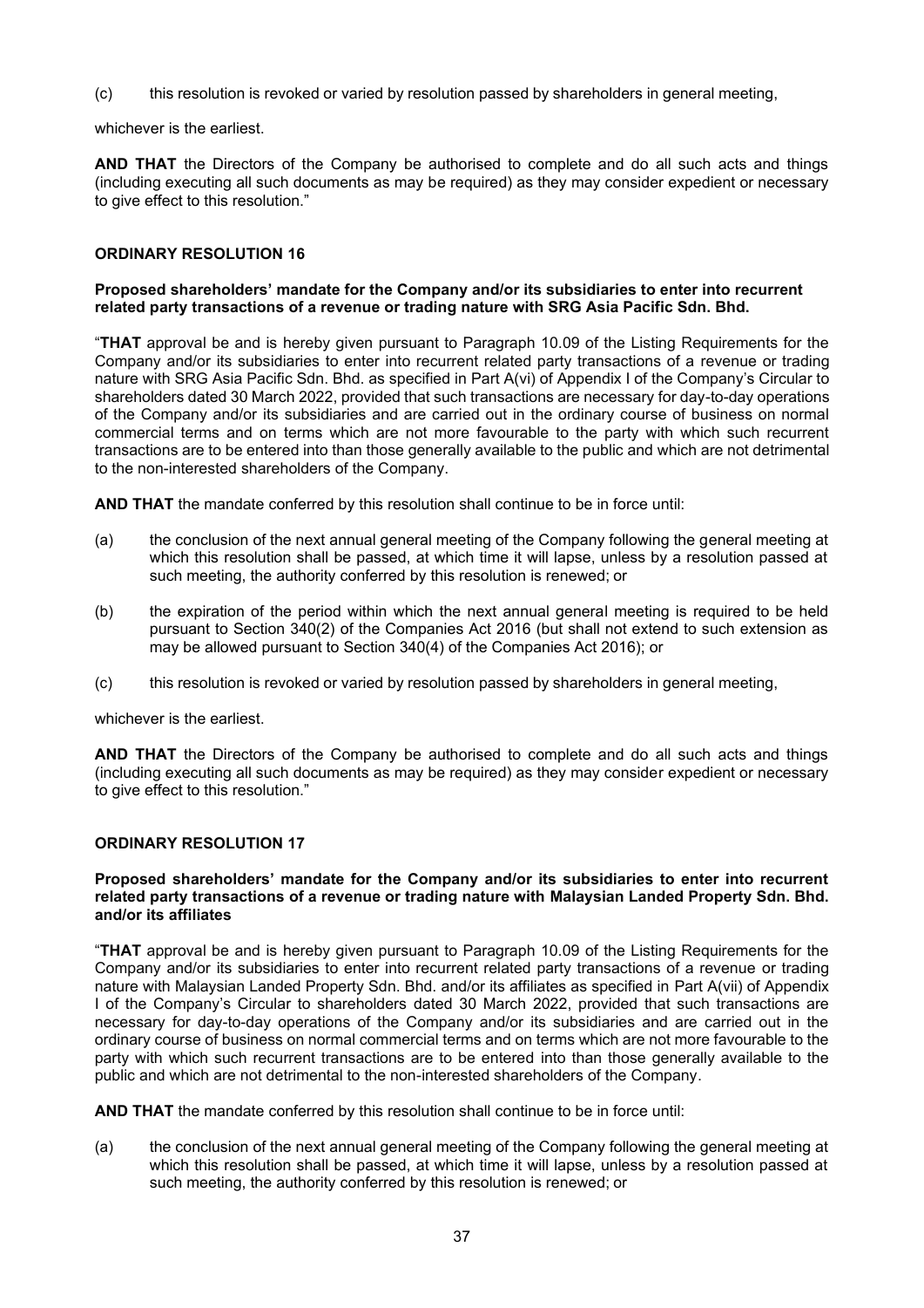(c) this resolution is revoked or varied by resolution passed by shareholders in general meeting,

whichever is the earliest.

**AND THAT** the Directors of the Company be authorised to complete and do all such acts and things (including executing all such documents as may be required) as they may consider expedient or necessary to give effect to this resolution."

### ORDINARY RESOLUTION 16

**Proposed shareholders' mandate for the Company and/or its subsidiaries to enter into recurrent related party transactions of a revenue or trading nature with SRG Asia Pacific Sdn. Bhd.**

"**THAT** approval be and is hereby given pursuant to Paragraph 10.09 of the Listing Requirements for the Company and/or its subsidiaries to enter into recurrent related party transactions of a revenue or trading nature with SRG Asia Pacific Sdn. Bhd. as specified in Part A(vi) of Appendix I of the Company's Circular to shareholders dated 30 March 2022, provided that such transactions are necessary for day-to-day operations of the Company and/or its subsidiaries and are carried out in the ordinary course of business on normal commercial terms and on terms which are not more favourable to the party with which such recurrent transactions are to be entered into than those generally available to the public and which are not detrimental to the non-interested shareholders of the Company.

**AND THAT** the mandate conferred by this resolution shall continue to be in force until:

(a) the conclusion of the next annual general meeting of the Company following the general meeting at which this resolution shall be passed, at which time it will lapse, unless by a resolution passed at such meeting, the authority conferred by this resolution is renewed; or

(b) the expiration of the period within which the next annual general meeting is required to be held pursuant to Section 340(2) of the Companies Act 2016 (but shall not extend to such extension as may be allowed pursuant to Section 340(4) of the Companies Act 2016); or

(c) this resolution is revoked or varied by resolution passed by shareholders in general meeting,

whichever is the earliest.

**AND THAT** the Directors of the Company be authorised to complete and do all such acts and things (including executing all such documents as may be required) as they may consider expedient or necessary to give effect to this resolution."

### ORDINARY RESOLUTION 17

**Proposed shareholders' mandate for the Company and/or its subsidiaries to enter into recurrent related party transactions of a revenue or trading nature with Malaysian Landed Property Sdn. Bhd. and/or its affiliates**

"**THAT** approval be and is hereby given pursuant to Paragraph 10.09 of the Listing Requirements for the Company and/or its subsidiaries to enter into recurrent related party transactions of a revenue or trading nature with Malaysian Landed Property Sdn. Bhd. and/or its affiliates as specified in Part A(vii) of Appendix I of the Company's Circular to shareholders dated 30 March 2022, provided that such transactions are necessary for day-to-day operations of the Company and/or its subsidiaries and are carried out in the ordinary course of business on normal commercial terms and on terms which are not more favourable to the party with which such recurrent transactions are to be entered into than those generally available to the public and which are not detrimental to the non-interested shareholders of the Company.

**AND THAT** the mandate conferred by this resolution shall continue to be in force until:

(a) the conclusion of the next annual general meeting of the Company following the general meeting at which this resolution shall be passed, at which time it will lapse, unless by a resolution passed at such meeting, the authority conferred by this resolution is renewed; or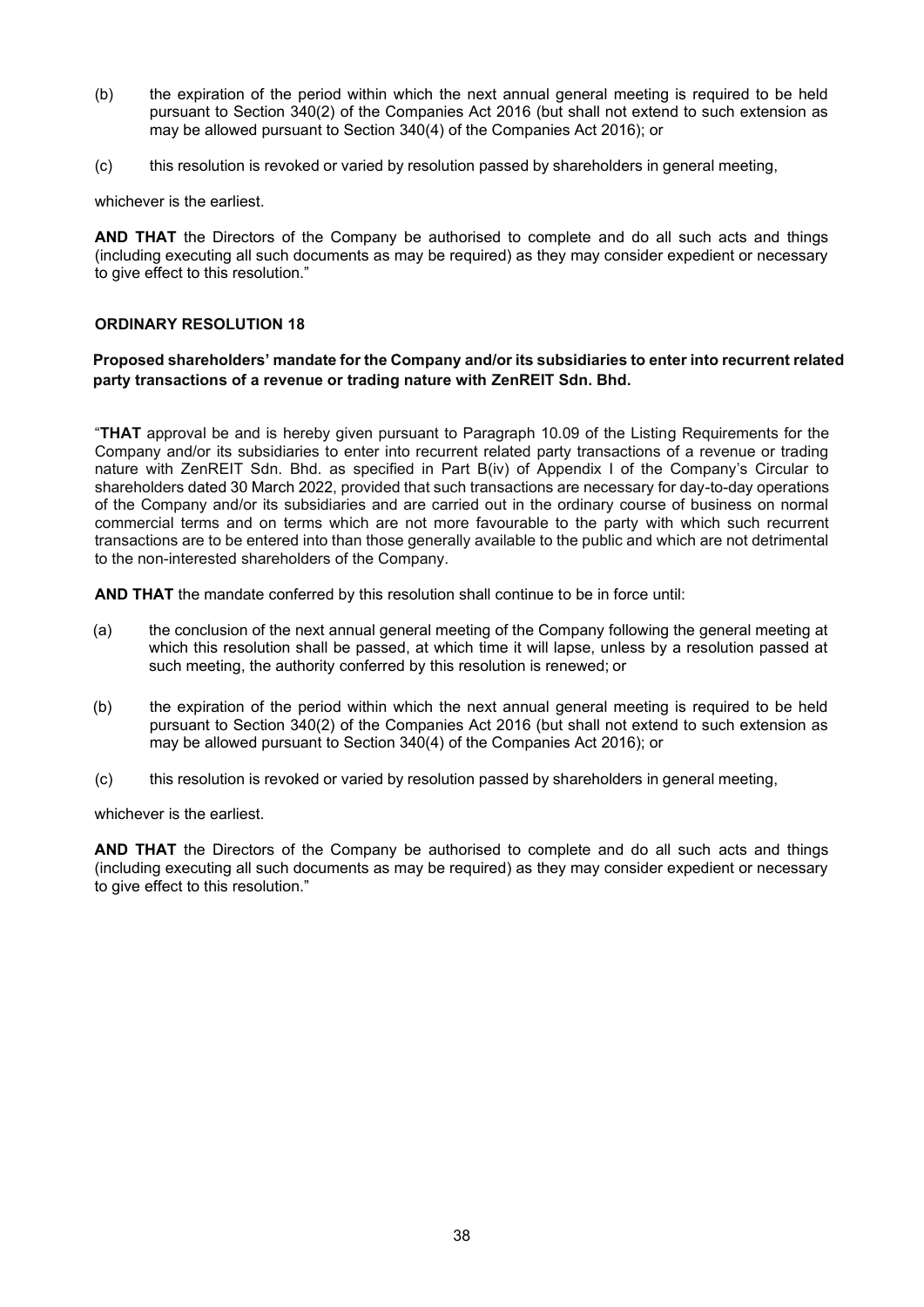(b) the expiration of the period within which the next annual general meeting is required to be held pursuant to Section 340(2) of the Companies Act 2016 (but shall not extend to such extension as may be allowed pursuant to Section 340(4) of the Companies Act 2016); or

(c) this resolution is revoked or varied by resolution passed by shareholders in general meeting,

whichever is the earliest.

**AND THAT** the Directors of the Company be authorised to complete and do all such acts and things (including executing all such documents as may be required) as they may consider expedient or necessary to give effect to this resolution."

#### ORDINARY RESOLUTION 18

**Proposed shareholders' mandate for the Company and/or its subsidiaries to enter into recurrent related party transactions of a revenue or trading nature with ZenREIT Sdn. Bhd.**

"**THAT** approval be and is hereby given pursuant to Paragraph 10.09 of the Listing Requirements for the Company and/or its subsidiaries to enter into recurrent related party transactions of a revenue or trading nature with ZenREIT Sdn. Bhd. as specified in Part B(iv) of Appendix I of the Company's Circular to shareholders dated 30 March 2022, provided that such transactions are necessary for day-to-day operations of the Company and/or its subsidiaries and are carried out in the ordinary course of business on normal commercial terms and on terms which are not more favourable to the party with which such recurrent transactions are to be entered into than those generally available to the public and which are not detrimental to the non-interested shareholders of the Company.

**AND THAT** the mandate conferred by this resolution shall continue to be in force until:

(a) the conclusion of the next annual general meeting of the Company following the general meeting at which this resolution shall be passed, at which time it will lapse, unless by a resolution passed at such meeting, the authority conferred by this resolution is renewed; or

(b) the expiration of the period within which the next annual general meeting is required to be held pursuant to Section 340(2) of the Companies Act 2016 (but shall not extend to such extension as may be allowed pursuant to Section 340(4) of the Companies Act 2016); or

(c) this resolution is revoked or varied by resolution passed by shareholders in general meeting,

whichever is the earliest.

**AND THAT** the Directors of the Company be authorised to complete and do all such acts and things (including executing all such documents as may be required) as they may consider expedient or necessary to give effect to this resolution."